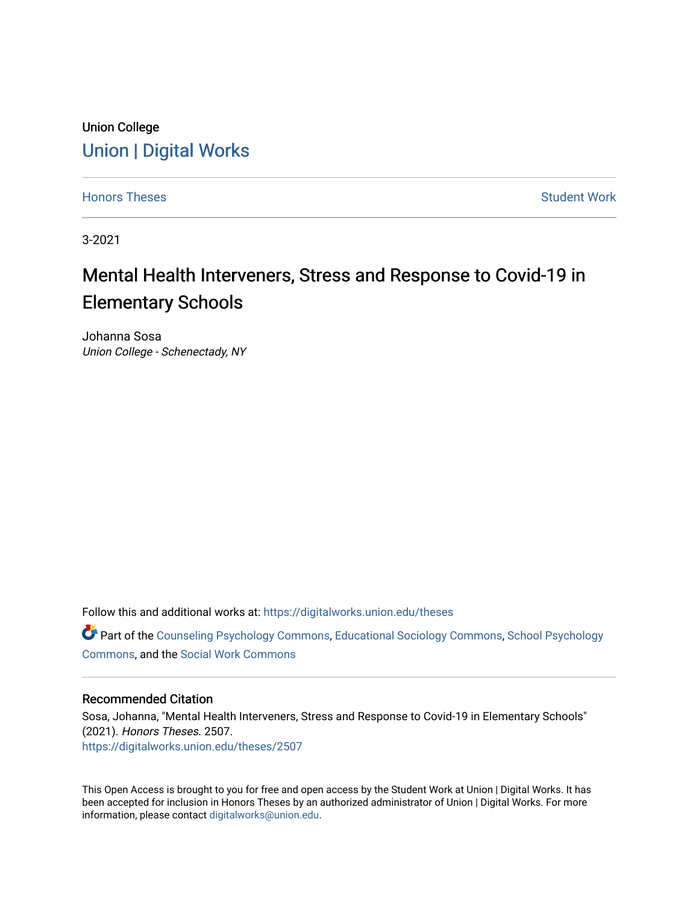Union College

Union | Digital Works

Honors Theses

Student Work

3-2021

# Mental Health Interveners, Stress and Response to Covid-19 in Elementary Schools

Johanna Sosa

*Union College - Schenectady, NY*

Follow this and additional works at: https://digitalworks.union.edu/theses

Part of the Counseling Psychology Commons, Educational Sociology Commons, School Psychology Commons, and the Social Work Commons

## Recommended Citation

Sosa, Johanna, "Mental Health Interveners, Stress and Response to Covid-19 in Elementary Schools" (2021). *Honors Theses*. 2507.
https://digitalworks.union.edu/theses/2507

This Open Access is brought to you for free and open access by the Student Work at Union | Digital Works. It has been accepted for inclusion in Honors Theses by an authorized administrator of Union | Digital Works. For more information, please contact digitalworks@union.edu.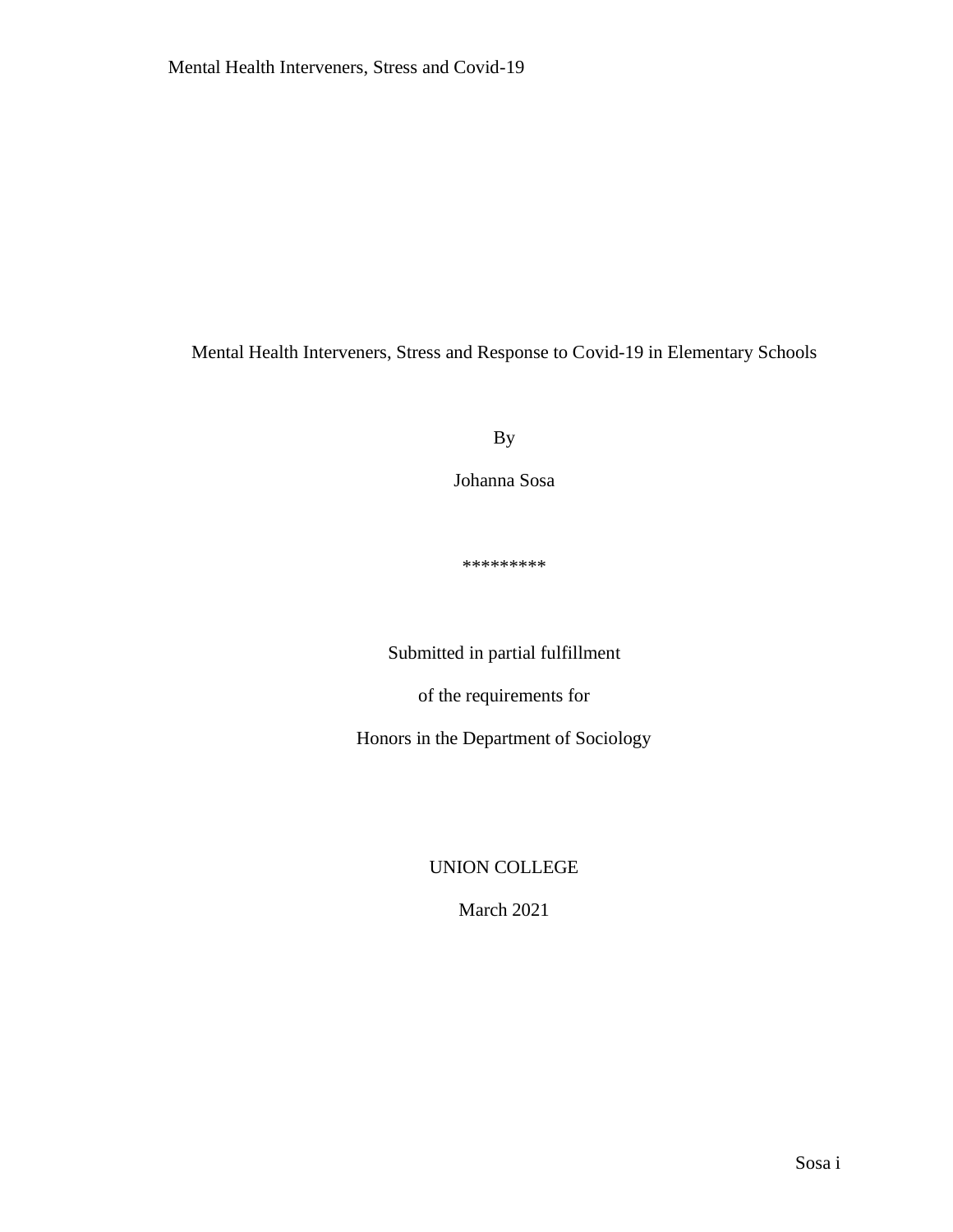# Mental Health Interveners, Stress and Response to Covid-19 in Elementary Schools

By

Johanna Sosa

*********

Submitted in partial fulfillment

of the requirements for

Honors in the Department of Sociology

UNION COLLEGE

March 2021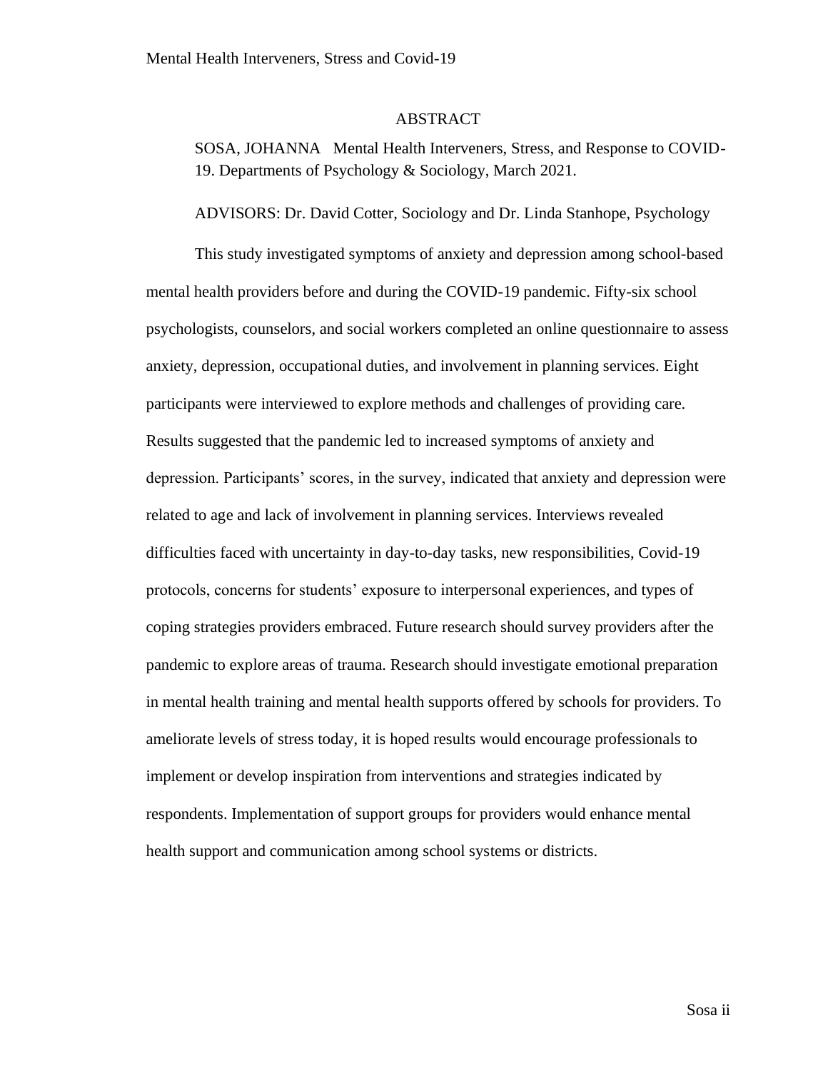## ABSTRACT

SOSA, JOHANNA Mental Health Interveners, Stress, and Response to COVID-19. Departments of Psychology & Sociology, March 2021.

ADVISORS: Dr. David Cotter, Sociology and Dr. Linda Stanhope, Psychology

This study investigated symptoms of anxiety and depression among school-based mental health providers before and during the COVID-19 pandemic. Fifty-six school psychologists, counselors, and social workers completed an online questionnaire to assess anxiety, depression, occupational duties, and involvement in planning services. Eight participants were interviewed to explore methods and challenges of providing care. Results suggested that the pandemic led to increased symptoms of anxiety and depression. Participants' scores, in the survey, indicated that anxiety and depression were related to age and lack of involvement in planning services. Interviews revealed difficulties faced with uncertainty in day-to-day tasks, new responsibilities, Covid-19 protocols, concerns for students' exposure to interpersonal experiences, and types of coping strategies providers embraced. Future research should survey providers after the pandemic to explore areas of trauma. Research should investigate emotional preparation in mental health training and mental health supports offered by schools for providers. To ameliorate levels of stress today, it is hoped results would encourage professionals to implement or develop inspiration from interventions and strategies indicated by respondents. Implementation of support groups for providers would enhance mental health support and communication among school systems or districts.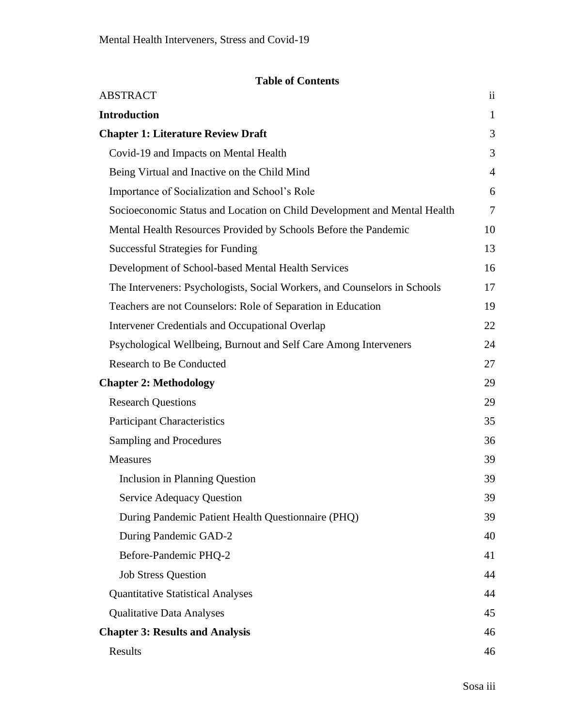**Table of Contents**

| | |
|---|---|
| ABSTRACT | ii |
| **Introduction** | 1 |
| **Chapter 1: Literature Review Draft** | 3 |
| Covid-19 and Impacts on Mental Health | 3 |
| Being Virtual and Inactive on the Child Mind | 4 |
| Importance of Socialization and School's Role | 6 |
| Socioeconomic Status and Location on Child Development and Mental Health | 7 |
| Mental Health Resources Provided by Schools Before the Pandemic | 10 |
| Successful Strategies for Funding | 13 |
| Development of School-based Mental Health Services | 16 |
| The Interveners: Psychologists, Social Workers, and Counselors in Schools | 17 |
| Teachers are not Counselors: Role of Separation in Education | 19 |
| Intervener Credentials and Occupational Overlap | 22 |
| Psychological Wellbeing, Burnout and Self Care Among Interveners | 24 |
| Research to Be Conducted | 27 |
| **Chapter 2: Methodology** | 29 |
| Research Questions | 29 |
| Participant Characteristics | 35 |
| Sampling and Procedures | 36 |
| Measures | 39 |
| Inclusion in Planning Question | 39 |
| Service Adequacy Question | 39 |
| During Pandemic Patient Health Questionnaire (PHQ) | 39 |
| During Pandemic GAD-2 | 40 |
| Before-Pandemic PHQ-2 | 41 |
| Job Stress Question | 44 |
| Quantitative Statistical Analyses | 44 |
| Qualitative Data Analyses | 45 |
| **Chapter 3: Results and Analysis** | 46 |
| Results | 46 |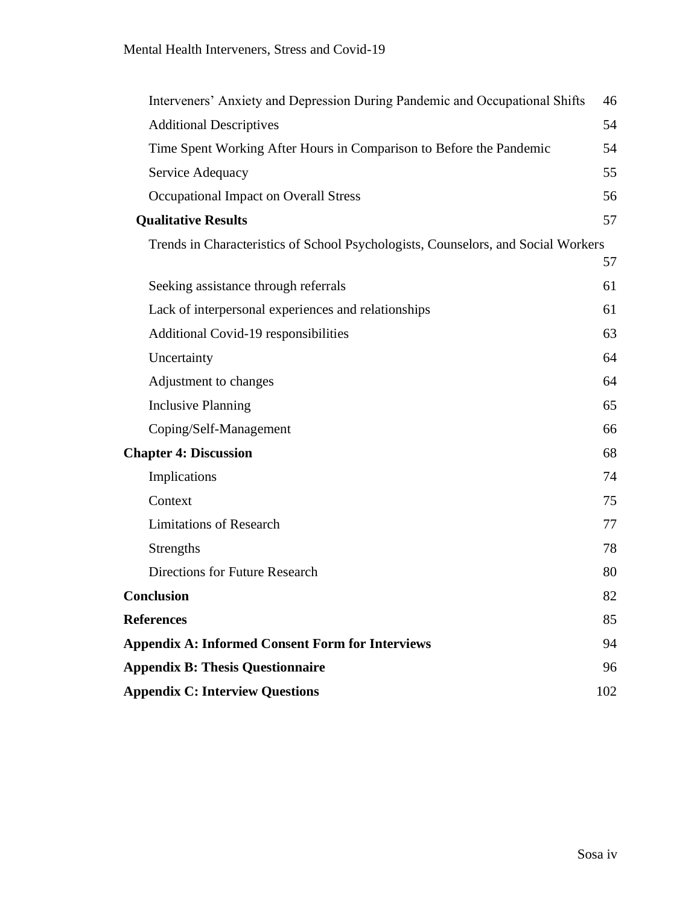Interveners' Anxiety and Depression During Pandemic and Occupational Shifts 46

Additional Descriptives 54

Time Spent Working After Hours in Comparison to Before the Pandemic 54

Service Adequacy 55

Occupational Impact on Overall Stress 56

**Qualitative Results** 57

Trends in Characteristics of School Psychologists, Counselors, and Social Workers 57

Seeking assistance through referrals 61

Lack of interpersonal experiences and relationships 61

Additional Covid-19 responsibilities 63

Uncertainty 64

Adjustment to changes 64

Inclusive Planning 65

Coping/Self-Management 66

**Chapter 4: Discussion** 68

Implications 74

Context 75

Limitations of Research 77

Strengths 78

Directions for Future Research 80

**Conclusion** 82

**References** 85

**Appendix A: Informed Consent Form for Interviews** 94

**Appendix B: Thesis Questionnaire** 96

**Appendix C: Interview Questions** 102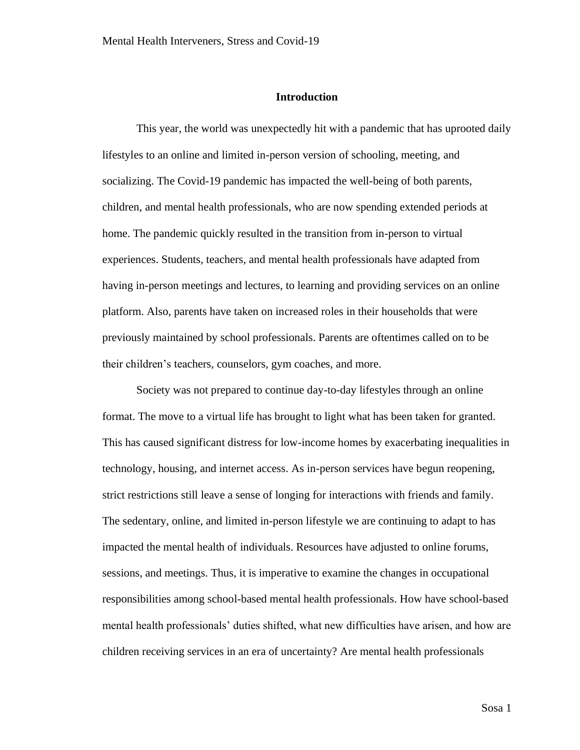## Introduction

This year, the world was unexpectedly hit with a pandemic that has uprooted daily lifestyles to an online and limited in-person version of schooling, meeting, and socializing. The Covid-19 pandemic has impacted the well-being of both parents, children, and mental health professionals, who are now spending extended periods at home. The pandemic quickly resulted in the transition from in-person to virtual experiences. Students, teachers, and mental health professionals have adapted from having in-person meetings and lectures, to learning and providing services on an online platform. Also, parents have taken on increased roles in their households that were previously maintained by school professionals. Parents are oftentimes called on to be their children's teachers, counselors, gym coaches, and more.

Society was not prepared to continue day-to-day lifestyles through an online format. The move to a virtual life has brought to light what has been taken for granted. This has caused significant distress for low-income homes by exacerbating inequalities in technology, housing, and internet access. As in-person services have begun reopening, strict restrictions still leave a sense of longing for interactions with friends and family. The sedentary, online, and limited in-person lifestyle we are continuing to adapt to has impacted the mental health of individuals. Resources have adjusted to online forums, sessions, and meetings. Thus, it is imperative to examine the changes in occupational responsibilities among school-based mental health professionals. How have school-based mental health professionals' duties shifted, what new difficulties have arisen, and how are children receiving services in an era of uncertainty? Are mental health professionals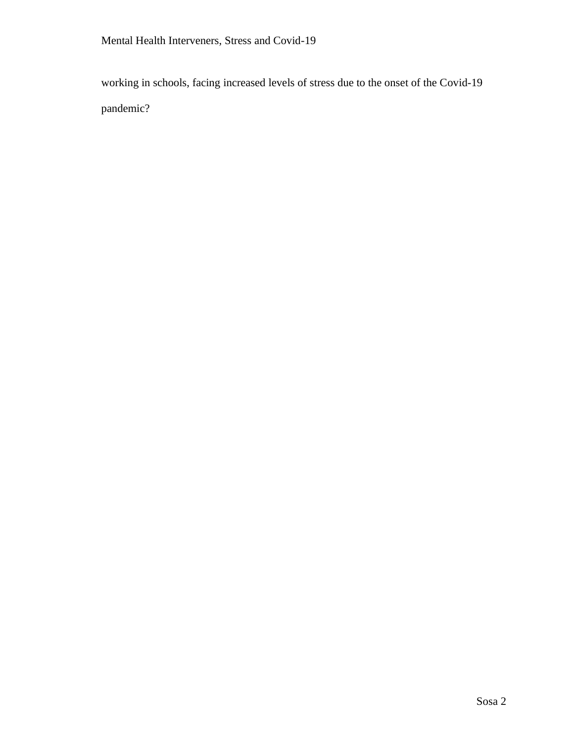working in schools, facing increased levels of stress due to the onset of the Covid-19 pandemic?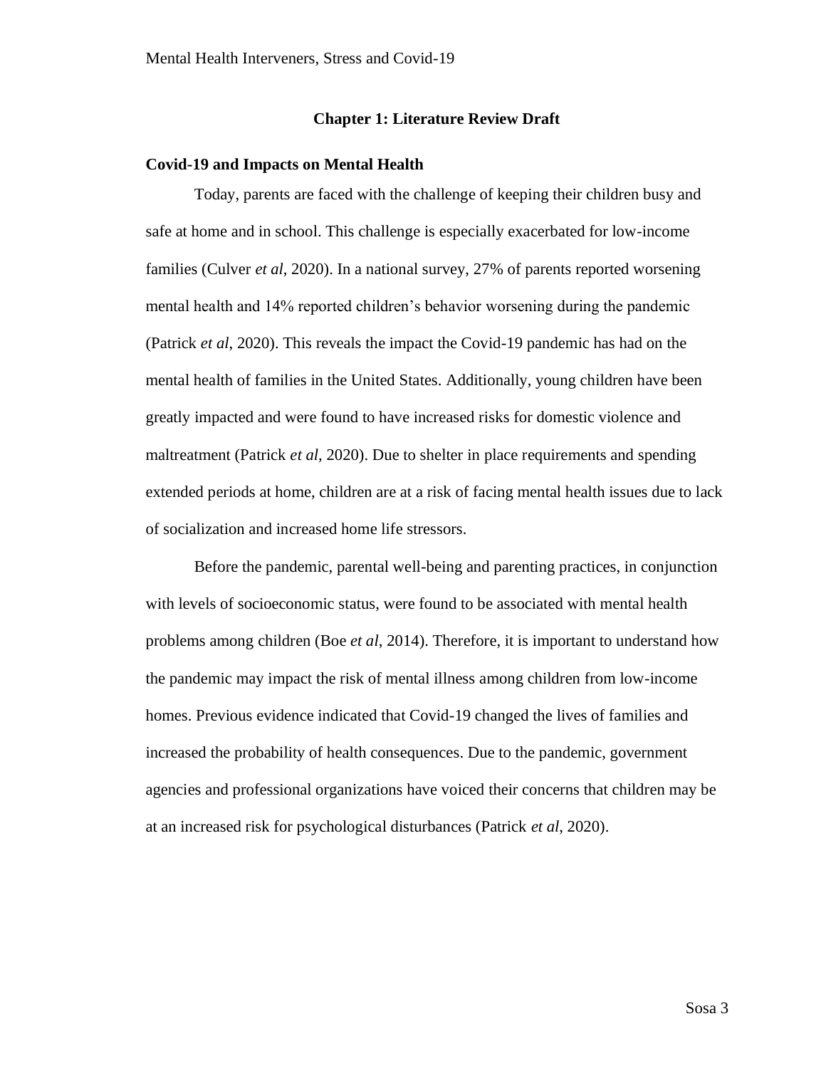## Chapter 1: Literature Review Draft

### Covid-19 and Impacts on Mental Health

Today, parents are faced with the challenge of keeping their children busy and safe at home and in school. This challenge is especially exacerbated for low-income families (Culver *et al*, 2020). In a national survey, 27% of parents reported worsening mental health and 14% reported children's behavior worsening during the pandemic (Patrick *et al*, 2020). This reveals the impact the Covid-19 pandemic has had on the mental health of families in the United States. Additionally, young children have been greatly impacted and were found to have increased risks for domestic violence and maltreatment (Patrick *et al*, 2020). Due to shelter in place requirements and spending extended periods at home, children are at a risk of facing mental health issues due to lack of socialization and increased home life stressors.

Before the pandemic, parental well-being and parenting practices, in conjunction with levels of socioeconomic status, were found to be associated with mental health problems among children (Boe *et al*, 2014). Therefore, it is important to understand how the pandemic may impact the risk of mental illness among children from low-income homes. Previous evidence indicated that Covid-19 changed the lives of families and increased the probability of health consequences. Due to the pandemic, government agencies and professional organizations have voiced their concerns that children may be at an increased risk for psychological disturbances (Patrick *et al*, 2020).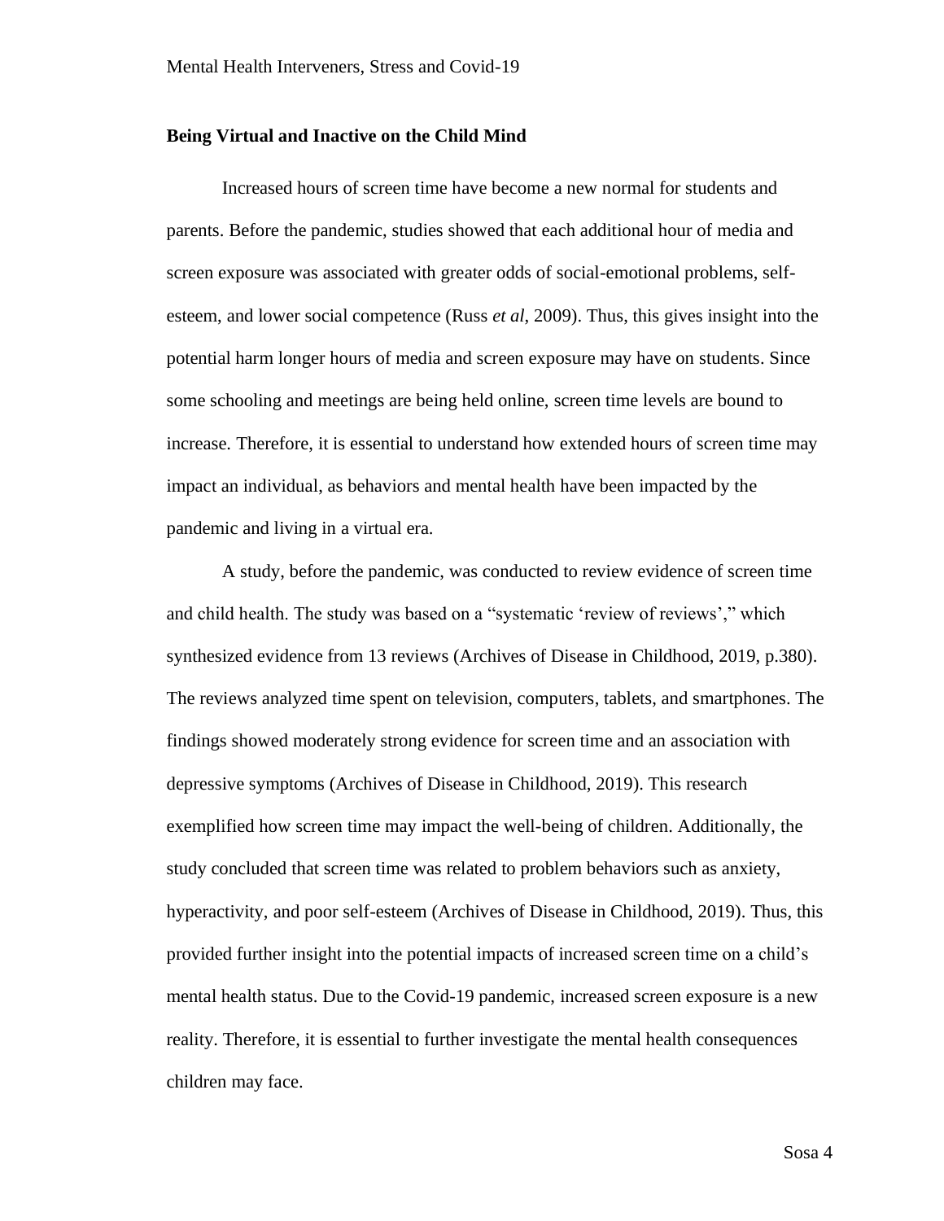**Being Virtual and Inactive on the Child Mind**

Increased hours of screen time have become a new normal for students and parents. Before the pandemic, studies showed that each additional hour of media and screen exposure was associated with greater odds of social-emotional problems, self-esteem, and lower social competence (Russ *et al*, 2009). Thus, this gives insight into the potential harm longer hours of media and screen exposure may have on students. Since some schooling and meetings are being held online, screen time levels are bound to increase. Therefore, it is essential to understand how extended hours of screen time may impact an individual, as behaviors and mental health have been impacted by the pandemic and living in a virtual era.

A study, before the pandemic, was conducted to review evidence of screen time and child health. The study was based on a "systematic 'review of reviews'," which synthesized evidence from 13 reviews (Archives of Disease in Childhood, 2019, p.380). The reviews analyzed time spent on television, computers, tablets, and smartphones. The findings showed moderately strong evidence for screen time and an association with depressive symptoms (Archives of Disease in Childhood, 2019). This research exemplified how screen time may impact the well-being of children. Additionally, the study concluded that screen time was related to problem behaviors such as anxiety, hyperactivity, and poor self-esteem (Archives of Disease in Childhood, 2019). Thus, this provided further insight into the potential impacts of increased screen time on a child's mental health status. Due to the Covid-19 pandemic, increased screen exposure is a new reality. Therefore, it is essential to further investigate the mental health consequences children may face.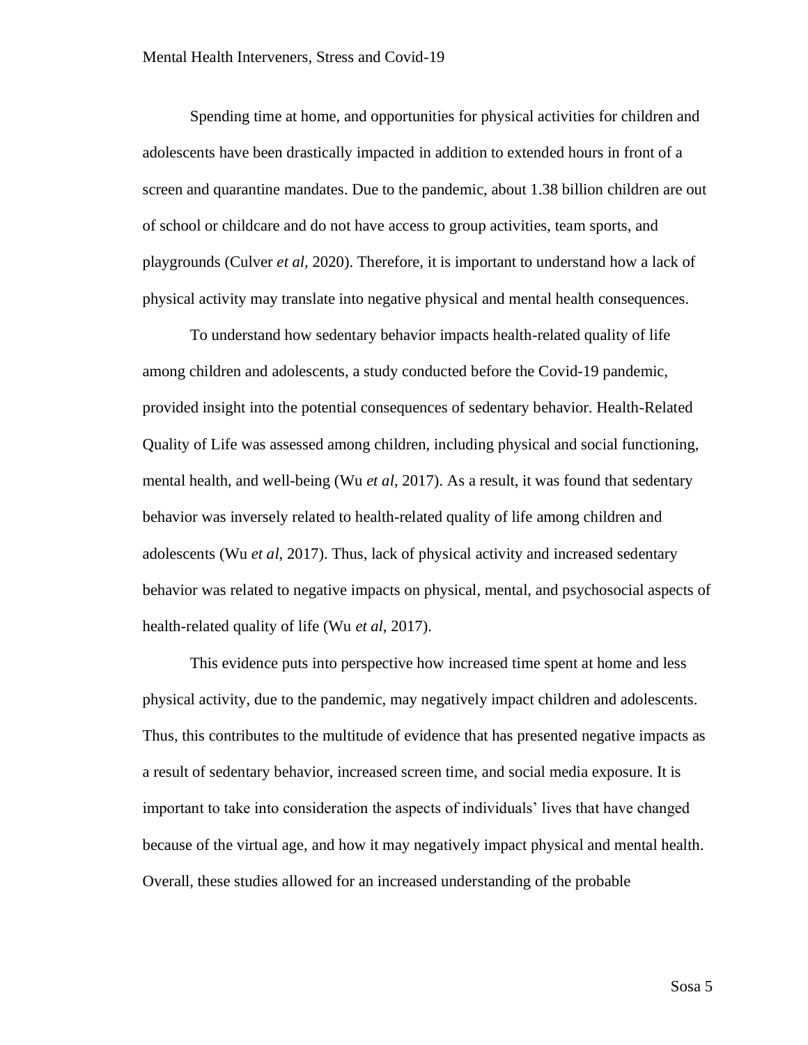Spending time at home, and opportunities for physical activities for children and adolescents have been drastically impacted in addition to extended hours in front of a screen and quarantine mandates. Due to the pandemic, about 1.38 billion children are out of school or childcare and do not have access to group activities, team sports, and playgrounds (Culver *et al*, 2020). Therefore, it is important to understand how a lack of physical activity may translate into negative physical and mental health consequences.

To understand how sedentary behavior impacts health-related quality of life among children and adolescents, a study conducted before the Covid-19 pandemic, provided insight into the potential consequences of sedentary behavior. Health-Related Quality of Life was assessed among children, including physical and social functioning, mental health, and well-being (Wu *et al*, 2017). As a result, it was found that sedentary behavior was inversely related to health-related quality of life among children and adolescents (Wu *et al*, 2017). Thus, lack of physical activity and increased sedentary behavior was related to negative impacts on physical, mental, and psychosocial aspects of health-related quality of life (Wu *et al*, 2017).

This evidence puts into perspective how increased time spent at home and less physical activity, due to the pandemic, may negatively impact children and adolescents. Thus, this contributes to the multitude of evidence that has presented negative impacts as a result of sedentary behavior, increased screen time, and social media exposure. It is important to take into consideration the aspects of individuals' lives that have changed because of the virtual age, and how it may negatively impact physical and mental health. Overall, these studies allowed for an increased understanding of the probable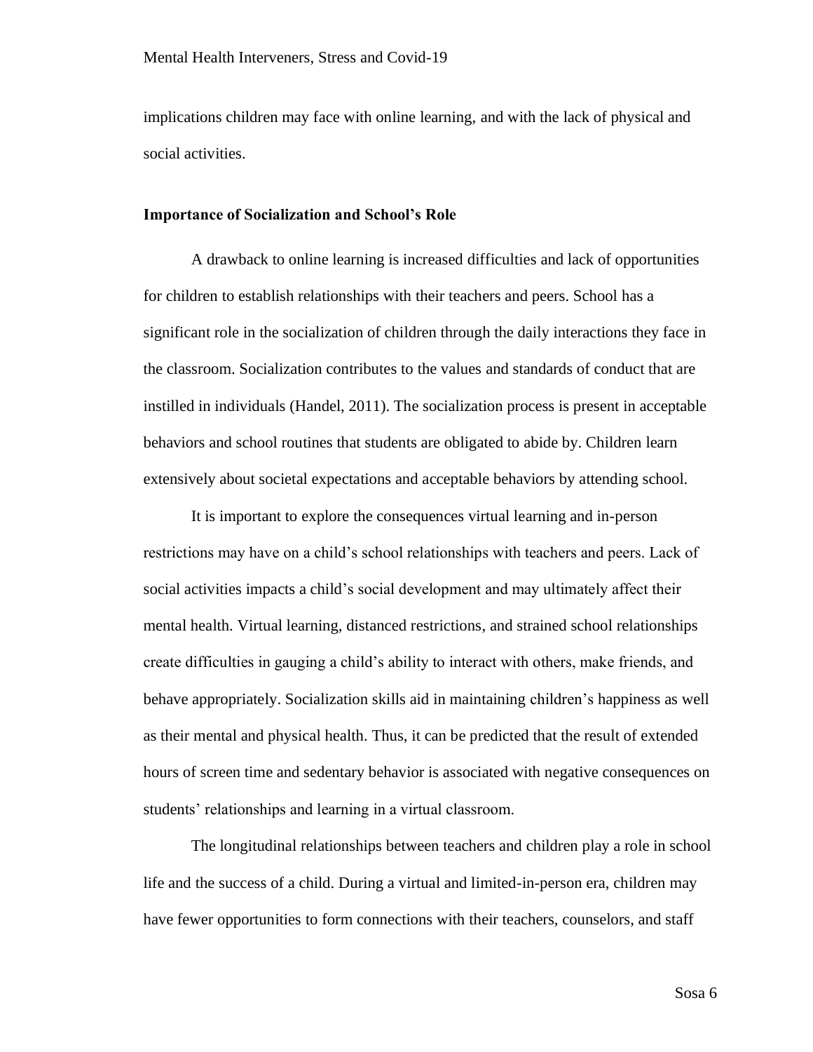implications children may face with online learning, and with the lack of physical and social activities.

### Importance of Socialization and School's Role

A drawback to online learning is increased difficulties and lack of opportunities for children to establish relationships with their teachers and peers. School has a significant role in the socialization of children through the daily interactions they face in the classroom. Socialization contributes to the values and standards of conduct that are instilled in individuals (Handel, 2011). The socialization process is present in acceptable behaviors and school routines that students are obligated to abide by. Children learn extensively about societal expectations and acceptable behaviors by attending school.

It is important to explore the consequences virtual learning and in-person restrictions may have on a child's school relationships with teachers and peers. Lack of social activities impacts a child's social development and may ultimately affect their mental health. Virtual learning, distanced restrictions, and strained school relationships create difficulties in gauging a child's ability to interact with others, make friends, and behave appropriately. Socialization skills aid in maintaining children's happiness as well as their mental and physical health. Thus, it can be predicted that the result of extended hours of screen time and sedentary behavior is associated with negative consequences on students' relationships and learning in a virtual classroom.

The longitudinal relationships between teachers and children play a role in school life and the success of a child. During a virtual and limited-in-person era, children may have fewer opportunities to form connections with their teachers, counselors, and staff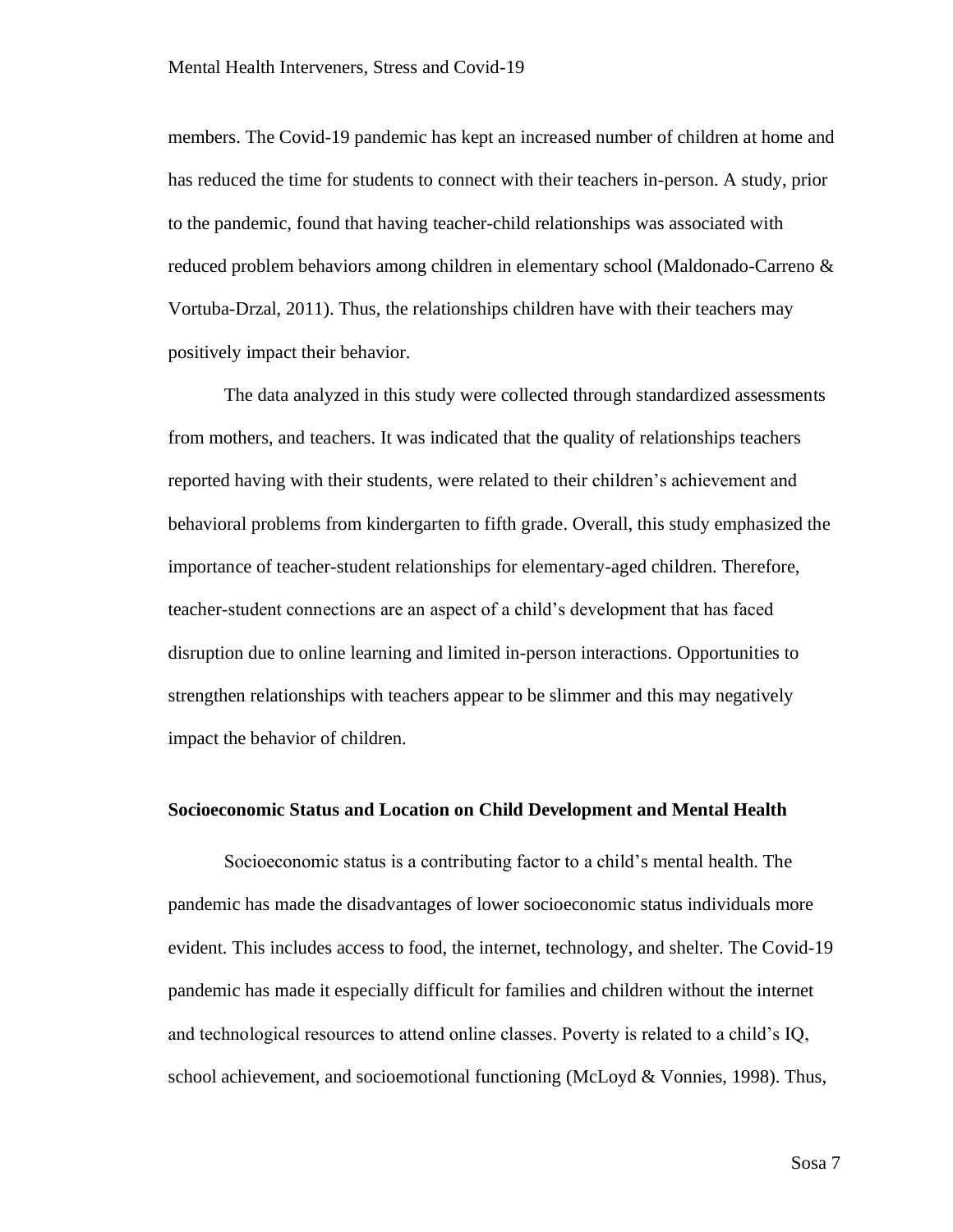members. The Covid-19 pandemic has kept an increased number of children at home and has reduced the time for students to connect with their teachers in-person. A study, prior to the pandemic, found that having teacher-child relationships was associated with reduced problem behaviors among children in elementary school (Maldonado-Carreno & Vortuba-Drzal, 2011). Thus, the relationships children have with their teachers may positively impact their behavior.

The data analyzed in this study were collected through standardized assessments from mothers, and teachers. It was indicated that the quality of relationships teachers reported having with their students, were related to their children's achievement and behavioral problems from kindergarten to fifth grade. Overall, this study emphasized the importance of teacher-student relationships for elementary-aged children. Therefore, teacher-student connections are an aspect of a child's development that has faced disruption due to online learning and limited in-person interactions. Opportunities to strengthen relationships with teachers appear to be slimmer and this may negatively impact the behavior of children.

**Socioeconomic Status and Location on Child Development and Mental Health**

Socioeconomic status is a contributing factor to a child's mental health. The pandemic has made the disadvantages of lower socioeconomic status individuals more evident. This includes access to food, the internet, technology, and shelter. The Covid-19 pandemic has made it especially difficult for families and children without the internet and technological resources to attend online classes. Poverty is related to a child's IQ, school achievement, and socioemotional functioning (McLoyd & Vonnies, 1998). Thus,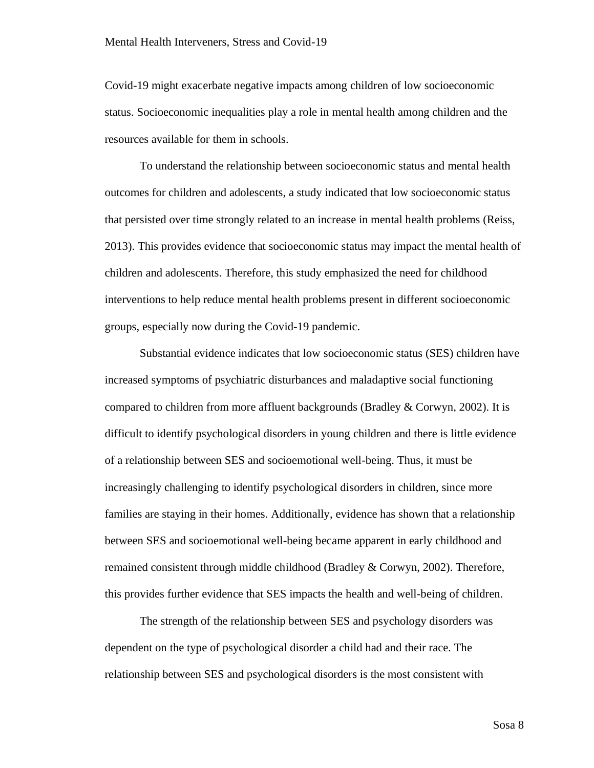Covid-19 might exacerbate negative impacts among children of low socioeconomic status. Socioeconomic inequalities play a role in mental health among children and the resources available for them in schools.

To understand the relationship between socioeconomic status and mental health outcomes for children and adolescents, a study indicated that low socioeconomic status that persisted over time strongly related to an increase in mental health problems (Reiss, 2013). This provides evidence that socioeconomic status may impact the mental health of children and adolescents. Therefore, this study emphasized the need for childhood interventions to help reduce mental health problems present in different socioeconomic groups, especially now during the Covid-19 pandemic.

Substantial evidence indicates that low socioeconomic status (SES) children have increased symptoms of psychiatric disturbances and maladaptive social functioning compared to children from more affluent backgrounds (Bradley & Corwyn, 2002). It is difficult to identify psychological disorders in young children and there is little evidence of a relationship between SES and socioemotional well-being. Thus, it must be increasingly challenging to identify psychological disorders in children, since more families are staying in their homes. Additionally, evidence has shown that a relationship between SES and socioemotional well-being became apparent in early childhood and remained consistent through middle childhood (Bradley & Corwyn, 2002). Therefore, this provides further evidence that SES impacts the health and well-being of children.

The strength of the relationship between SES and psychology disorders was dependent on the type of psychological disorder a child had and their race. The relationship between SES and psychological disorders is the most consistent with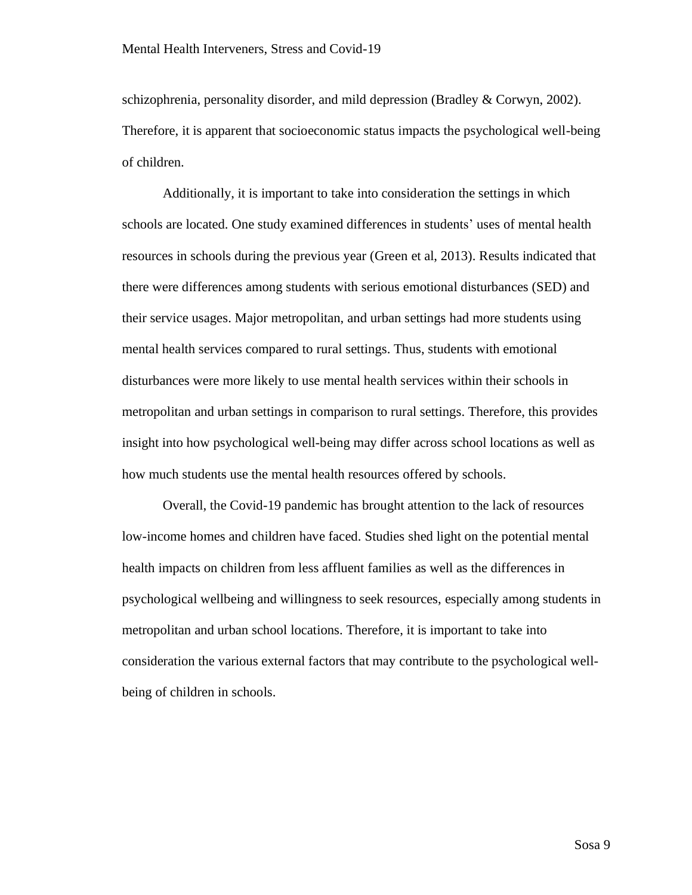schizophrenia, personality disorder, and mild depression (Bradley & Corwyn, 2002). Therefore, it is apparent that socioeconomic status impacts the psychological well-being of children.

Additionally, it is important to take into consideration the settings in which schools are located. One study examined differences in students' uses of mental health resources in schools during the previous year (Green et al, 2013). Results indicated that there were differences among students with serious emotional disturbances (SED) and their service usages. Major metropolitan, and urban settings had more students using mental health services compared to rural settings. Thus, students with emotional disturbances were more likely to use mental health services within their schools in metropolitan and urban settings in comparison to rural settings. Therefore, this provides insight into how psychological well-being may differ across school locations as well as how much students use the mental health resources offered by schools.

Overall, the Covid-19 pandemic has brought attention to the lack of resources low-income homes and children have faced. Studies shed light on the potential mental health impacts on children from less affluent families as well as the differences in psychological wellbeing and willingness to seek resources, especially among students in metropolitan and urban school locations. Therefore, it is important to take into consideration the various external factors that may contribute to the psychological well-being of children in schools.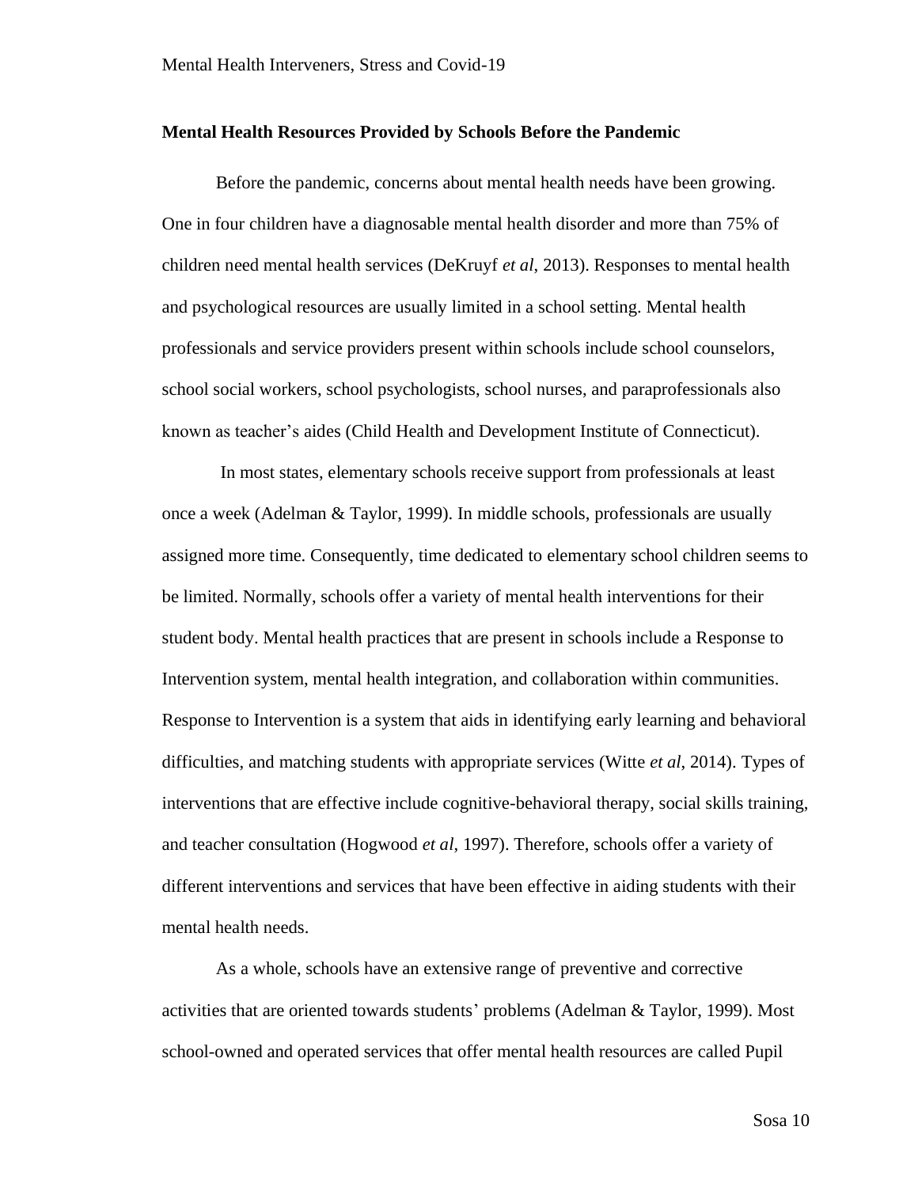**Mental Health Resources Provided by Schools Before the Pandemic**

Before the pandemic, concerns about mental health needs have been growing. One in four children have a diagnosable mental health disorder and more than 75% of children need mental health services (DeKruyf *et al*, 2013). Responses to mental health and psychological resources are usually limited in a school setting. Mental health professionals and service providers present within schools include school counselors, school social workers, school psychologists, school nurses, and paraprofessionals also known as teacher's aides (Child Health and Development Institute of Connecticut).

In most states, elementary schools receive support from professionals at least once a week (Adelman & Taylor, 1999). In middle schools, professionals are usually assigned more time. Consequently, time dedicated to elementary school children seems to be limited. Normally, schools offer a variety of mental health interventions for their student body. Mental health practices that are present in schools include a Response to Intervention system, mental health integration, and collaboration within communities. Response to Intervention is a system that aids in identifying early learning and behavioral difficulties, and matching students with appropriate services (Witte *et al*, 2014). Types of interventions that are effective include cognitive-behavioral therapy, social skills training, and teacher consultation (Hogwood *et al*, 1997). Therefore, schools offer a variety of different interventions and services that have been effective in aiding students with their mental health needs.

As a whole, schools have an extensive range of preventive and corrective activities that are oriented towards students' problems (Adelman & Taylor, 1999). Most school-owned and operated services that offer mental health resources are called Pupil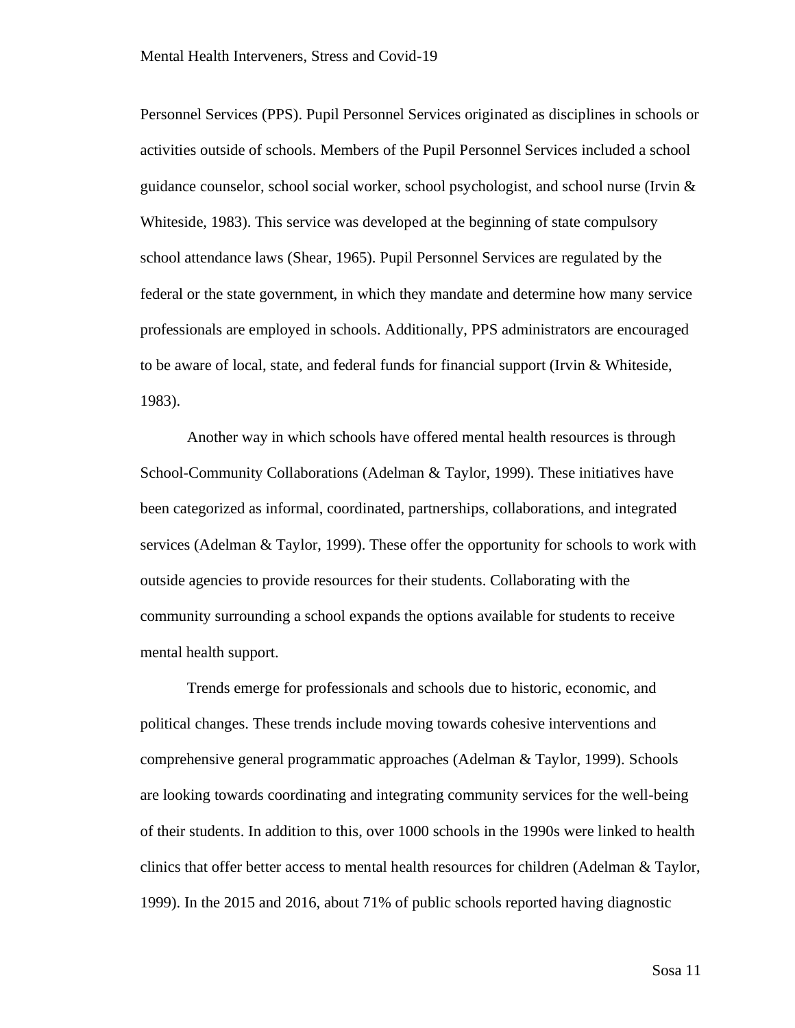Personnel Services (PPS). Pupil Personnel Services originated as disciplines in schools or activities outside of schools. Members of the Pupil Personnel Services included a school guidance counselor, school social worker, school psychologist, and school nurse (Irvin & Whiteside, 1983). This service was developed at the beginning of state compulsory school attendance laws (Shear, 1965). Pupil Personnel Services are regulated by the federal or the state government, in which they mandate and determine how many service professionals are employed in schools. Additionally, PPS administrators are encouraged to be aware of local, state, and federal funds for financial support (Irvin & Whiteside, 1983).

Another way in which schools have offered mental health resources is through School-Community Collaborations (Adelman & Taylor, 1999). These initiatives have been categorized as informal, coordinated, partnerships, collaborations, and integrated services (Adelman & Taylor, 1999). These offer the opportunity for schools to work with outside agencies to provide resources for their students. Collaborating with the community surrounding a school expands the options available for students to receive mental health support.

Trends emerge for professionals and schools due to historic, economic, and political changes. These trends include moving towards cohesive interventions and comprehensive general programmatic approaches (Adelman & Taylor, 1999). Schools are looking towards coordinating and integrating community services for the well-being of their students. In addition to this, over 1000 schools in the 1990s were linked to health clinics that offer better access to mental health resources for children (Adelman & Taylor, 1999). In the 2015 and 2016, about 71% of public schools reported having diagnostic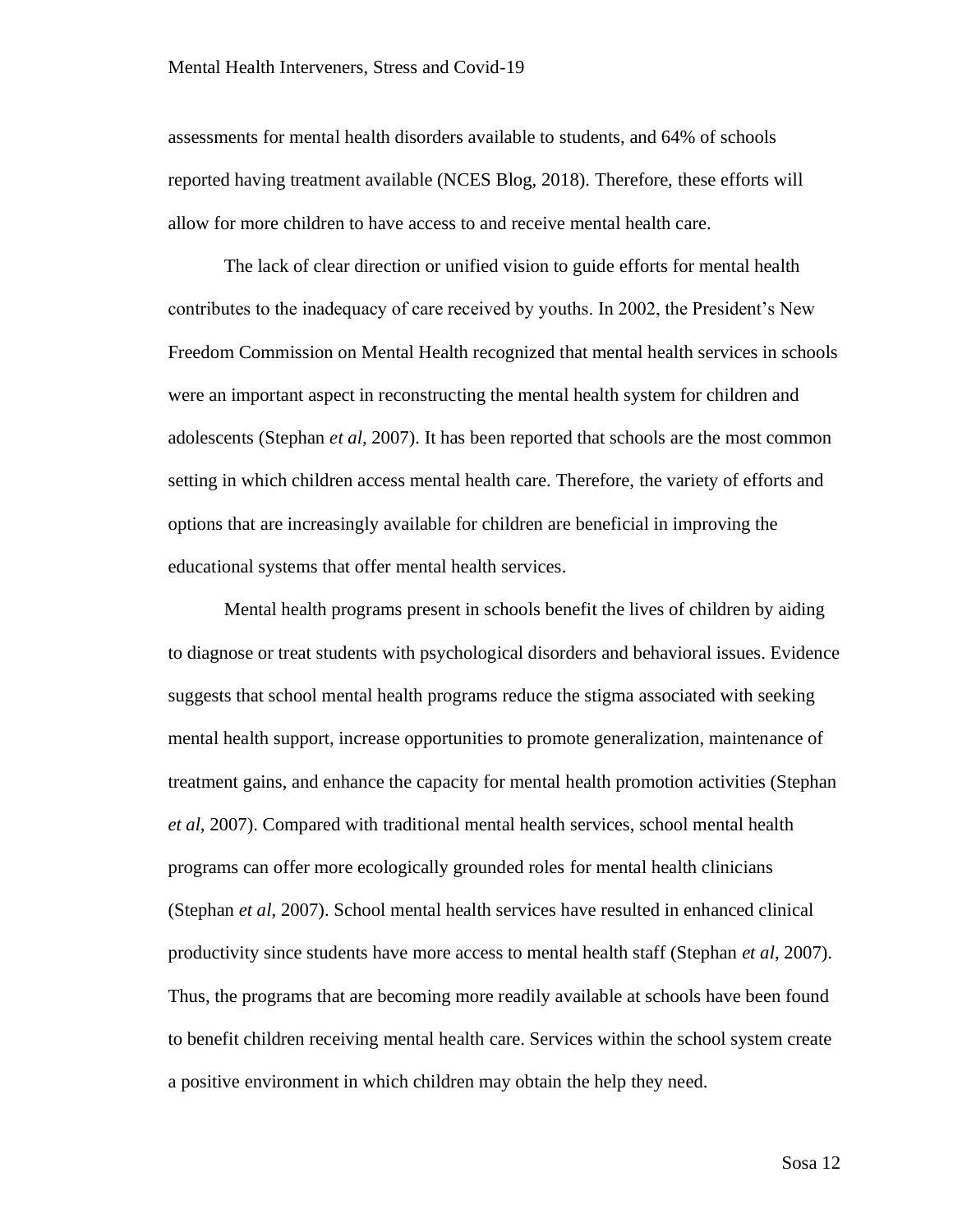assessments for mental health disorders available to students, and 64% of schools reported having treatment available (NCES Blog, 2018). Therefore, these efforts will allow for more children to have access to and receive mental health care.

The lack of clear direction or unified vision to guide efforts for mental health contributes to the inadequacy of care received by youths. In 2002, the President's New Freedom Commission on Mental Health recognized that mental health services in schools were an important aspect in reconstructing the mental health system for children and adolescents (Stephan *et al*, 2007). It has been reported that schools are the most common setting in which children access mental health care. Therefore, the variety of efforts and options that are increasingly available for children are beneficial in improving the educational systems that offer mental health services.

Mental health programs present in schools benefit the lives of children by aiding to diagnose or treat students with psychological disorders and behavioral issues. Evidence suggests that school mental health programs reduce the stigma associated with seeking mental health support, increase opportunities to promote generalization, maintenance of treatment gains, and enhance the capacity for mental health promotion activities (Stephan *et al*, 2007). Compared with traditional mental health services, school mental health programs can offer more ecologically grounded roles for mental health clinicians (Stephan *et al*, 2007). School mental health services have resulted in enhanced clinical productivity since students have more access to mental health staff (Stephan *et al*, 2007). Thus, the programs that are becoming more readily available at schools have been found to benefit children receiving mental health care. Services within the school system create a positive environment in which children may obtain the help they need.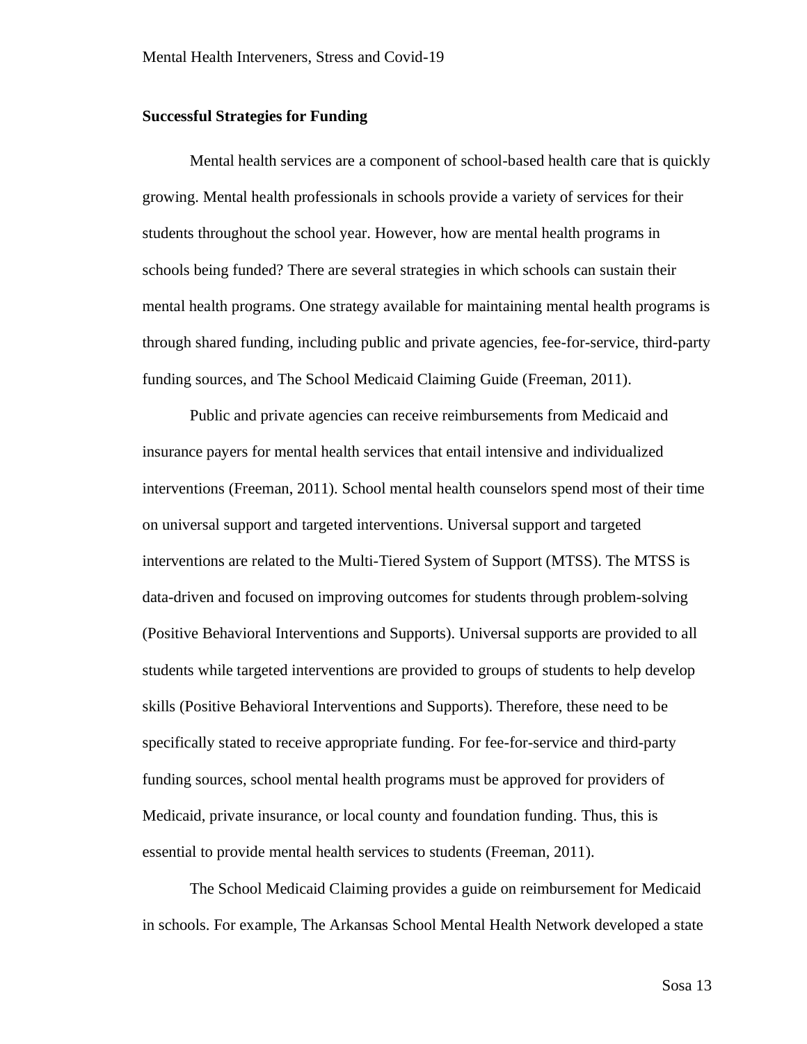**Successful Strategies for Funding**

Mental health services are a component of school-based health care that is quickly growing. Mental health professionals in schools provide a variety of services for their students throughout the school year. However, how are mental health programs in schools being funded? There are several strategies in which schools can sustain their mental health programs. One strategy available for maintaining mental health programs is through shared funding, including public and private agencies, fee-for-service, third-party funding sources, and The School Medicaid Claiming Guide (Freeman, 2011).

Public and private agencies can receive reimbursements from Medicaid and insurance payers for mental health services that entail intensive and individualized interventions (Freeman, 2011). School mental health counselors spend most of their time on universal support and targeted interventions. Universal support and targeted interventions are related to the Multi-Tiered System of Support (MTSS). The MTSS is data-driven and focused on improving outcomes for students through problem-solving (Positive Behavioral Interventions and Supports). Universal supports are provided to all students while targeted interventions are provided to groups of students to help develop skills (Positive Behavioral Interventions and Supports). Therefore, these need to be specifically stated to receive appropriate funding. For fee-for-service and third-party funding sources, school mental health programs must be approved for providers of Medicaid, private insurance, or local county and foundation funding. Thus, this is essential to provide mental health services to students (Freeman, 2011).

The School Medicaid Claiming provides a guide on reimbursement for Medicaid in schools. For example, The Arkansas School Mental Health Network developed a state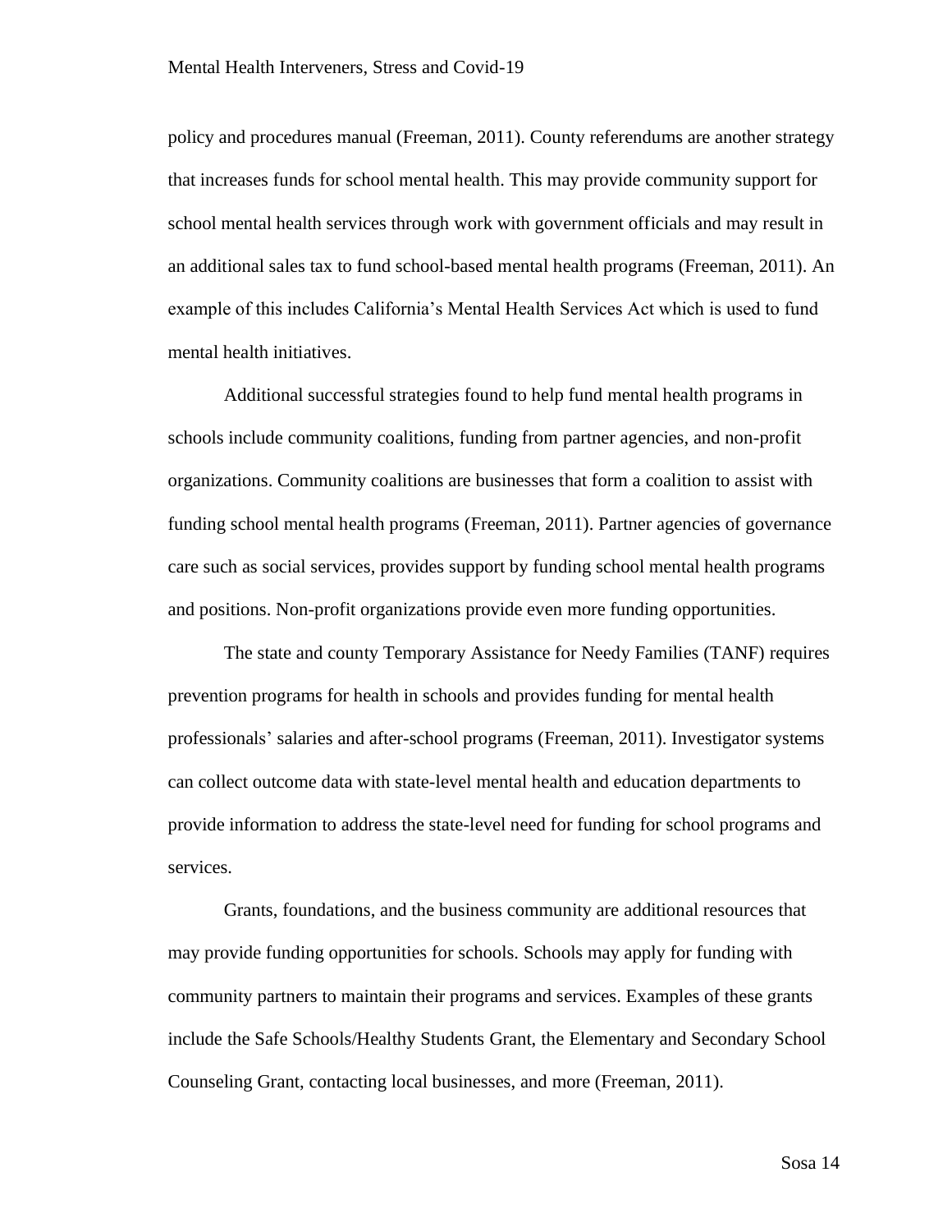policy and procedures manual (Freeman, 2011). County referendums are another strategy that increases funds for school mental health. This may provide community support for school mental health services through work with government officials and may result in an additional sales tax to fund school-based mental health programs (Freeman, 2011). An example of this includes California's Mental Health Services Act which is used to fund mental health initiatives.

Additional successful strategies found to help fund mental health programs in schools include community coalitions, funding from partner agencies, and non-profit organizations. Community coalitions are businesses that form a coalition to assist with funding school mental health programs (Freeman, 2011). Partner agencies of governance care such as social services, provides support by funding school mental health programs and positions. Non-profit organizations provide even more funding opportunities.

The state and county Temporary Assistance for Needy Families (TANF) requires prevention programs for health in schools and provides funding for mental health professionals' salaries and after-school programs (Freeman, 2011). Investigator systems can collect outcome data with state-level mental health and education departments to provide information to address the state-level need for funding for school programs and services.

Grants, foundations, and the business community are additional resources that may provide funding opportunities for schools. Schools may apply for funding with community partners to maintain their programs and services. Examples of these grants include the Safe Schools/Healthy Students Grant, the Elementary and Secondary School Counseling Grant, contacting local businesses, and more (Freeman, 2011).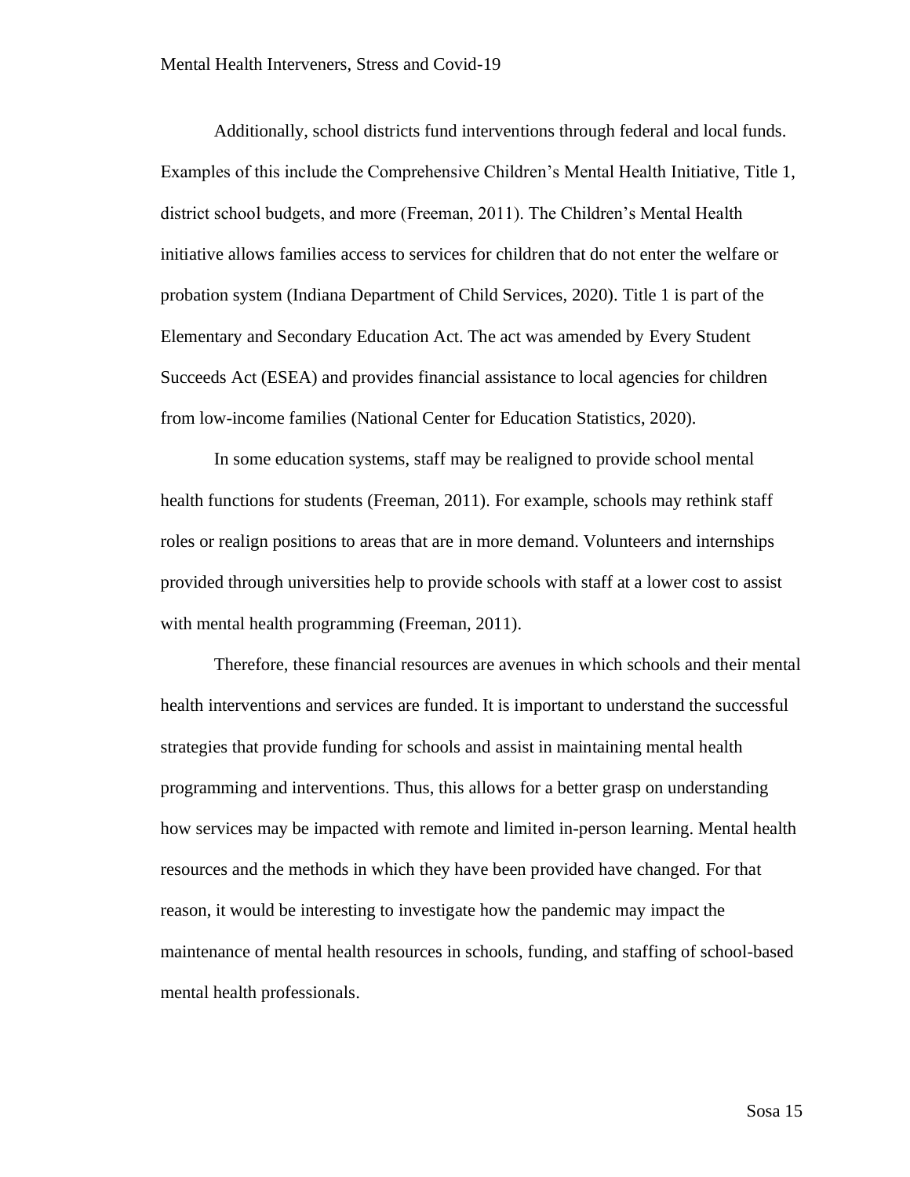Additionally, school districts fund interventions through federal and local funds. Examples of this include the Comprehensive Children's Mental Health Initiative, Title 1, district school budgets, and more (Freeman, 2011). The Children's Mental Health initiative allows families access to services for children that do not enter the welfare or probation system (Indiana Department of Child Services, 2020). Title 1 is part of the Elementary and Secondary Education Act. The act was amended by Every Student Succeeds Act (ESEA) and provides financial assistance to local agencies for children from low-income families (National Center for Education Statistics, 2020).

In some education systems, staff may be realigned to provide school mental health functions for students (Freeman, 2011). For example, schools may rethink staff roles or realign positions to areas that are in more demand. Volunteers and internships provided through universities help to provide schools with staff at a lower cost to assist with mental health programming (Freeman, 2011).

Therefore, these financial resources are avenues in which schools and their mental health interventions and services are funded. It is important to understand the successful strategies that provide funding for schools and assist in maintaining mental health programming and interventions. Thus, this allows for a better grasp on understanding how services may be impacted with remote and limited in-person learning. Mental health resources and the methods in which they have been provided have changed. For that reason, it would be interesting to investigate how the pandemic may impact the maintenance of mental health resources in schools, funding, and staffing of school-based mental health professionals.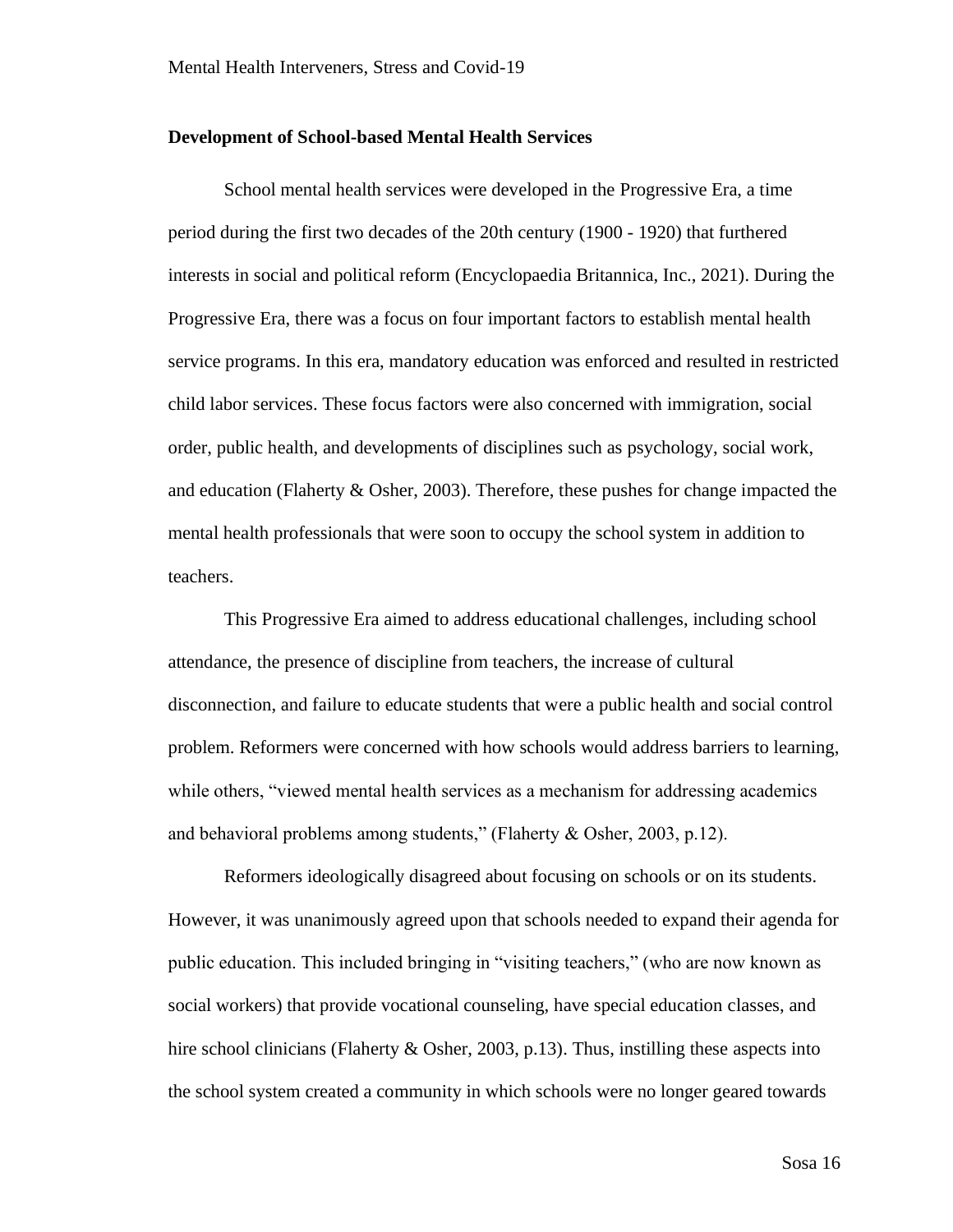**Development of School-based Mental Health Services**

School mental health services were developed in the Progressive Era, a time period during the first two decades of the 20th century (1900 - 1920) that furthered interests in social and political reform (Encyclopaedia Britannica, Inc., 2021). During the Progressive Era, there was a focus on four important factors to establish mental health service programs. In this era, mandatory education was enforced and resulted in restricted child labor services. These focus factors were also concerned with immigration, social order, public health, and developments of disciplines such as psychology, social work, and education (Flaherty & Osher, 2003). Therefore, these pushes for change impacted the mental health professionals that were soon to occupy the school system in addition to teachers.

This Progressive Era aimed to address educational challenges, including school attendance, the presence of discipline from teachers, the increase of cultural disconnection, and failure to educate students that were a public health and social control problem. Reformers were concerned with how schools would address barriers to learning, while others, "viewed mental health services as a mechanism for addressing academics and behavioral problems among students," (Flaherty & Osher, 2003, p.12).

Reformers ideologically disagreed about focusing on schools or on its students. However, it was unanimously agreed upon that schools needed to expand their agenda for public education. This included bringing in "visiting teachers," (who are now known as social workers) that provide vocational counseling, have special education classes, and hire school clinicians (Flaherty & Osher, 2003, p.13). Thus, instilling these aspects into the school system created a community in which schools were no longer geared towards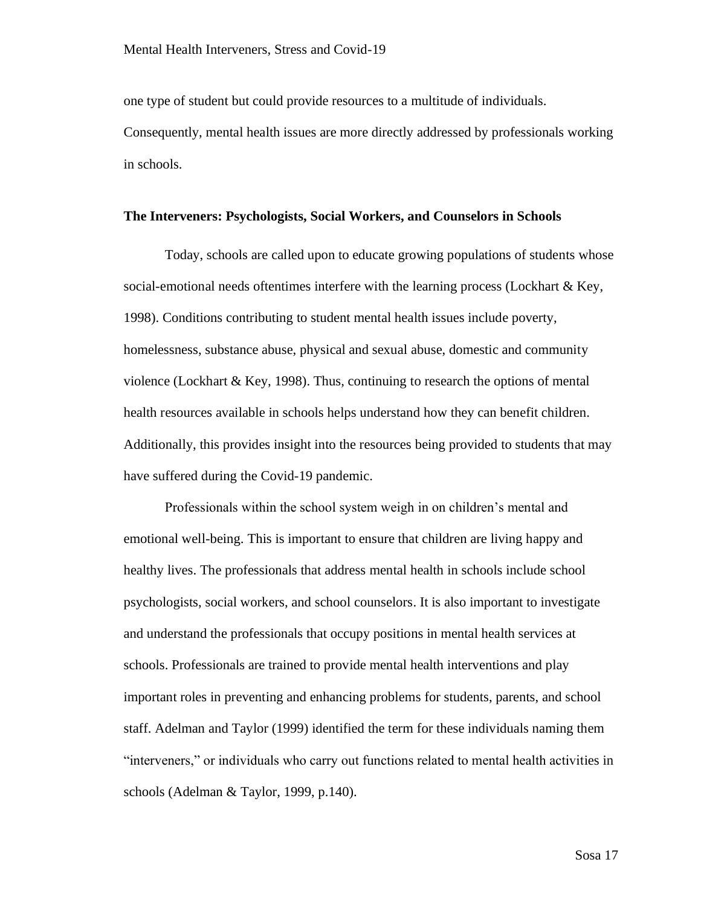one type of student but could provide resources to a multitude of individuals. Consequently, mental health issues are more directly addressed by professionals working in schools.

### The Interveners: Psychologists, Social Workers, and Counselors in Schools

Today, schools are called upon to educate growing populations of students whose social-emotional needs oftentimes interfere with the learning process (Lockhart & Key, 1998). Conditions contributing to student mental health issues include poverty, homelessness, substance abuse, physical and sexual abuse, domestic and community violence (Lockhart & Key, 1998). Thus, continuing to research the options of mental health resources available in schools helps understand how they can benefit children. Additionally, this provides insight into the resources being provided to students that may have suffered during the Covid-19 pandemic.

Professionals within the school system weigh in on children's mental and emotional well-being. This is important to ensure that children are living happy and healthy lives. The professionals that address mental health in schools include school psychologists, social workers, and school counselors. It is also important to investigate and understand the professionals that occupy positions in mental health services at schools. Professionals are trained to provide mental health interventions and play important roles in preventing and enhancing problems for students, parents, and school staff. Adelman and Taylor (1999) identified the term for these individuals naming them "interveners," or individuals who carry out functions related to mental health activities in schools (Adelman & Taylor, 1999, p.140).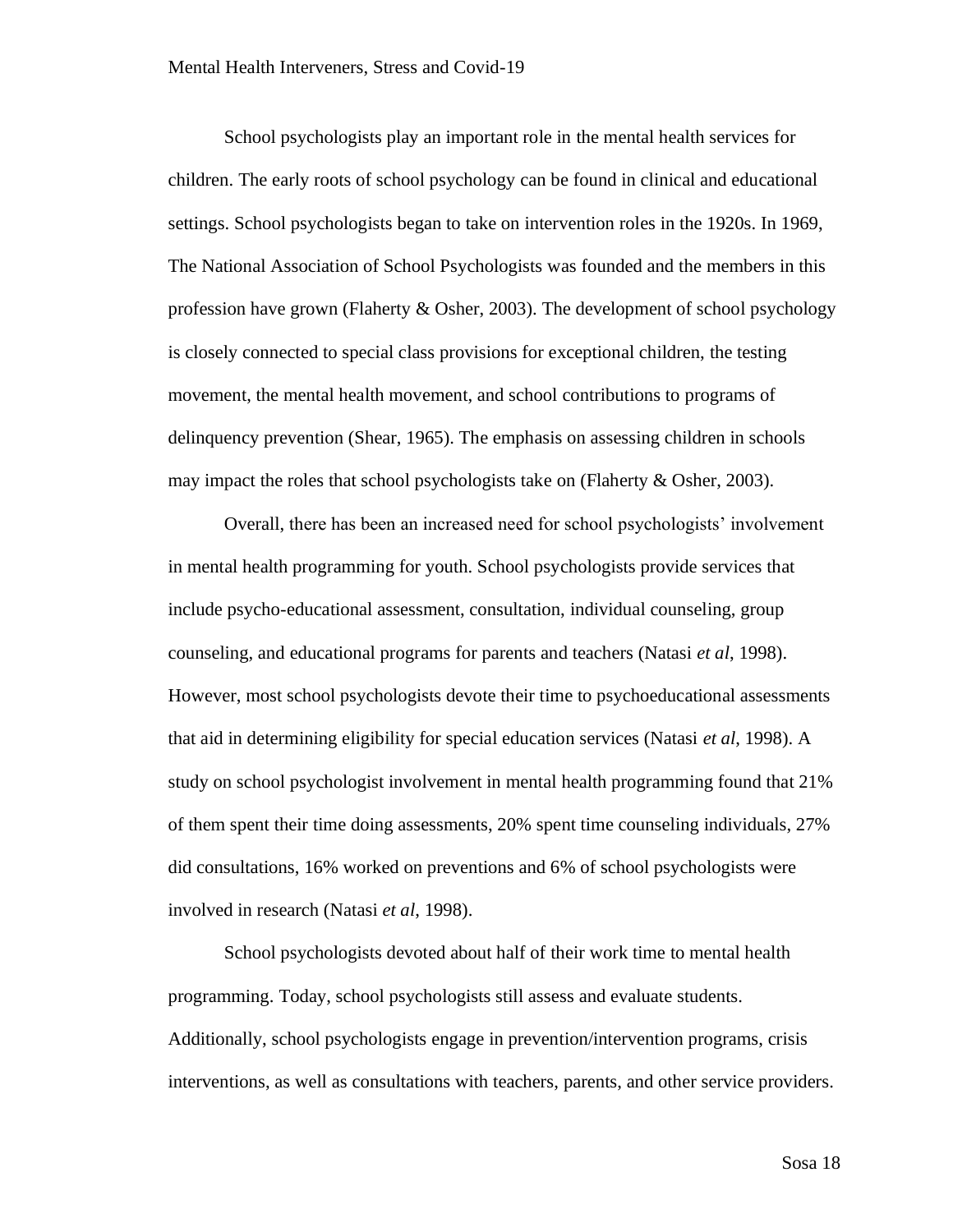School psychologists play an important role in the mental health services for children. The early roots of school psychology can be found in clinical and educational settings. School psychologists began to take on intervention roles in the 1920s. In 1969, The National Association of School Psychologists was founded and the members in this profession have grown (Flaherty & Osher, 2003). The development of school psychology is closely connected to special class provisions for exceptional children, the testing movement, the mental health movement, and school contributions to programs of delinquency prevention (Shear, 1965). The emphasis on assessing children in schools may impact the roles that school psychologists take on (Flaherty & Osher, 2003).

Overall, there has been an increased need for school psychologists' involvement in mental health programming for youth. School psychologists provide services that include psycho-educational assessment, consultation, individual counseling, group counseling, and educational programs for parents and teachers (Natasi *et al*, 1998). However, most school psychologists devote their time to psychoeducational assessments that aid in determining eligibility for special education services (Natasi *et al*, 1998). A study on school psychologist involvement in mental health programming found that 21% of them spent their time doing assessments, 20% spent time counseling individuals, 27% did consultations, 16% worked on preventions and 6% of school psychologists were involved in research (Natasi *et al*, 1998).

School psychologists devoted about half of their work time to mental health programming. Today, school psychologists still assess and evaluate students. Additionally, school psychologists engage in prevention/intervention programs, crisis interventions, as well as consultations with teachers, parents, and other service providers.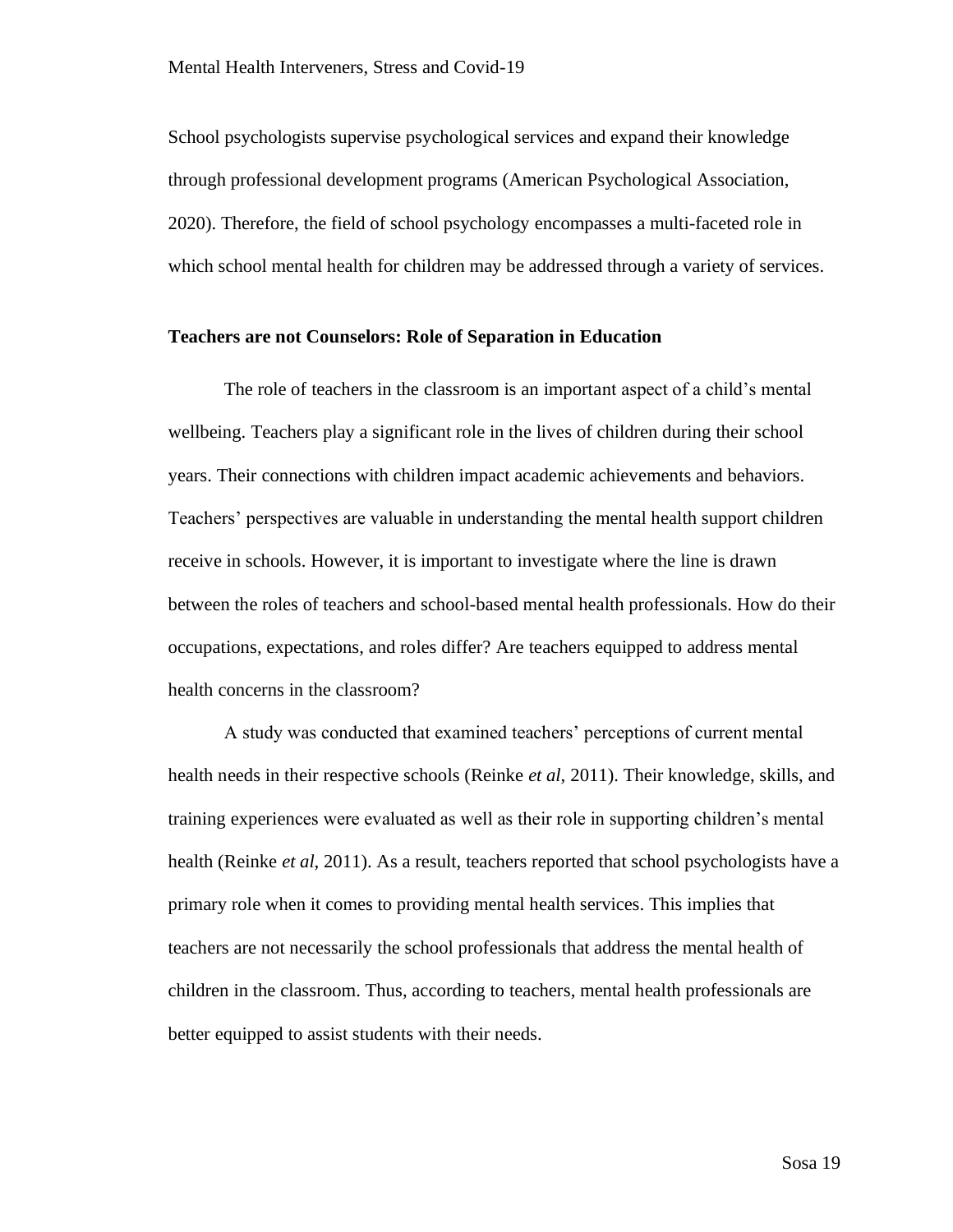School psychologists supervise psychological services and expand their knowledge through professional development programs (American Psychological Association, 2020). Therefore, the field of school psychology encompasses a multi-faceted role in which school mental health for children may be addressed through a variety of services.

**Teachers are not Counselors: Role of Separation in Education**

The role of teachers in the classroom is an important aspect of a child's mental wellbeing. Teachers play a significant role in the lives of children during their school years. Their connections with children impact academic achievements and behaviors. Teachers' perspectives are valuable in understanding the mental health support children receive in schools. However, it is important to investigate where the line is drawn between the roles of teachers and school-based mental health professionals. How do their occupations, expectations, and roles differ? Are teachers equipped to address mental health concerns in the classroom?

A study was conducted that examined teachers' perceptions of current mental health needs in their respective schools (Reinke *et al*, 2011). Their knowledge, skills, and training experiences were evaluated as well as their role in supporting children's mental health (Reinke *et al*, 2011). As a result, teachers reported that school psychologists have a primary role when it comes to providing mental health services. This implies that teachers are not necessarily the school professionals that address the mental health of children in the classroom. Thus, according to teachers, mental health professionals are better equipped to assist students with their needs.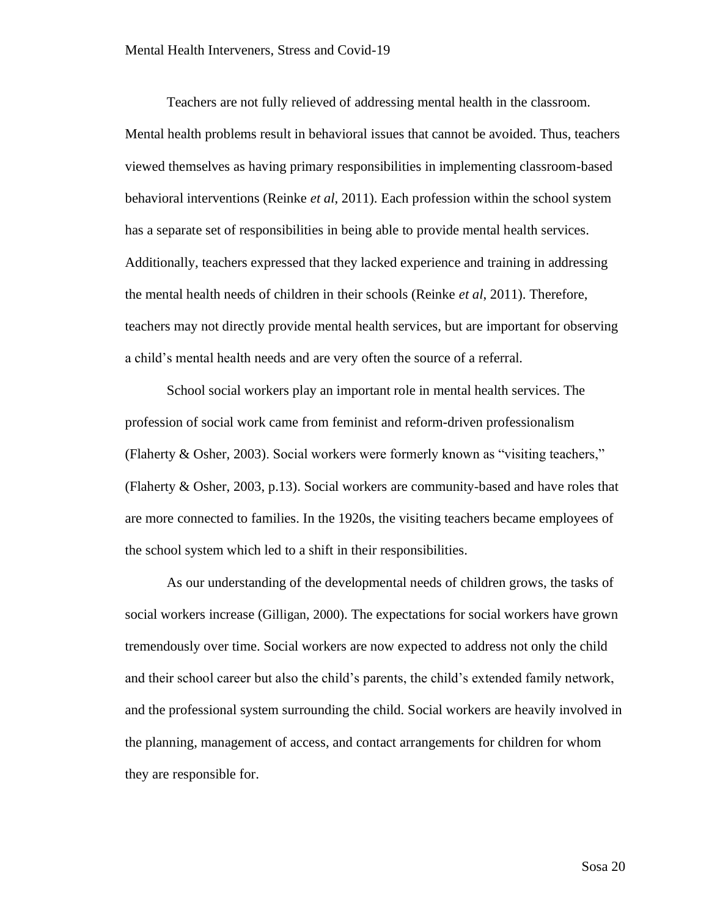Teachers are not fully relieved of addressing mental health in the classroom. Mental health problems result in behavioral issues that cannot be avoided. Thus, teachers viewed themselves as having primary responsibilities in implementing classroom-based behavioral interventions (Reinke *et al*, 2011). Each profession within the school system has a separate set of responsibilities in being able to provide mental health services. Additionally, teachers expressed that they lacked experience and training in addressing the mental health needs of children in their schools (Reinke *et al*, 2011). Therefore, teachers may not directly provide mental health services, but are important for observing a child's mental health needs and are very often the source of a referral.

School social workers play an important role in mental health services. The profession of social work came from feminist and reform-driven professionalism (Flaherty & Osher, 2003). Social workers were formerly known as "visiting teachers," (Flaherty & Osher, 2003, p.13). Social workers are community-based and have roles that are more connected to families. In the 1920s, the visiting teachers became employees of the school system which led to a shift in their responsibilities.

As our understanding of the developmental needs of children grows, the tasks of social workers increase (Gilligan, 2000). The expectations for social workers have grown tremendously over time. Social workers are now expected to address not only the child and their school career but also the child's parents, the child's extended family network, and the professional system surrounding the child. Social workers are heavily involved in the planning, management of access, and contact arrangements for children for whom they are responsible for.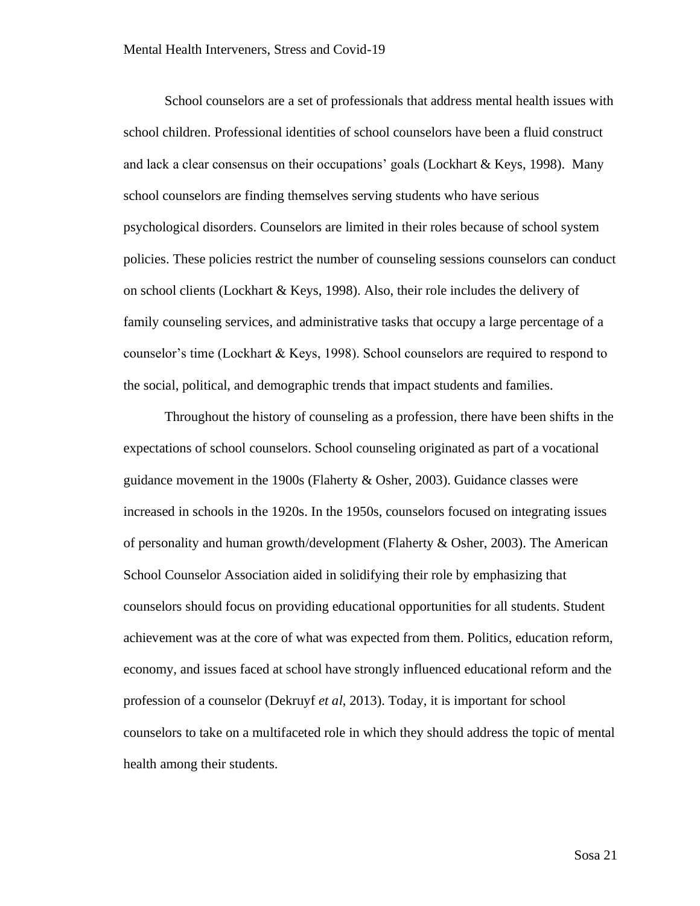School counselors are a set of professionals that address mental health issues with school children. Professional identities of school counselors have been a fluid construct and lack a clear consensus on their occupations' goals (Lockhart & Keys, 1998). Many school counselors are finding themselves serving students who have serious psychological disorders. Counselors are limited in their roles because of school system policies. These policies restrict the number of counseling sessions counselors can conduct on school clients (Lockhart & Keys, 1998). Also, their role includes the delivery of family counseling services, and administrative tasks that occupy a large percentage of a counselor's time (Lockhart & Keys, 1998). School counselors are required to respond to the social, political, and demographic trends that impact students and families.

Throughout the history of counseling as a profession, there have been shifts in the expectations of school counselors. School counseling originated as part of a vocational guidance movement in the 1900s (Flaherty & Osher, 2003). Guidance classes were increased in schools in the 1920s. In the 1950s, counselors focused on integrating issues of personality and human growth/development (Flaherty & Osher, 2003). The American School Counselor Association aided in solidifying their role by emphasizing that counselors should focus on providing educational opportunities for all students. Student achievement was at the core of what was expected from them. Politics, education reform, economy, and issues faced at school have strongly influenced educational reform and the profession of a counselor (Dekruyf *et al*, 2013). Today, it is important for school counselors to take on a multifaceted role in which they should address the topic of mental health among their students.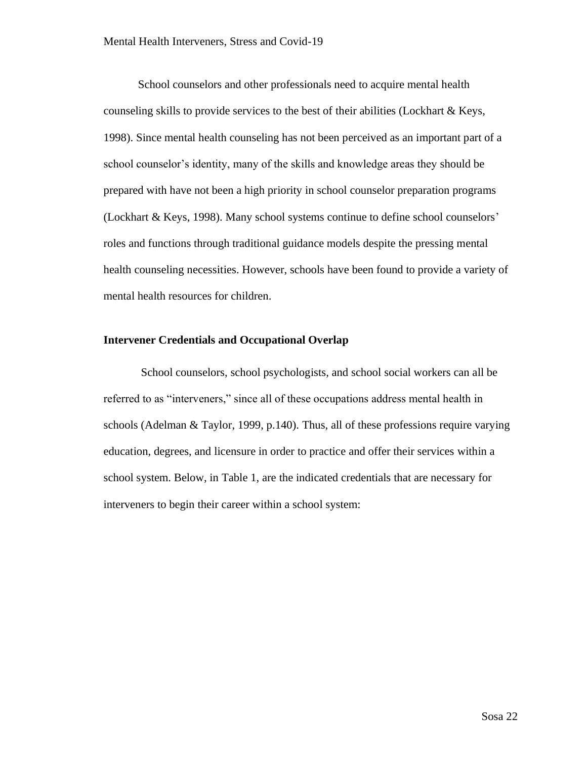School counselors and other professionals need to acquire mental health counseling skills to provide services to the best of their abilities (Lockhart & Keys, 1998). Since mental health counseling has not been perceived as an important part of a school counselor's identity, many of the skills and knowledge areas they should be prepared with have not been a high priority in school counselor preparation programs (Lockhart & Keys, 1998). Many school systems continue to define school counselors' roles and functions through traditional guidance models despite the pressing mental health counseling necessities. However, schools have been found to provide a variety of mental health resources for children.

**Intervener Credentials and Occupational Overlap**

School counselors, school psychologists, and school social workers can all be referred to as "interveners," since all of these occupations address mental health in schools (Adelman & Taylor, 1999, p.140). Thus, all of these professions require varying education, degrees, and licensure in order to practice and offer their services within a school system. Below, in Table 1, are the indicated credentials that are necessary for interveners to begin their career within a school system: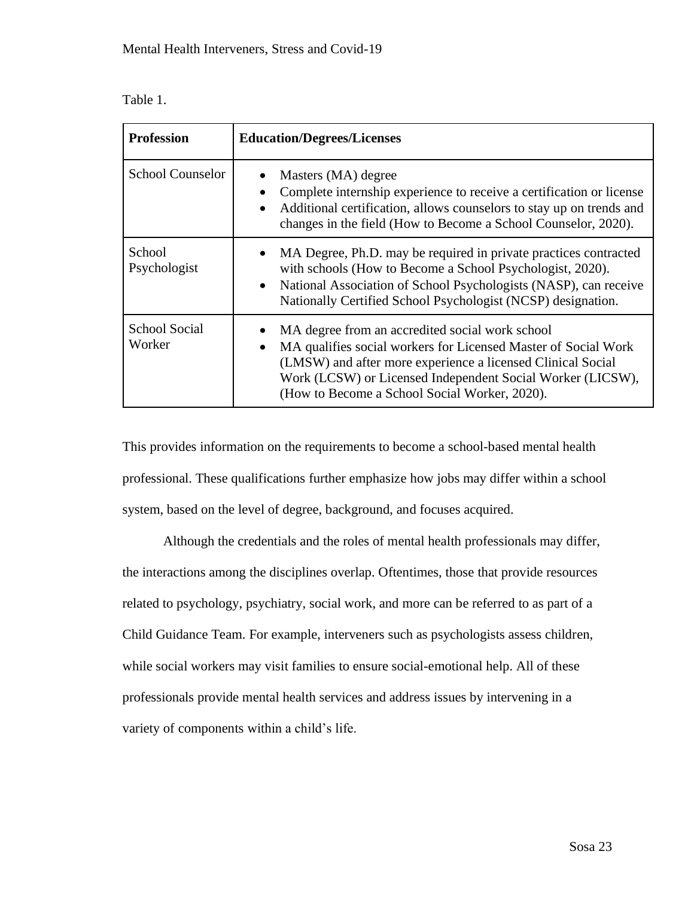Table 1.

| Profession | Education/Degrees/Licenses |
|---|---|
| School Counselor | • Masters (MA) degree<br>• Complete internship experience to receive a certification or license<br>• Additional certification, allows counselors to stay up on trends and changes in the field (How to Become a School Counselor, 2020). |
| School Psychologist | • MA Degree, Ph.D. may be required in private practices contracted with schools (How to Become a School Psychologist, 2020).<br>• National Association of School Psychologists (NASP), can receive Nationally Certified School Psychologist (NCSP) designation. |
| School Social Worker | • MA degree from an accredited social work school<br>• MA qualifies social workers for Licensed Master of Social Work (LMSW) and after more experience a licensed Clinical Social Work (LCSW) or Licensed Independent Social Worker (LICSW), (How to Become a School Social Worker, 2020). |

This provides information on the requirements to become a school-based mental health professional. These qualifications further emphasize how jobs may differ within a school system, based on the level of degree, background, and focuses acquired.

Although the credentials and the roles of mental health professionals may differ, the interactions among the disciplines overlap. Oftentimes, those that provide resources related to psychology, psychiatry, social work, and more can be referred to as part of a Child Guidance Team. For example, interveners such as psychologists assess children, while social workers may visit families to ensure social-emotional help. All of these professionals provide mental health services and address issues by intervening in a variety of components within a child's life.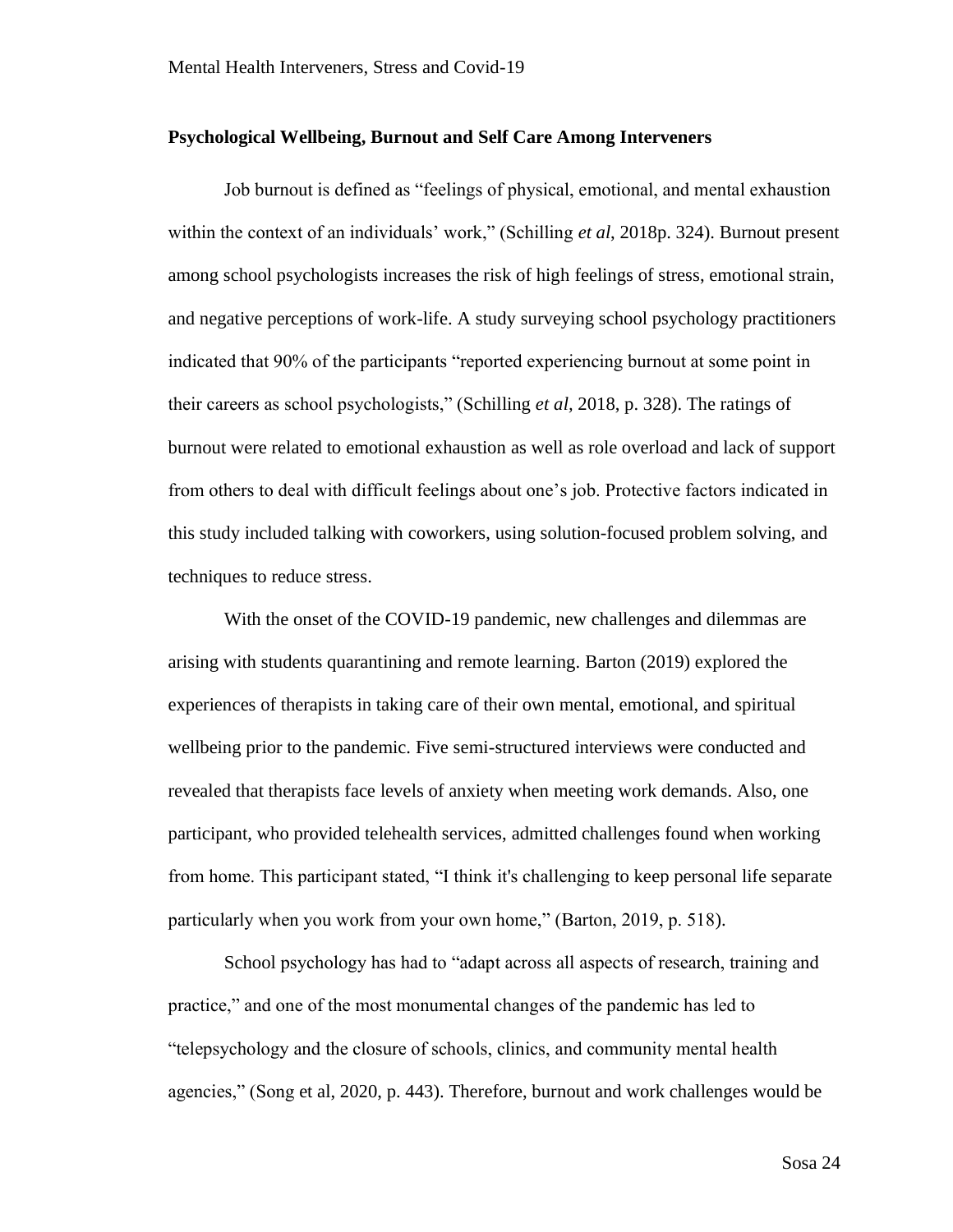**Psychological Wellbeing, Burnout and Self Care Among Interveners**

Job burnout is defined as "feelings of physical, emotional, and mental exhaustion within the context of an individuals' work," (Schilling *et al*, 2018p. 324). Burnout present among school psychologists increases the risk of high feelings of stress, emotional strain, and negative perceptions of work-life. A study surveying school psychology practitioners indicated that 90% of the participants "reported experiencing burnout at some point in their careers as school psychologists," (Schilling *et al,* 2018, p. 328). The ratings of burnout were related to emotional exhaustion as well as role overload and lack of support from others to deal with difficult feelings about one's job. Protective factors indicated in this study included talking with coworkers, using solution-focused problem solving, and techniques to reduce stress.

With the onset of the COVID-19 pandemic, new challenges and dilemmas are arising with students quarantining and remote learning. Barton (2019) explored the experiences of therapists in taking care of their own mental, emotional, and spiritual wellbeing prior to the pandemic. Five semi-structured interviews were conducted and revealed that therapists face levels of anxiety when meeting work demands. Also, one participant, who provided telehealth services, admitted challenges found when working from home. This participant stated, "I think it's challenging to keep personal life separate particularly when you work from your own home," (Barton, 2019, p. 518).

School psychology has had to "adapt across all aspects of research, training and practice," and one of the most monumental changes of the pandemic has led to "telepsychology and the closure of schools, clinics, and community mental health agencies," (Song et al, 2020, p. 443). Therefore, burnout and work challenges would be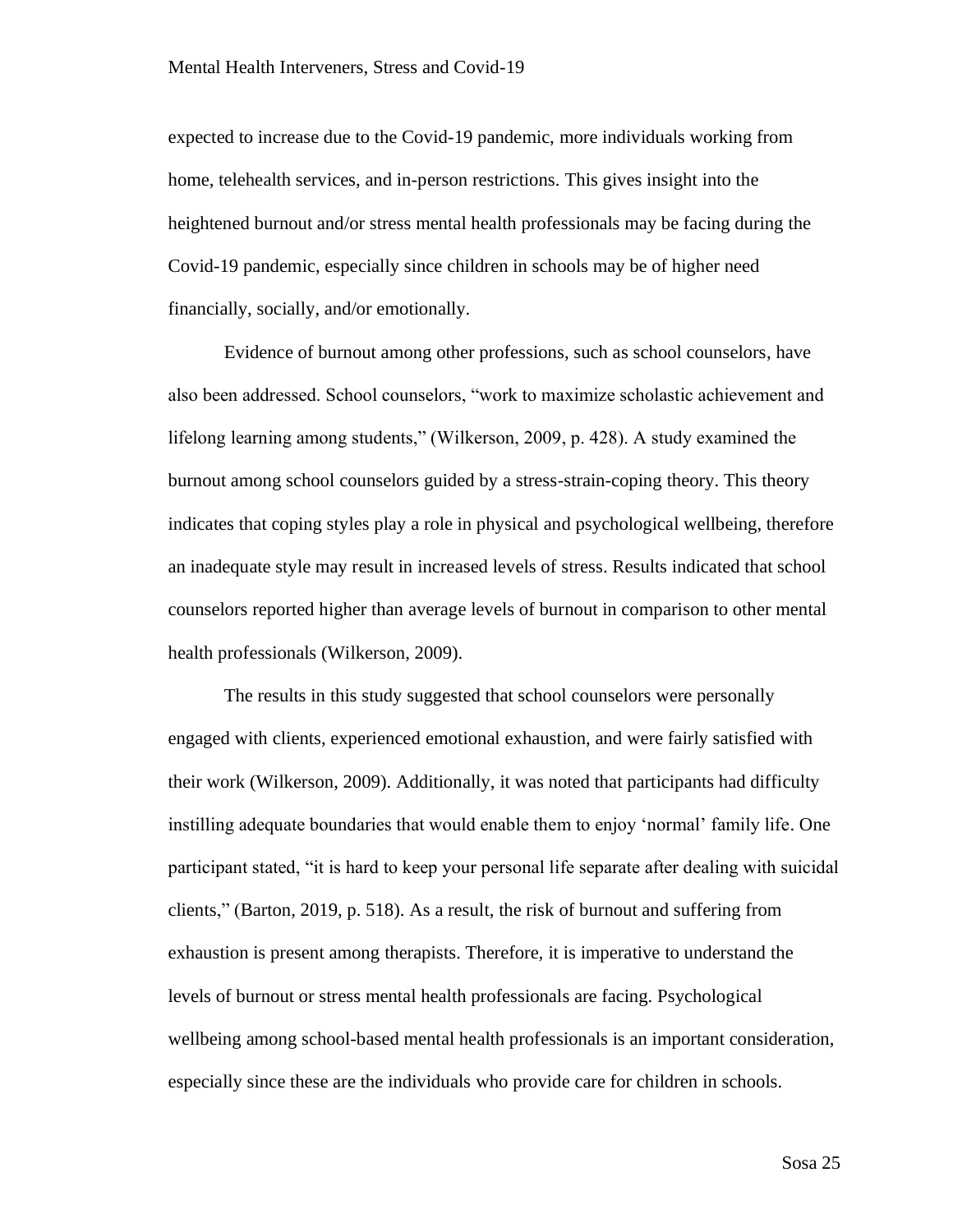expected to increase due to the Covid-19 pandemic, more individuals working from home, telehealth services, and in-person restrictions. This gives insight into the heightened burnout and/or stress mental health professionals may be facing during the Covid-19 pandemic, especially since children in schools may be of higher need financially, socially, and/or emotionally.

Evidence of burnout among other professions, such as school counselors, have also been addressed. School counselors, "work to maximize scholastic achievement and lifelong learning among students," (Wilkerson, 2009, p. 428). A study examined the burnout among school counselors guided by a stress-strain-coping theory. This theory indicates that coping styles play a role in physical and psychological wellbeing, therefore an inadequate style may result in increased levels of stress. Results indicated that school counselors reported higher than average levels of burnout in comparison to other mental health professionals (Wilkerson, 2009).

The results in this study suggested that school counselors were personally engaged with clients, experienced emotional exhaustion, and were fairly satisfied with their work (Wilkerson, 2009). Additionally, it was noted that participants had difficulty instilling adequate boundaries that would enable them to enjoy 'normal' family life. One participant stated, "it is hard to keep your personal life separate after dealing with suicidal clients," (Barton, 2019, p. 518). As a result, the risk of burnout and suffering from exhaustion is present among therapists. Therefore, it is imperative to understand the levels of burnout or stress mental health professionals are facing. Psychological wellbeing among school-based mental health professionals is an important consideration, especially since these are the individuals who provide care for children in schools.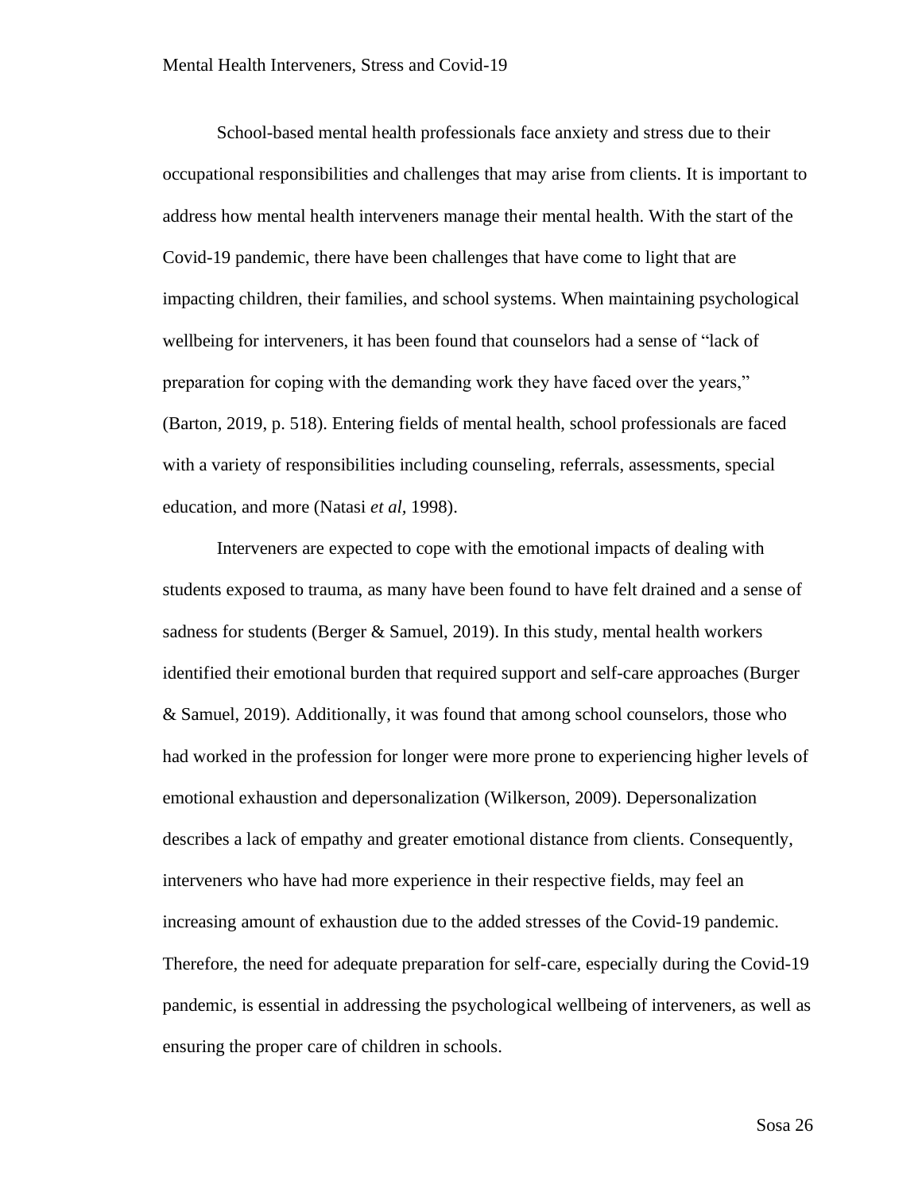School-based mental health professionals face anxiety and stress due to their occupational responsibilities and challenges that may arise from clients. It is important to address how mental health interveners manage their mental health. With the start of the Covid-19 pandemic, there have been challenges that have come to light that are impacting children, their families, and school systems. When maintaining psychological wellbeing for interveners, it has been found that counselors had a sense of "lack of preparation for coping with the demanding work they have faced over the years," (Barton, 2019, p. 518). Entering fields of mental health, school professionals are faced with a variety of responsibilities including counseling, referrals, assessments, special education, and more (Natasi *et al,* 1998).

Interveners are expected to cope with the emotional impacts of dealing with students exposed to trauma, as many have been found to have felt drained and a sense of sadness for students (Berger & Samuel, 2019). In this study, mental health workers identified their emotional burden that required support and self-care approaches (Burger & Samuel, 2019). Additionally, it was found that among school counselors, those who had worked in the profession for longer were more prone to experiencing higher levels of emotional exhaustion and depersonalization (Wilkerson, 2009). Depersonalization describes a lack of empathy and greater emotional distance from clients. Consequently, interveners who have had more experience in their respective fields, may feel an increasing amount of exhaustion due to the added stresses of the Covid-19 pandemic. Therefore, the need for adequate preparation for self-care, especially during the Covid-19 pandemic, is essential in addressing the psychological wellbeing of interveners, as well as ensuring the proper care of children in schools.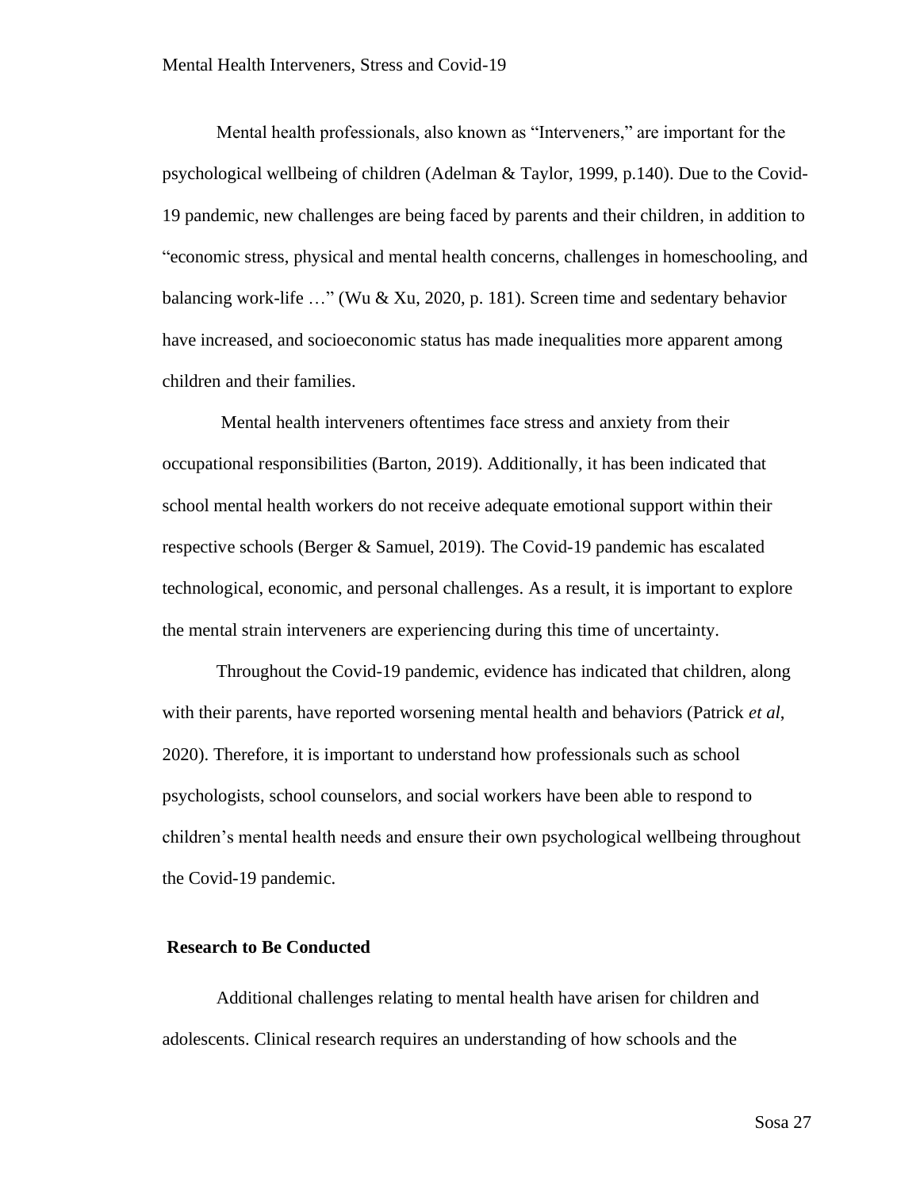Mental health professionals, also known as "Interveners," are important for the psychological wellbeing of children (Adelman & Taylor, 1999, p.140). Due to the Covid-19 pandemic, new challenges are being faced by parents and their children, in addition to "economic stress, physical and mental health concerns, challenges in homeschooling, and balancing work-life …" (Wu & Xu, 2020, p. 181). Screen time and sedentary behavior have increased, and socioeconomic status has made inequalities more apparent among children and their families.

Mental health interveners oftentimes face stress and anxiety from their occupational responsibilities (Barton, 2019). Additionally, it has been indicated that school mental health workers do not receive adequate emotional support within their respective schools (Berger & Samuel, 2019). The Covid-19 pandemic has escalated technological, economic, and personal challenges. As a result, it is important to explore the mental strain interveners are experiencing during this time of uncertainty.

Throughout the Covid-19 pandemic, evidence has indicated that children, along with their parents, have reported worsening mental health and behaviors (Patrick *et al*, 2020). Therefore, it is important to understand how professionals such as school psychologists, school counselors, and social workers have been able to respond to children's mental health needs and ensure their own psychological wellbeing throughout the Covid-19 pandemic.

**Research to Be Conducted**

Additional challenges relating to mental health have arisen for children and adolescents. Clinical research requires an understanding of how schools and the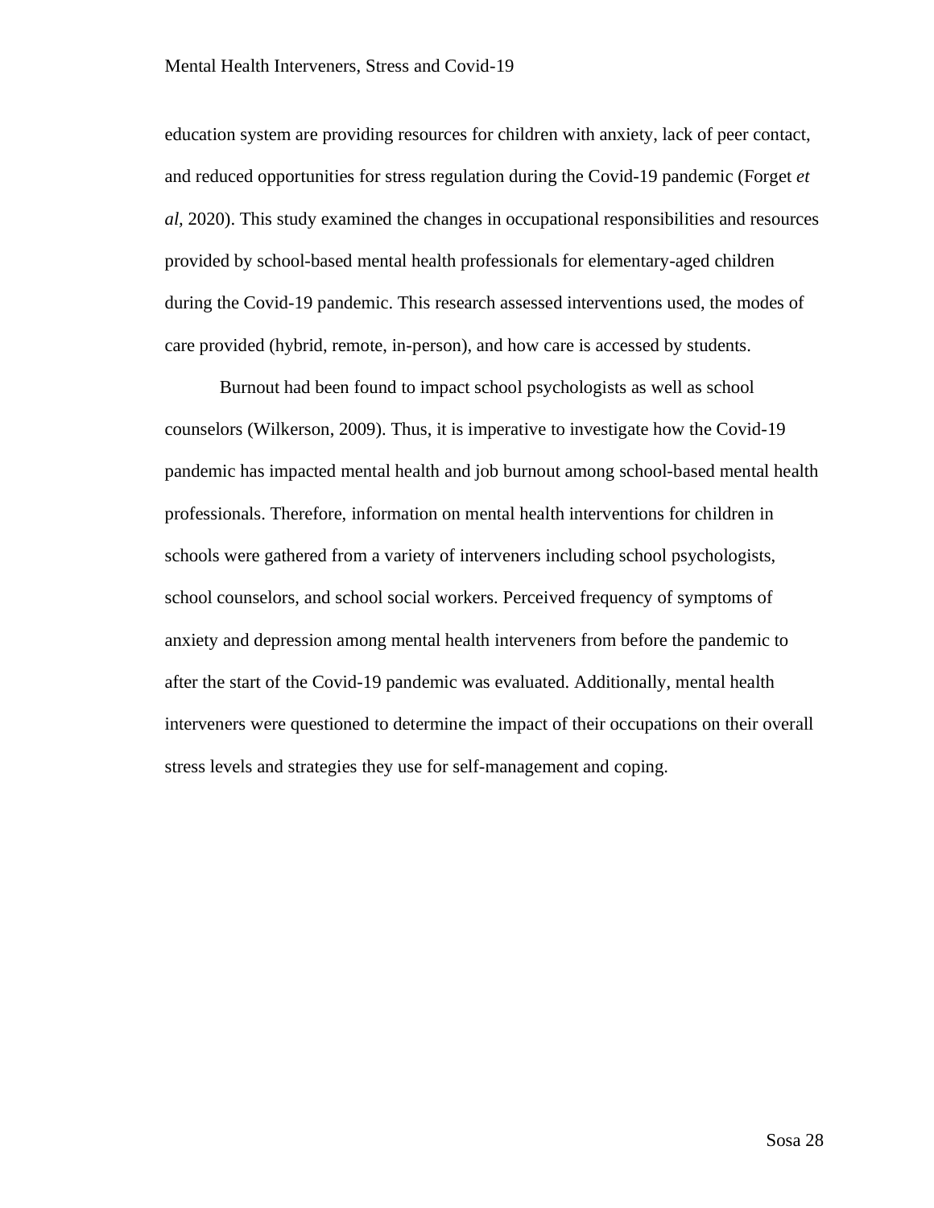education system are providing resources for children with anxiety, lack of peer contact, and reduced opportunities for stress regulation during the Covid-19 pandemic (Forget *et al,* 2020). This study examined the changes in occupational responsibilities and resources provided by school-based mental health professionals for elementary-aged children during the Covid-19 pandemic. This research assessed interventions used, the modes of care provided (hybrid, remote, in-person), and how care is accessed by students.

Burnout had been found to impact school psychologists as well as school counselors (Wilkerson, 2009). Thus, it is imperative to investigate how the Covid-19 pandemic has impacted mental health and job burnout among school-based mental health professionals. Therefore, information on mental health interventions for children in schools were gathered from a variety of interveners including school psychologists, school counselors, and school social workers. Perceived frequency of symptoms of anxiety and depression among mental health interveners from before the pandemic to after the start of the Covid-19 pandemic was evaluated. Additionally, mental health interveners were questioned to determine the impact of their occupations on their overall stress levels and strategies they use for self-management and coping.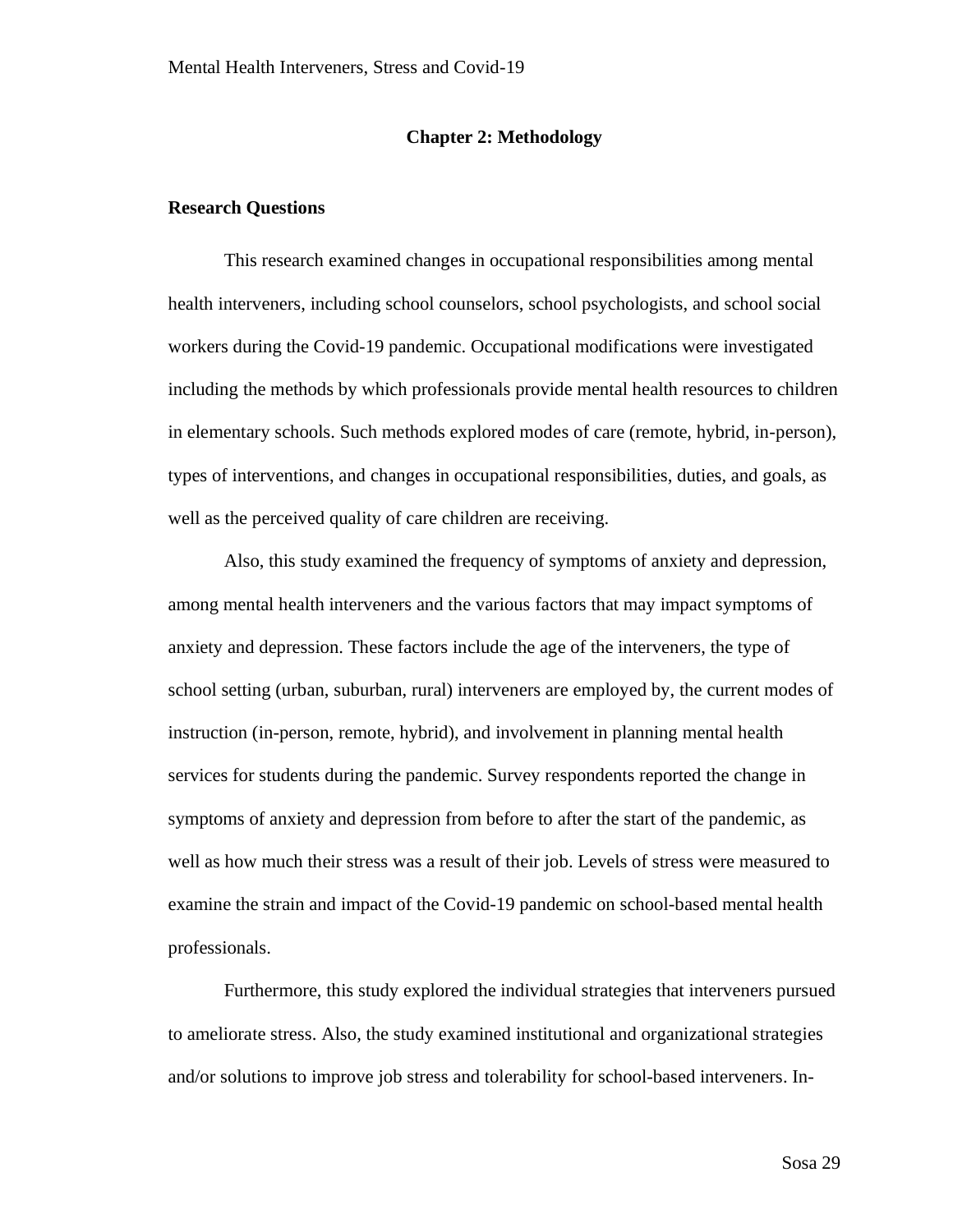## Chapter 2: Methodology

### Research Questions

This research examined changes in occupational responsibilities among mental health interveners, including school counselors, school psychologists, and school social workers during the Covid-19 pandemic. Occupational modifications were investigated including the methods by which professionals provide mental health resources to children in elementary schools. Such methods explored modes of care (remote, hybrid, in-person), types of interventions, and changes in occupational responsibilities, duties, and goals, as well as the perceived quality of care children are receiving.

Also, this study examined the frequency of symptoms of anxiety and depression, among mental health interveners and the various factors that may impact symptoms of anxiety and depression. These factors include the age of the interveners, the type of school setting (urban, suburban, rural) interveners are employed by, the current modes of instruction (in-person, remote, hybrid), and involvement in planning mental health services for students during the pandemic. Survey respondents reported the change in symptoms of anxiety and depression from before to after the start of the pandemic, as well as how much their stress was a result of their job. Levels of stress were measured to examine the strain and impact of the Covid-19 pandemic on school-based mental health professionals.

Furthermore, this study explored the individual strategies that interveners pursued to ameliorate stress. Also, the study examined institutional and organizational strategies and/or solutions to improve job stress and tolerability for school-based interveners. In-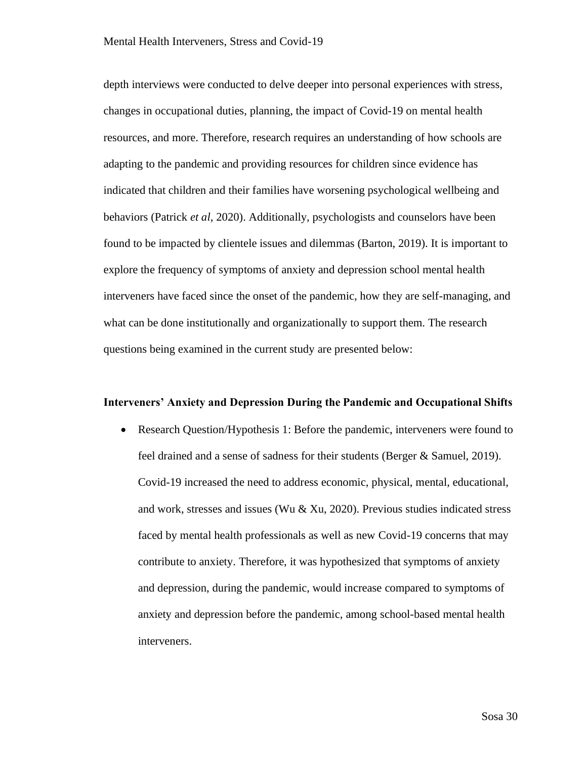depth interviews were conducted to delve deeper into personal experiences with stress, changes in occupational duties, planning, the impact of Covid-19 on mental health resources, and more. Therefore, research requires an understanding of how schools are adapting to the pandemic and providing resources for children since evidence has indicated that children and their families have worsening psychological wellbeing and behaviors (Patrick *et al*, 2020). Additionally, psychologists and counselors have been found to be impacted by clientele issues and dilemmas (Barton, 2019). It is important to explore the frequency of symptoms of anxiety and depression school mental health interveners have faced since the onset of the pandemic, how they are self-managing, and what can be done institutionally and organizationally to support them. The research questions being examined in the current study are presented below:

**Interveners' Anxiety and Depression During the Pandemic and Occupational Shifts**

- Research Question/Hypothesis 1: Before the pandemic, interveners were found to feel drained and a sense of sadness for their students (Berger & Samuel, 2019). Covid-19 increased the need to address economic, physical, mental, educational, and work, stresses and issues (Wu & Xu, 2020). Previous studies indicated stress faced by mental health professionals as well as new Covid-19 concerns that may contribute to anxiety. Therefore, it was hypothesized that symptoms of anxiety and depression, during the pandemic, would increase compared to symptoms of anxiety and depression before the pandemic, among school-based mental health interveners.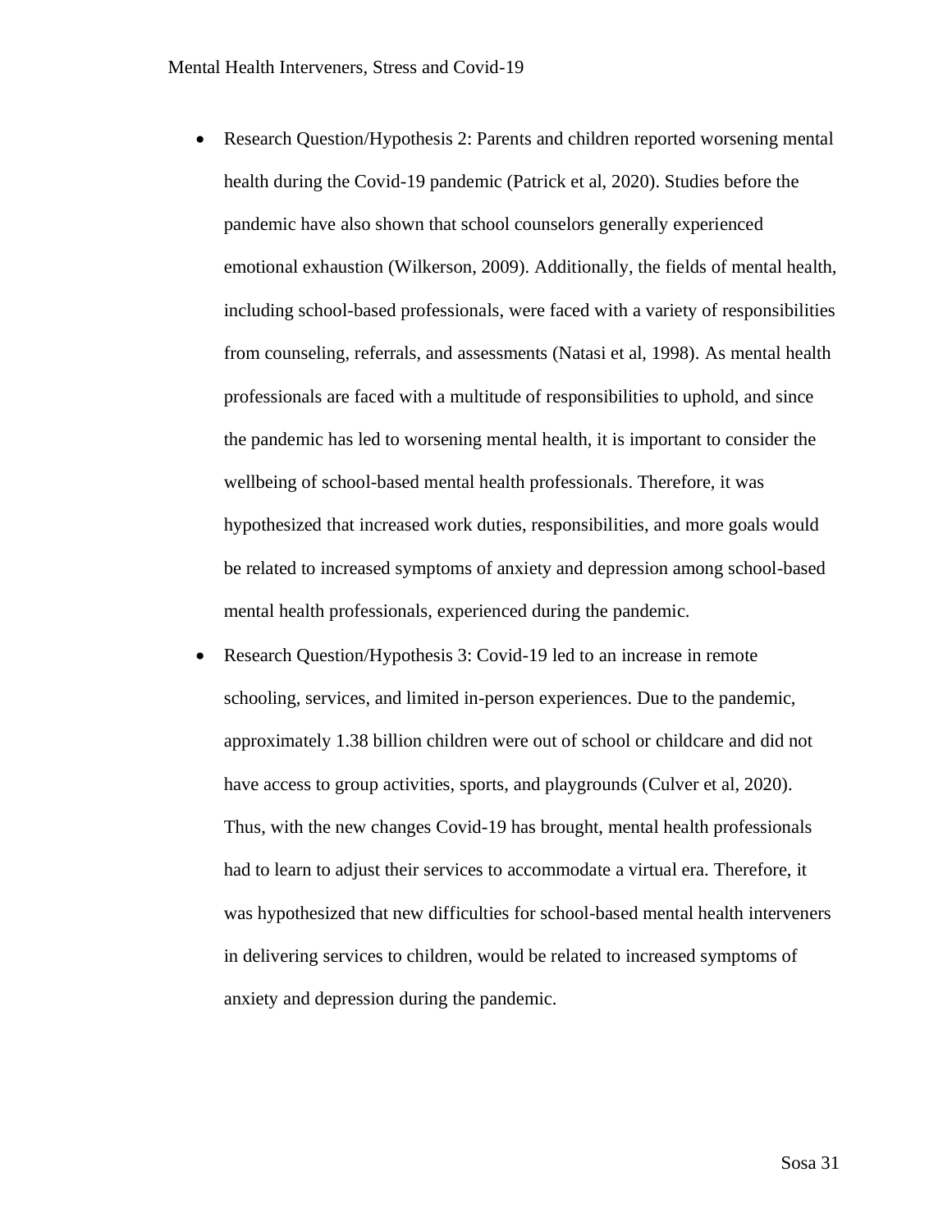- Research Question/Hypothesis 2: Parents and children reported worsening mental health during the Covid-19 pandemic (Patrick et al, 2020). Studies before the pandemic have also shown that school counselors generally experienced emotional exhaustion (Wilkerson, 2009). Additionally, the fields of mental health, including school-based professionals, were faced with a variety of responsibilities from counseling, referrals, and assessments (Natasi et al, 1998). As mental health professionals are faced with a multitude of responsibilities to uphold, and since the pandemic has led to worsening mental health, it is important to consider the wellbeing of school-based mental health professionals. Therefore, it was hypothesized that increased work duties, responsibilities, and more goals would be related to increased symptoms of anxiety and depression among school-based mental health professionals, experienced during the pandemic.
- Research Question/Hypothesis 3: Covid-19 led to an increase in remote schooling, services, and limited in-person experiences. Due to the pandemic, approximately 1.38 billion children were out of school or childcare and did not have access to group activities, sports, and playgrounds (Culver et al, 2020). Thus, with the new changes Covid-19 has brought, mental health professionals had to learn to adjust their services to accommodate a virtual era. Therefore, it was hypothesized that new difficulties for school-based mental health interveners in delivering services to children, would be related to increased symptoms of anxiety and depression during the pandemic.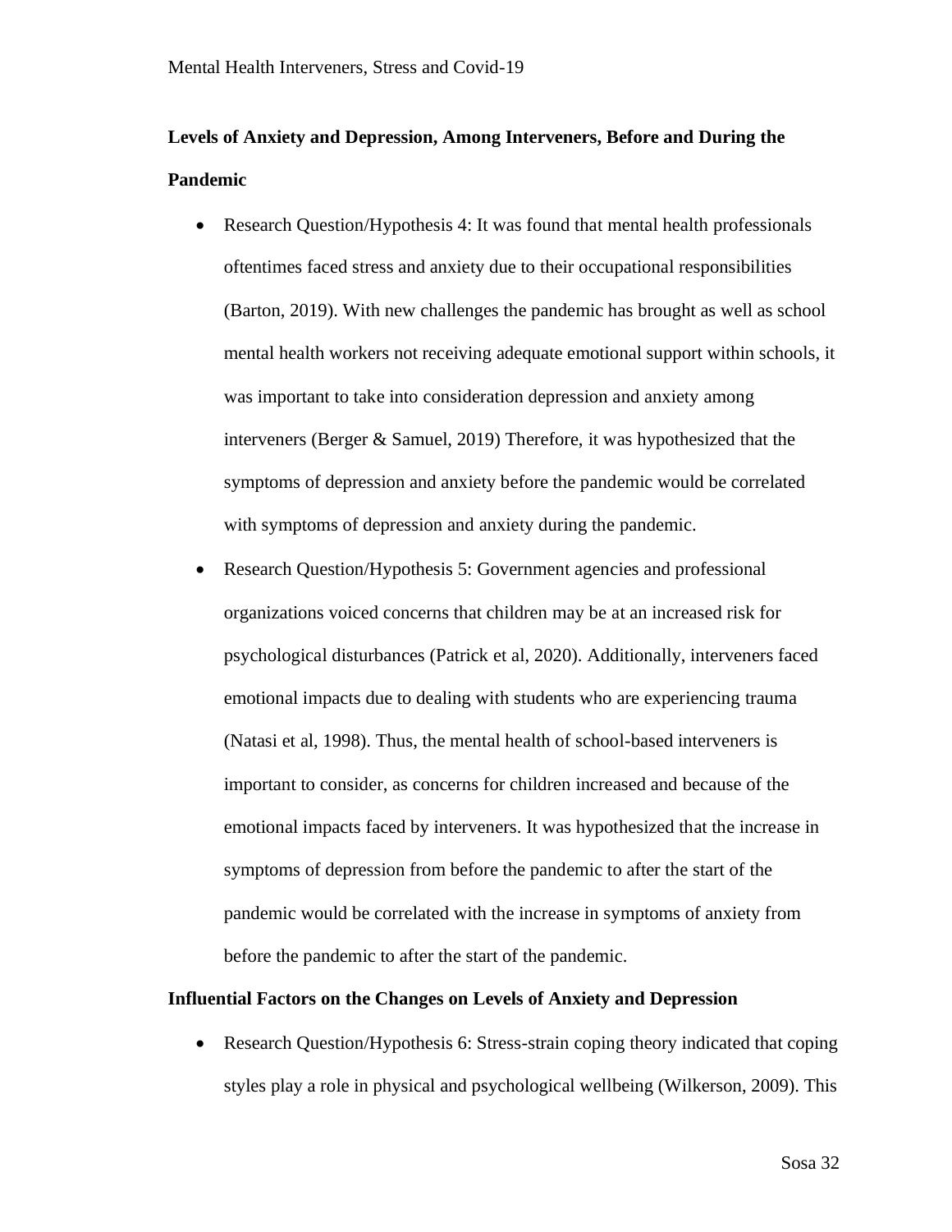**Levels of Anxiety and Depression, Among Interveners, Before and During the Pandemic**

- Research Question/Hypothesis 4: It was found that mental health professionals oftentimes faced stress and anxiety due to their occupational responsibilities (Barton, 2019). With new challenges the pandemic has brought as well as school mental health workers not receiving adequate emotional support within schools, it was important to take into consideration depression and anxiety among interveners (Berger & Samuel, 2019) Therefore, it was hypothesized that the symptoms of depression and anxiety before the pandemic would be correlated with symptoms of depression and anxiety during the pandemic.
- Research Question/Hypothesis 5: Government agencies and professional organizations voiced concerns that children may be at an increased risk for psychological disturbances (Patrick et al, 2020). Additionally, interveners faced emotional impacts due to dealing with students who are experiencing trauma (Natasi et al, 1998). Thus, the mental health of school-based interveners is important to consider, as concerns for children increased and because of the emotional impacts faced by interveners. It was hypothesized that the increase in symptoms of depression from before the pandemic to after the start of the pandemic would be correlated with the increase in symptoms of anxiety from before the pandemic to after the start of the pandemic.

**Influential Factors on the Changes on Levels of Anxiety and Depression**

- Research Question/Hypothesis 6: Stress-strain coping theory indicated that coping styles play a role in physical and psychological wellbeing (Wilkerson, 2009). This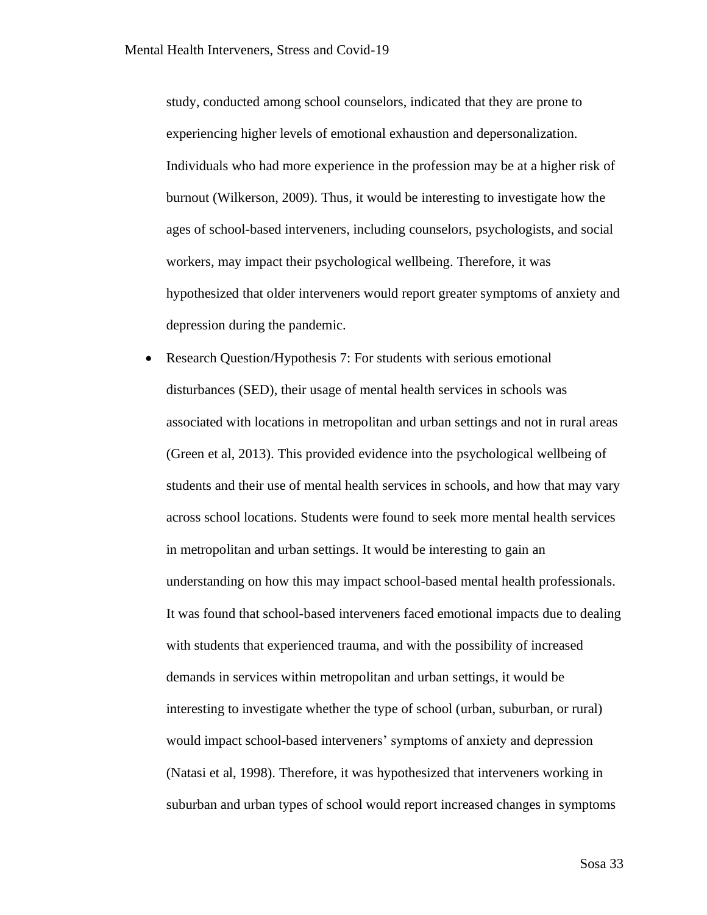study, conducted among school counselors, indicated that they are prone to experiencing higher levels of emotional exhaustion and depersonalization. Individuals who had more experience in the profession may be at a higher risk of burnout (Wilkerson, 2009). Thus, it would be interesting to investigate how the ages of school-based interveners, including counselors, psychologists, and social workers, may impact their psychological wellbeing. Therefore, it was hypothesized that older interveners would report greater symptoms of anxiety and depression during the pandemic.

- Research Question/Hypothesis 7: For students with serious emotional disturbances (SED), their usage of mental health services in schools was associated with locations in metropolitan and urban settings and not in rural areas (Green et al, 2013). This provided evidence into the psychological wellbeing of students and their use of mental health services in schools, and how that may vary across school locations. Students were found to seek more mental health services in metropolitan and urban settings. It would be interesting to gain an understanding on how this may impact school-based mental health professionals. It was found that school-based interveners faced emotional impacts due to dealing with students that experienced trauma, and with the possibility of increased demands in services within metropolitan and urban settings, it would be interesting to investigate whether the type of school (urban, suburban, or rural) would impact school-based interveners' symptoms of anxiety and depression (Natasi et al, 1998). Therefore, it was hypothesized that interveners working in suburban and urban types of school would report increased changes in symptoms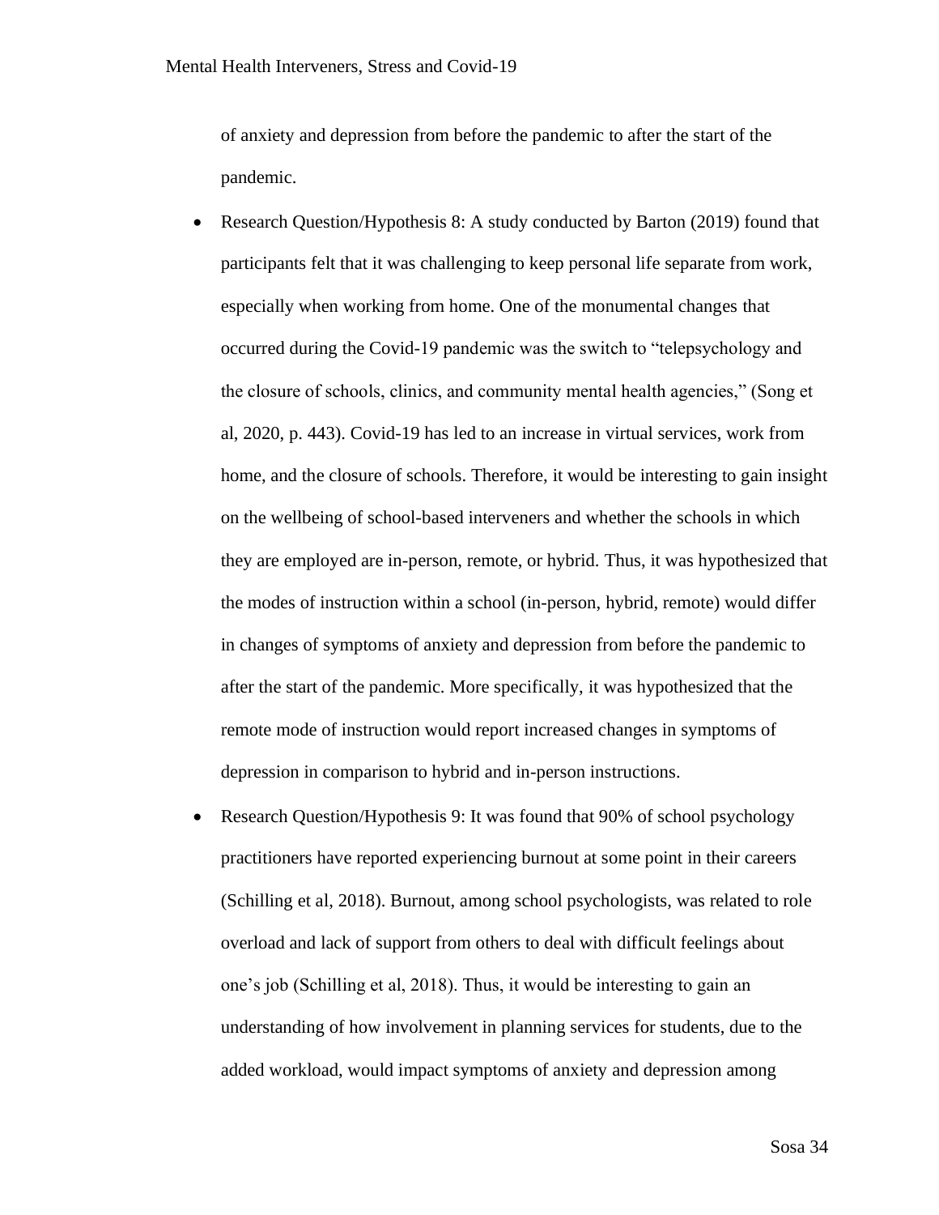of anxiety and depression from before the pandemic to after the start of the pandemic.

- Research Question/Hypothesis 8: A study conducted by Barton (2019) found that participants felt that it was challenging to keep personal life separate from work, especially when working from home. One of the monumental changes that occurred during the Covid-19 pandemic was the switch to "telepsychology and the closure of schools, clinics, and community mental health agencies," (Song et al, 2020, p. 443). Covid-19 has led to an increase in virtual services, work from home, and the closure of schools. Therefore, it would be interesting to gain insight on the wellbeing of school-based interveners and whether the schools in which they are employed are in-person, remote, or hybrid. Thus, it was hypothesized that the modes of instruction within a school (in-person, hybrid, remote) would differ in changes of symptoms of anxiety and depression from before the pandemic to after the start of the pandemic. More specifically, it was hypothesized that the remote mode of instruction would report increased changes in symptoms of depression in comparison to hybrid and in-person instructions.
- Research Question/Hypothesis 9: It was found that 90% of school psychology practitioners have reported experiencing burnout at some point in their careers (Schilling et al, 2018). Burnout, among school psychologists, was related to role overload and lack of support from others to deal with difficult feelings about one's job (Schilling et al, 2018). Thus, it would be interesting to gain an understanding of how involvement in planning services for students, due to the added workload, would impact symptoms of anxiety and depression among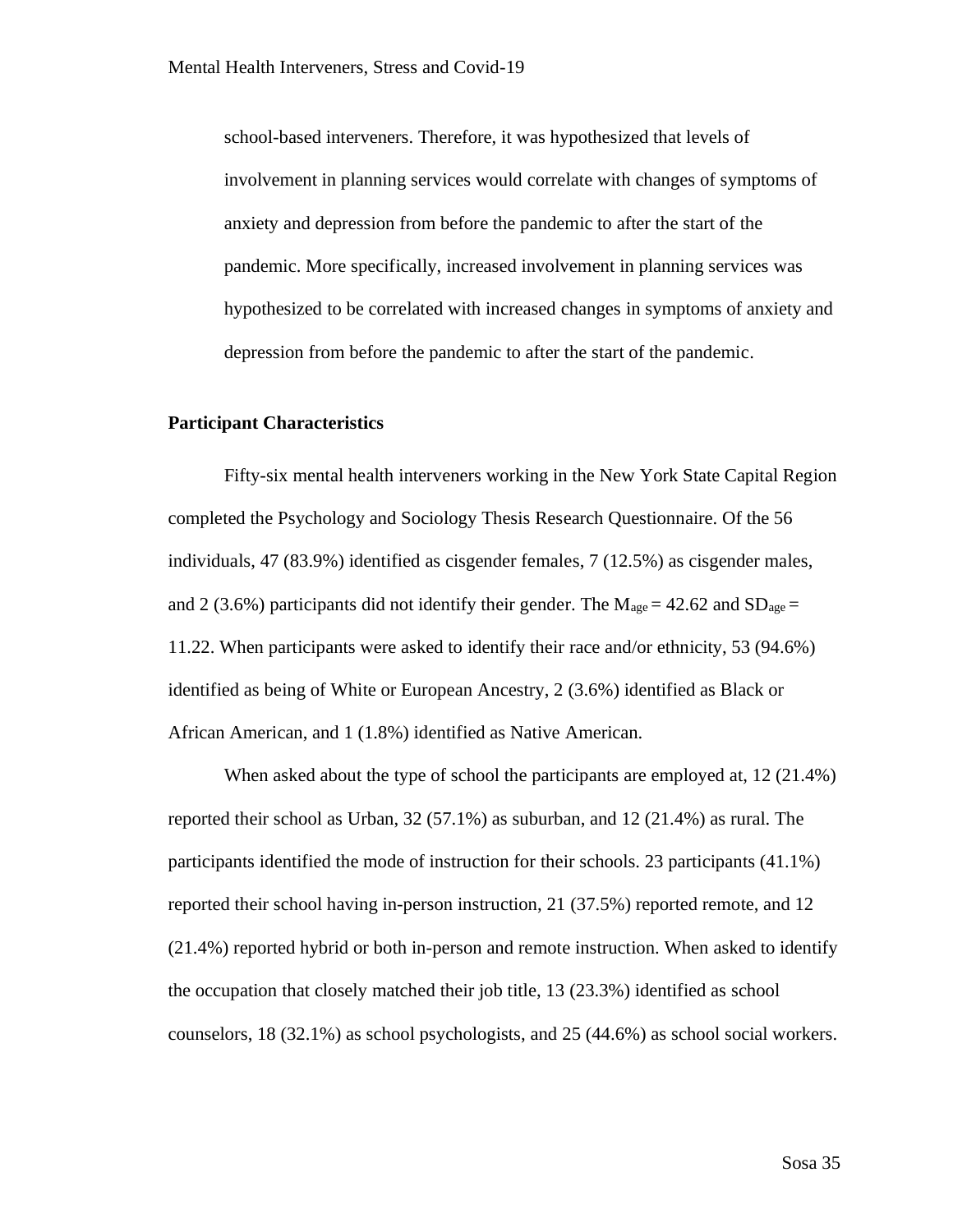school-based interveners. Therefore, it was hypothesized that levels of involvement in planning services would correlate with changes of symptoms of anxiety and depression from before the pandemic to after the start of the pandemic. More specifically, increased involvement in planning services was hypothesized to be correlated with increased changes in symptoms of anxiety and depression from before the pandemic to after the start of the pandemic.

**Participant Characteristics**

Fifty-six mental health interveners working in the New York State Capital Region completed the Psychology and Sociology Thesis Research Questionnaire. Of the 56 individuals, 47 (83.9%) identified as cisgender females, 7 (12.5%) as cisgender males, and 2 (3.6%) participants did not identify their gender. The $M_{age} = 42.62$ and $SD_{age} = 11.22$. When participants were asked to identify their race and/or ethnicity, 53 (94.6%) identified as being of White or European Ancestry, 2 (3.6%) identified as Black or African American, and 1 (1.8%) identified as Native American.

When asked about the type of school the participants are employed at, 12 (21.4%) reported their school as Urban, 32 (57.1%) as suburban, and 12 (21.4%) as rural. The participants identified the mode of instruction for their schools. 23 participants (41.1%) reported their school having in-person instruction, 21 (37.5%) reported remote, and 12 (21.4%) reported hybrid or both in-person and remote instruction. When asked to identify the occupation that closely matched their job title, 13 (23.3%) identified as school counselors, 18 (32.1%) as school psychologists, and 25 (44.6%) as school social workers.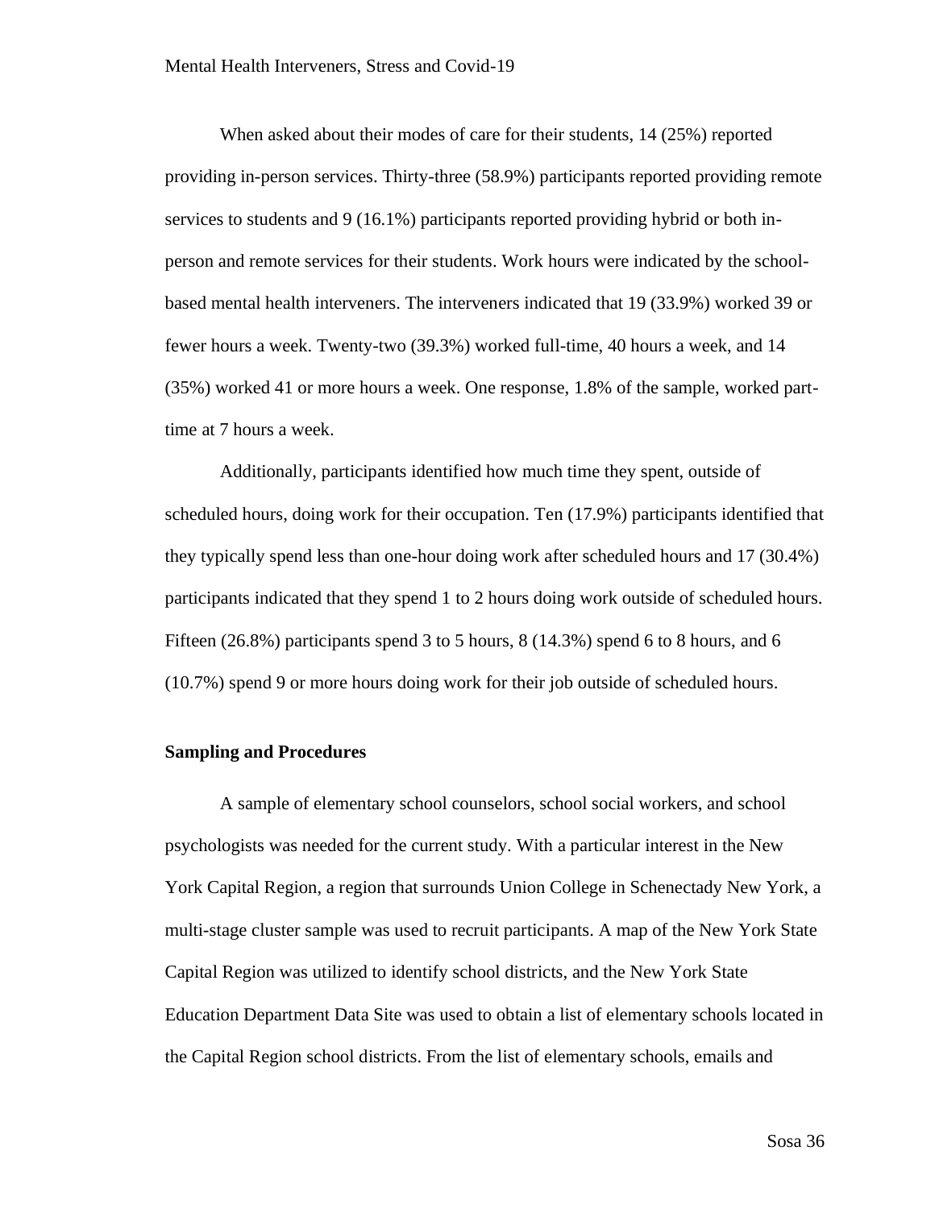When asked about their modes of care for their students, 14 (25%) reported providing in-person services. Thirty-three (58.9%) participants reported providing remote services to students and 9 (16.1%) participants reported providing hybrid or both in-person and remote services for their students. Work hours were indicated by the school-based mental health interveners. The interveners indicated that 19 (33.9%) worked 39 or fewer hours a week. Twenty-two (39.3%) worked full-time, 40 hours a week, and 14 (35%) worked 41 or more hours a week. One response, 1.8% of the sample, worked part-time at 7 hours a week.

Additionally, participants identified how much time they spent, outside of scheduled hours, doing work for their occupation. Ten (17.9%) participants identified that they typically spend less than one-hour doing work after scheduled hours and 17 (30.4%) participants indicated that they spend 1 to 2 hours doing work outside of scheduled hours. Fifteen (26.8%) participants spend 3 to 5 hours, 8 (14.3%) spend 6 to 8 hours, and 6 (10.7%) spend 9 or more hours doing work for their job outside of scheduled hours.

**Sampling and Procedures**

A sample of elementary school counselors, school social workers, and school psychologists was needed for the current study. With a particular interest in the New York Capital Region, a region that surrounds Union College in Schenectady New York, a multi-stage cluster sample was used to recruit participants. A map of the New York State Capital Region was utilized to identify school districts, and the New York State Education Department Data Site was used to obtain a list of elementary schools located in the Capital Region school districts. From the list of elementary schools, emails and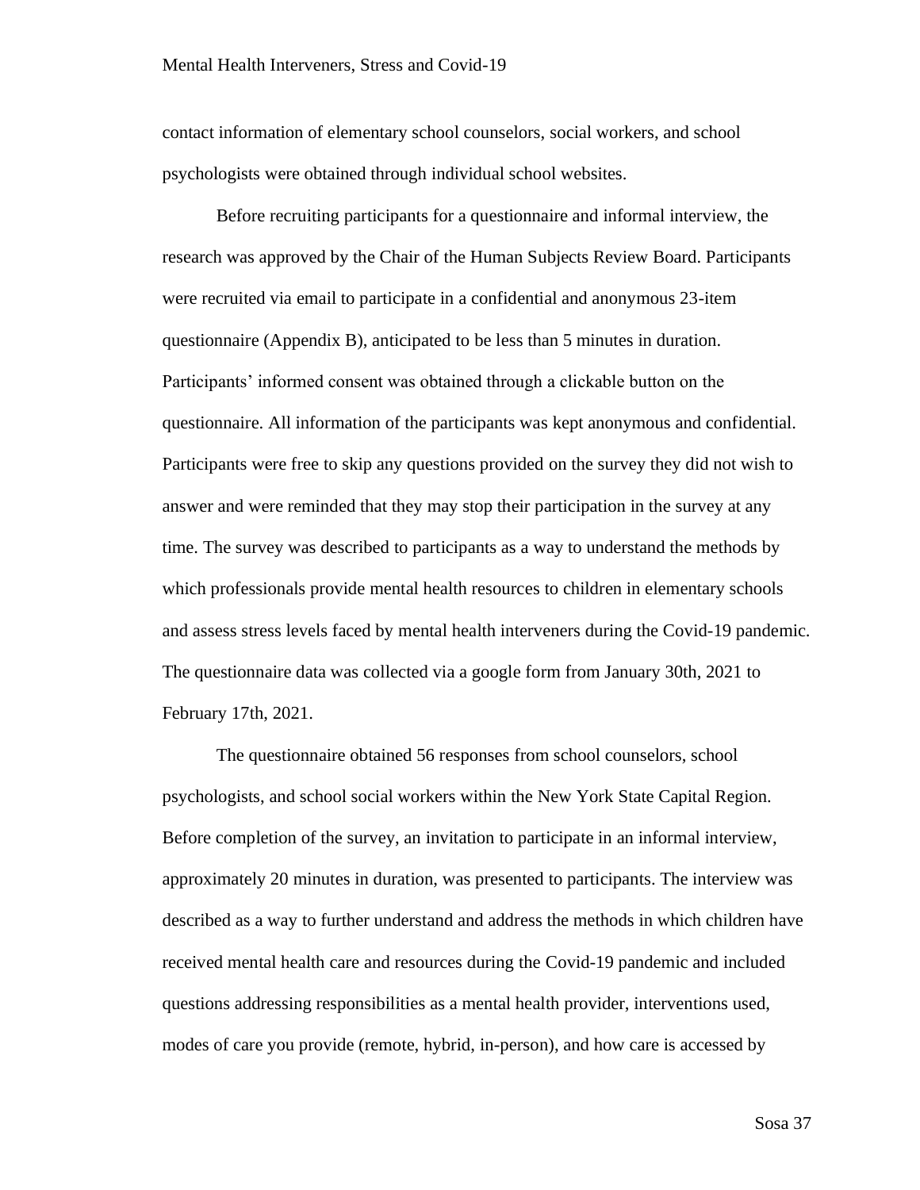contact information of elementary school counselors, social workers, and school psychologists were obtained through individual school websites.

Before recruiting participants for a questionnaire and informal interview, the research was approved by the Chair of the Human Subjects Review Board. Participants were recruited via email to participate in a confidential and anonymous 23-item questionnaire (Appendix B), anticipated to be less than 5 minutes in duration. Participants' informed consent was obtained through a clickable button on the questionnaire. All information of the participants was kept anonymous and confidential. Participants were free to skip any questions provided on the survey they did not wish to answer and were reminded that they may stop their participation in the survey at any time. The survey was described to participants as a way to understand the methods by which professionals provide mental health resources to children in elementary schools and assess stress levels faced by mental health interveners during the Covid-19 pandemic. The questionnaire data was collected via a google form from January 30th, 2021 to February 17th, 2021.

The questionnaire obtained 56 responses from school counselors, school psychologists, and school social workers within the New York State Capital Region. Before completion of the survey, an invitation to participate in an informal interview, approximately 20 minutes in duration, was presented to participants. The interview was described as a way to further understand and address the methods in which children have received mental health care and resources during the Covid-19 pandemic and included questions addressing responsibilities as a mental health provider, interventions used, modes of care you provide (remote, hybrid, in-person), and how care is accessed by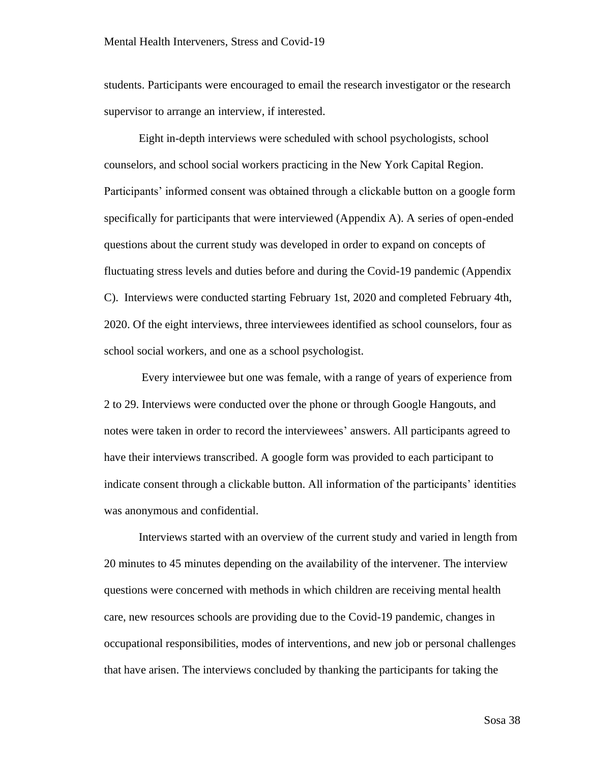students. Participants were encouraged to email the research investigator or the research supervisor to arrange an interview, if interested.

Eight in-depth interviews were scheduled with school psychologists, school counselors, and school social workers practicing in the New York Capital Region. Participants' informed consent was obtained through a clickable button on a google form specifically for participants that were interviewed (Appendix A). A series of open-ended questions about the current study was developed in order to expand on concepts of fluctuating stress levels and duties before and during the Covid-19 pandemic (Appendix C). Interviews were conducted starting February 1st, 2020 and completed February 4th, 2020. Of the eight interviews, three interviewees identified as school counselors, four as school social workers, and one as a school psychologist.

Every interviewee but one was female, with a range of years of experience from 2 to 29. Interviews were conducted over the phone or through Google Hangouts, and notes were taken in order to record the interviewees' answers. All participants agreed to have their interviews transcribed. A google form was provided to each participant to indicate consent through a clickable button. All information of the participants' identities was anonymous and confidential.

Interviews started with an overview of the current study and varied in length from 20 minutes to 45 minutes depending on the availability of the intervener. The interview questions were concerned with methods in which children are receiving mental health care, new resources schools are providing due to the Covid-19 pandemic, changes in occupational responsibilities, modes of interventions, and new job or personal challenges that have arisen. The interviews concluded by thanking the participants for taking the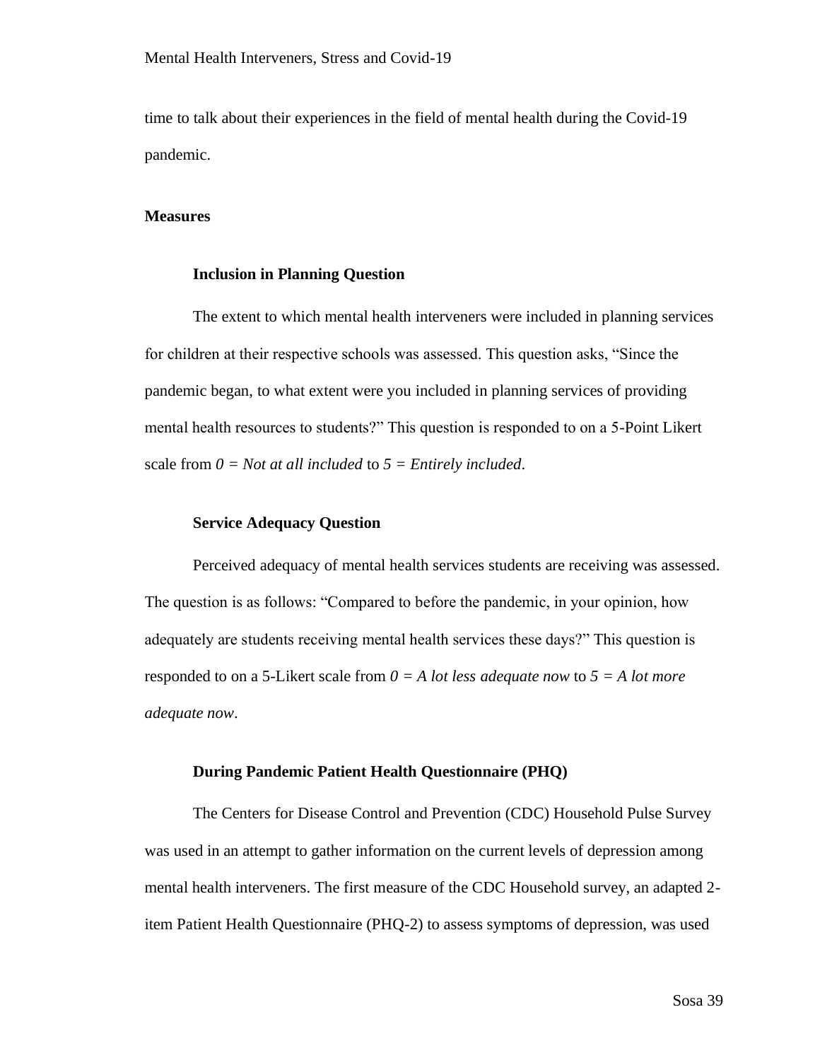time to talk about their experiences in the field of mental health during the Covid-19 pandemic.

## Measures

### Inclusion in Planning Question

The extent to which mental health interveners were included in planning services for children at their respective schools was assessed. This question asks, "Since the pandemic began, to what extent were you included in planning services of providing mental health resources to students?" This question is responded to on a 5-Point Likert scale from *0 = Not at all included* to *5 = Entirely included*.

### Service Adequacy Question

Perceived adequacy of mental health services students are receiving was assessed. The question is as follows: "Compared to before the pandemic, in your opinion, how adequately are students receiving mental health services these days?" This question is responded to on a 5-Likert scale from *0 = A lot less adequate now* to *5 = A lot more adequate now*.

### During Pandemic Patient Health Questionnaire (PHQ)

The Centers for Disease Control and Prevention (CDC) Household Pulse Survey was used in an attempt to gather information on the current levels of depression among mental health interveners. The first measure of the CDC Household survey, an adapted 2-item Patient Health Questionnaire (PHQ-2) to assess symptoms of depression, was used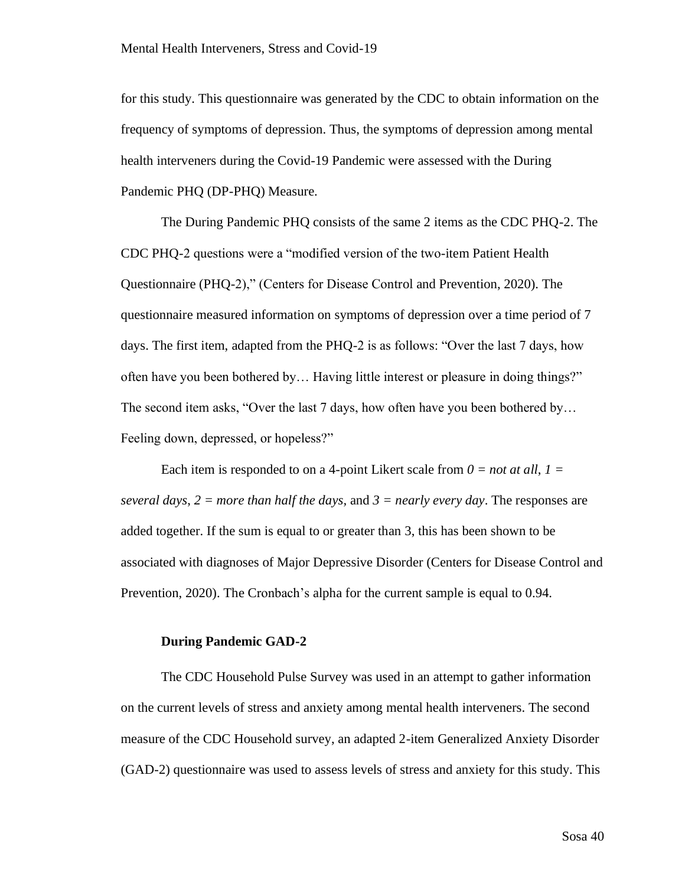for this study. This questionnaire was generated by the CDC to obtain information on the frequency of symptoms of depression. Thus, the symptoms of depression among mental health interveners during the Covid-19 Pandemic were assessed with the During Pandemic PHQ (DP-PHQ) Measure.

The During Pandemic PHQ consists of the same 2 items as the CDC PHQ-2. The CDC PHQ-2 questions were a "modified version of the two-item Patient Health Questionnaire (PHQ-2)," (Centers for Disease Control and Prevention, 2020). The questionnaire measured information on symptoms of depression over a time period of 7 days. The first item, adapted from the PHQ-2 is as follows: "Over the last 7 days, how often have you been bothered by… Having little interest or pleasure in doing things?" The second item asks, "Over the last 7 days, how often have you been bothered by… Feeling down, depressed, or hopeless?"

Each item is responded to on a 4-point Likert scale from *0 = not at all*, *1 = several days*, *2 = more than half the days*, and *3 = nearly every day*. The responses are added together. If the sum is equal to or greater than 3, this has been shown to be associated with diagnoses of Major Depressive Disorder (Centers for Disease Control and Prevention, 2020). The Cronbach's alpha for the current sample is equal to 0.94.

### During Pandemic GAD-2

The CDC Household Pulse Survey was used in an attempt to gather information on the current levels of stress and anxiety among mental health interveners. The second measure of the CDC Household survey, an adapted 2-item Generalized Anxiety Disorder (GAD-2) questionnaire was used to assess levels of stress and anxiety for this study. This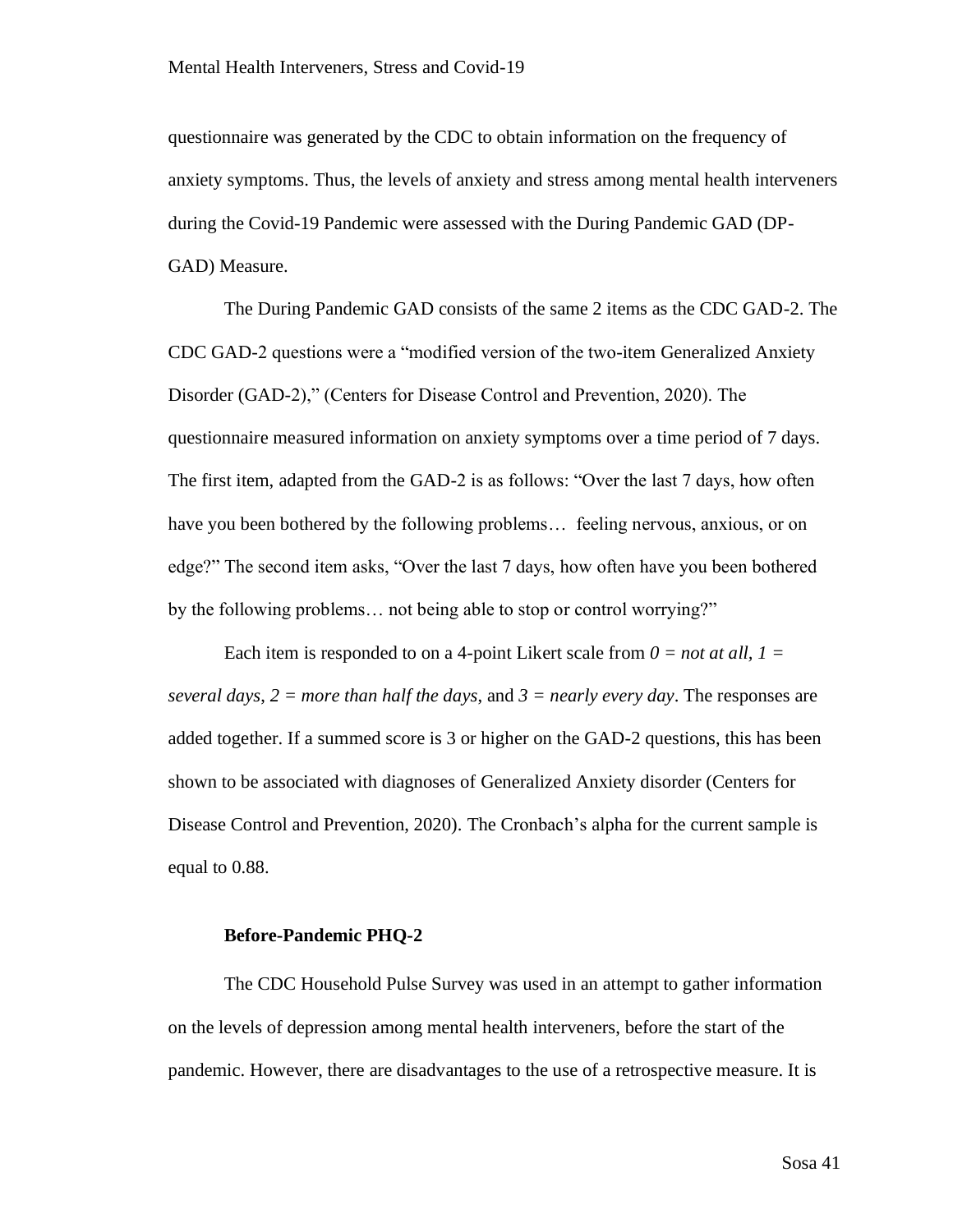questionnaire was generated by the CDC to obtain information on the frequency of anxiety symptoms. Thus, the levels of anxiety and stress among mental health interveners during the Covid-19 Pandemic were assessed with the During Pandemic GAD (DP-GAD) Measure.

The During Pandemic GAD consists of the same 2 items as the CDC GAD-2. The CDC GAD-2 questions were a "modified version of the two-item Generalized Anxiety Disorder (GAD-2)," (Centers for Disease Control and Prevention, 2020). The questionnaire measured information on anxiety symptoms over a time period of 7 days. The first item, adapted from the GAD-2 is as follows: "Over the last 7 days, how often have you been bothered by the following problems… feeling nervous, anxious, or on edge?" The second item asks, "Over the last 7 days, how often have you been bothered by the following problems… not being able to stop or control worrying?"

Each item is responded to on a 4-point Likert scale from *0 = not at all, 1 = several days, 2 = more than half the days,* and *3 = nearly every day*. The responses are added together. If a summed score is 3 or higher on the GAD-2 questions, this has been shown to be associated with diagnoses of Generalized Anxiety disorder (Centers for Disease Control and Prevention, 2020). The Cronbach's alpha for the current sample is equal to 0.88.

**Before-Pandemic PHQ-2**

The CDC Household Pulse Survey was used in an attempt to gather information on the levels of depression among mental health interveners, before the start of the pandemic. However, there are disadvantages to the use of a retrospective measure. It is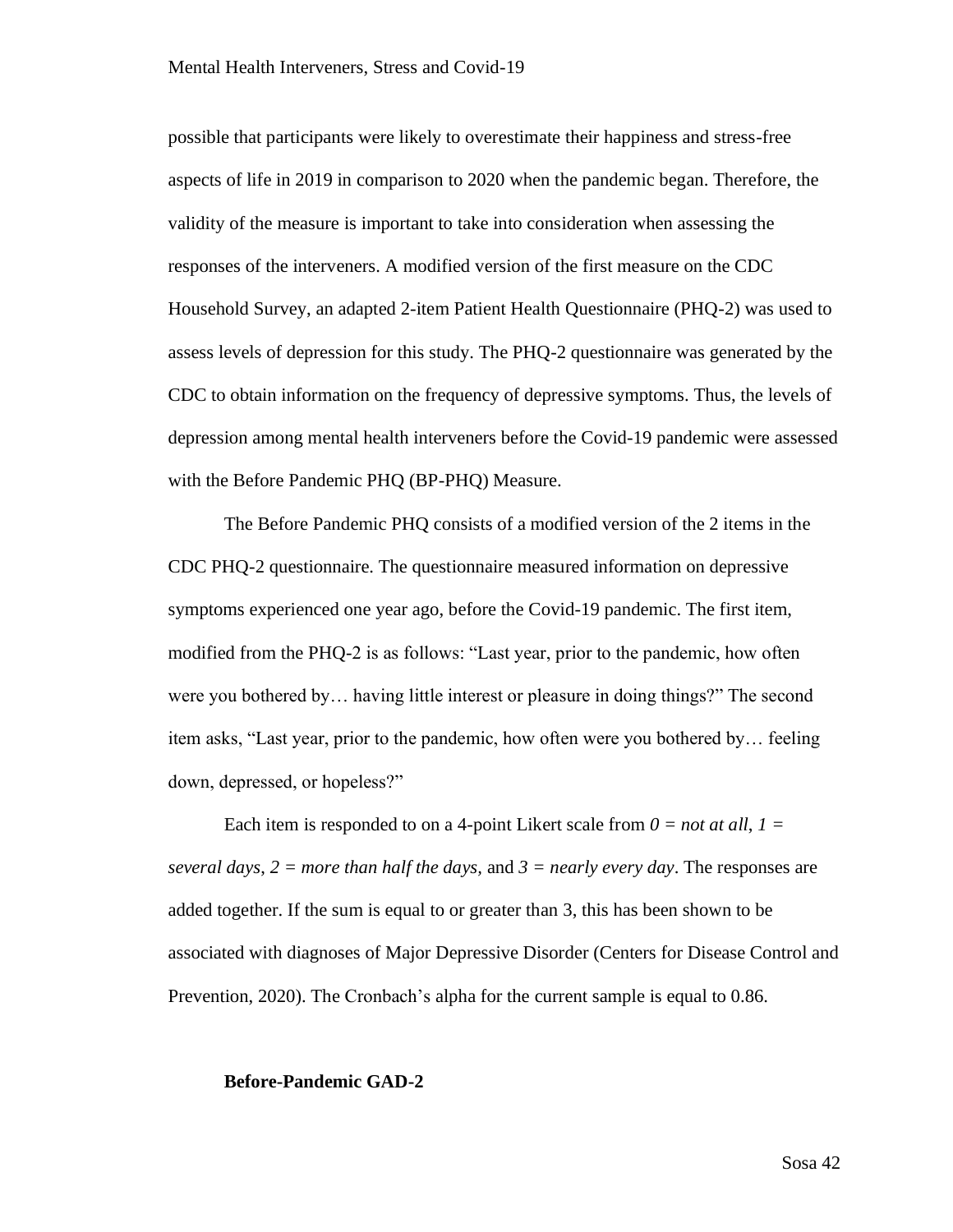possible that participants were likely to overestimate their happiness and stress-free aspects of life in 2019 in comparison to 2020 when the pandemic began. Therefore, the validity of the measure is important to take into consideration when assessing the responses of the interveners. A modified version of the first measure on the CDC Household Survey, an adapted 2-item Patient Health Questionnaire (PHQ-2) was used to assess levels of depression for this study. The PHQ-2 questionnaire was generated by the CDC to obtain information on the frequency of depressive symptoms. Thus, the levels of depression among mental health interveners before the Covid-19 pandemic were assessed with the Before Pandemic PHQ (BP-PHQ) Measure.

The Before Pandemic PHQ consists of a modified version of the 2 items in the CDC PHQ-2 questionnaire. The questionnaire measured information on depressive symptoms experienced one year ago, before the Covid-19 pandemic. The first item, modified from the PHQ-2 is as follows: "Last year, prior to the pandemic, how often were you bothered by… having little interest or pleasure in doing things?" The second item asks, "Last year, prior to the pandemic, how often were you bothered by… feeling down, depressed, or hopeless?"

Each item is responded to on a 4-point Likert scale from *0 = not at all*, *1 = several days*, *2 = more than half the days*, and *3 = nearly every day*. The responses are added together. If the sum is equal to or greater than 3, this has been shown to be associated with diagnoses of Major Depressive Disorder (Centers for Disease Control and Prevention, 2020). The Cronbach's alpha for the current sample is equal to 0.86.

### Before-Pandemic GAD-2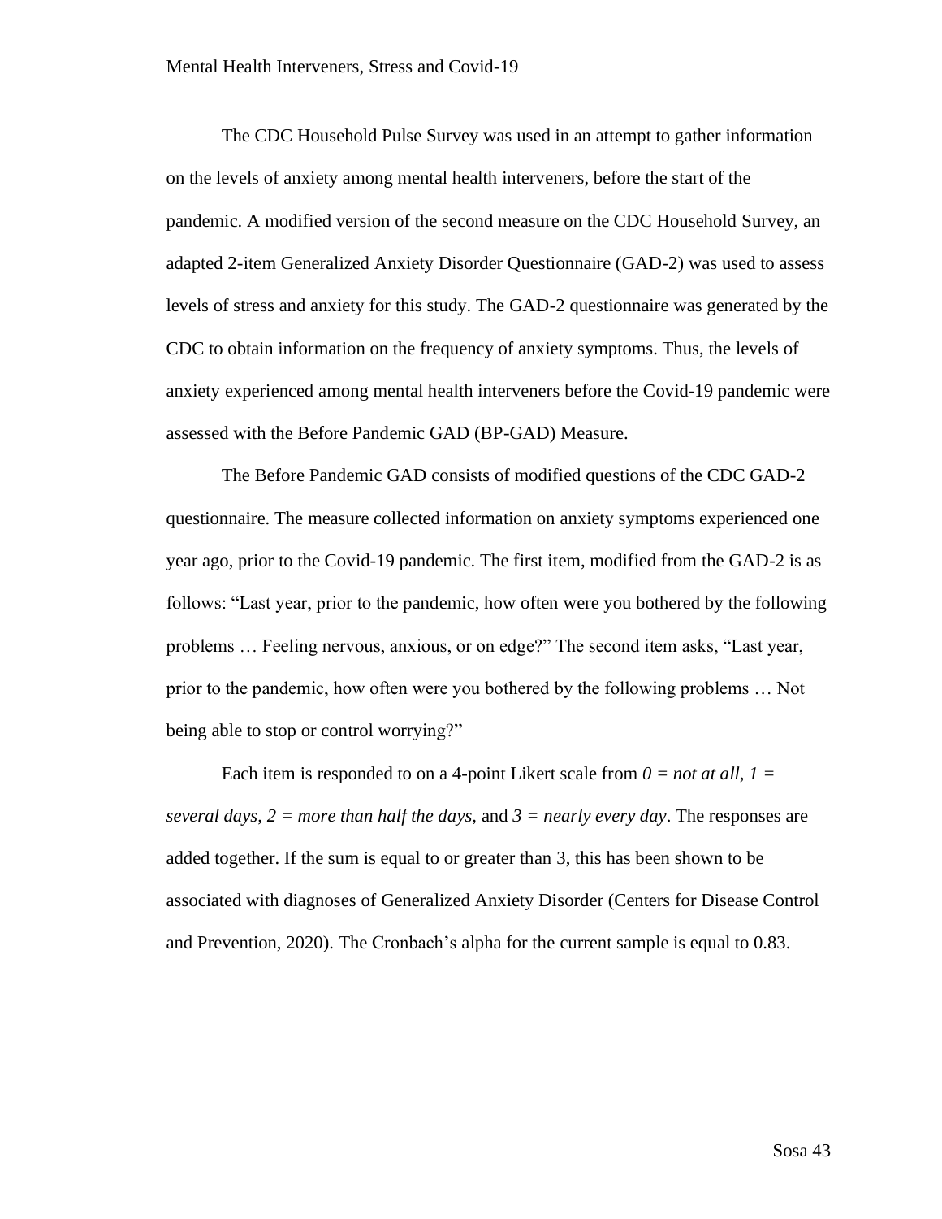The CDC Household Pulse Survey was used in an attempt to gather information on the levels of anxiety among mental health interveners, before the start of the pandemic. A modified version of the second measure on the CDC Household Survey, an adapted 2-item Generalized Anxiety Disorder Questionnaire (GAD-2) was used to assess levels of stress and anxiety for this study. The GAD-2 questionnaire was generated by the CDC to obtain information on the frequency of anxiety symptoms. Thus, the levels of anxiety experienced among mental health interveners before the Covid-19 pandemic were assessed with the Before Pandemic GAD (BP-GAD) Measure.

The Before Pandemic GAD consists of modified questions of the CDC GAD-2 questionnaire. The measure collected information on anxiety symptoms experienced one year ago, prior to the Covid-19 pandemic. The first item, modified from the GAD-2 is as follows: "Last year, prior to the pandemic, how often were you bothered by the following problems … Feeling nervous, anxious, or on edge?" The second item asks, "Last year, prior to the pandemic, how often were you bothered by the following problems … Not being able to stop or control worrying?"

Each item is responded to on a 4-point Likert scale from *0 = not at all*, *1 = several days*, *2 = more than half the days,* and *3 = nearly every day*. The responses are added together. If the sum is equal to or greater than 3, this has been shown to be associated with diagnoses of Generalized Anxiety Disorder (Centers for Disease Control and Prevention, 2020). The Cronbach's alpha for the current sample is equal to 0.83.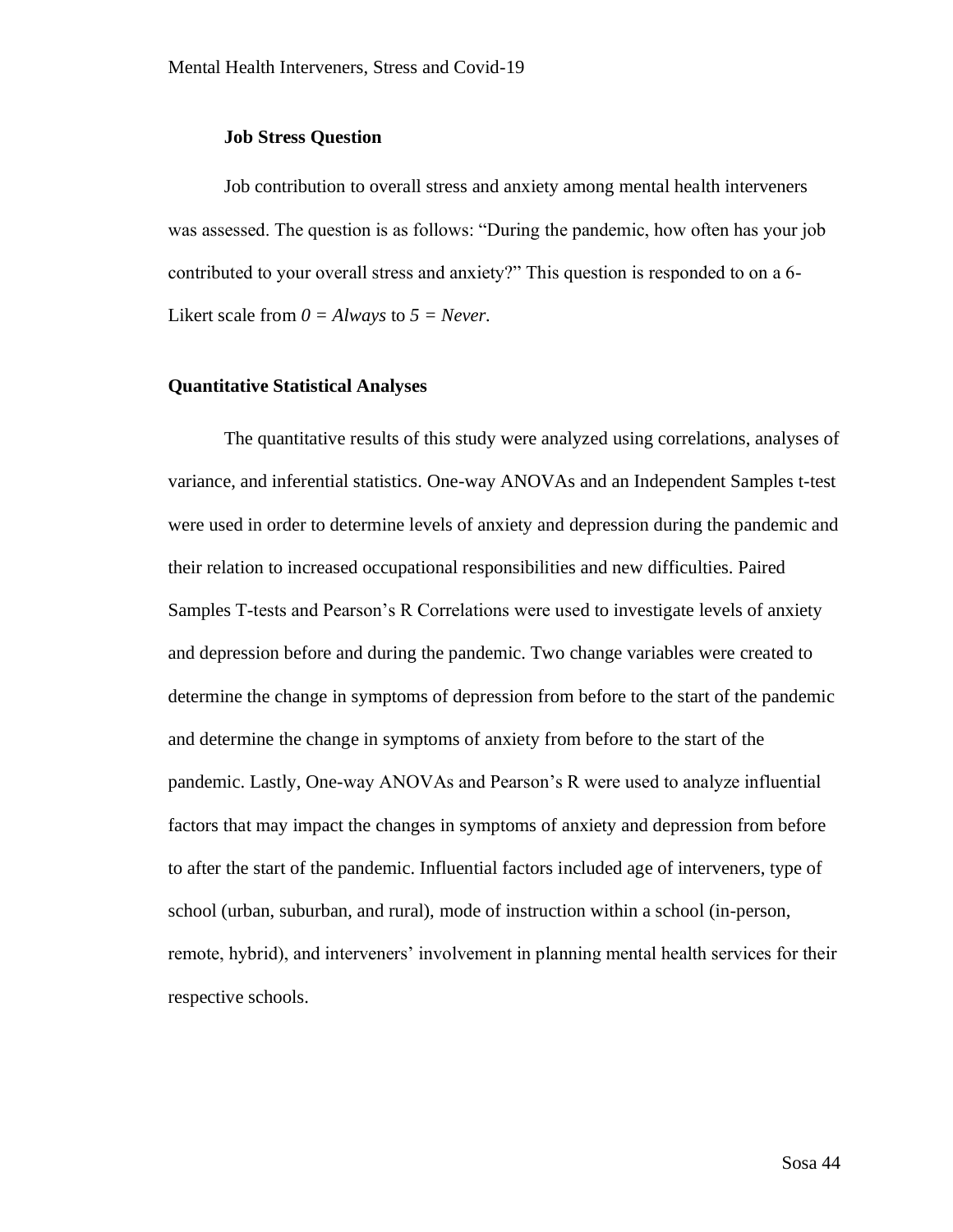### Job Stress Question

Job contribution to overall stress and anxiety among mental health interveners was assessed. The question is as follows: "During the pandemic, how often has your job contributed to your overall stress and anxiety?" This question is responded to on a 6-Likert scale from *0 = Always* to *5 = Never*.

## Quantitative Statistical Analyses

The quantitative results of this study were analyzed using correlations, analyses of variance, and inferential statistics. One-way ANOVAs and an Independent Samples t-test were used in order to determine levels of anxiety and depression during the pandemic and their relation to increased occupational responsibilities and new difficulties. Paired Samples T-tests and Pearson's R Correlations were used to investigate levels of anxiety and depression before and during the pandemic. Two change variables were created to determine the change in symptoms of depression from before to the start of the pandemic and determine the change in symptoms of anxiety from before to the start of the pandemic. Lastly, One-way ANOVAs and Pearson's R were used to analyze influential factors that may impact the changes in symptoms of anxiety and depression from before to after the start of the pandemic. Influential factors included age of interveners, type of school (urban, suburban, and rural), mode of instruction within a school (in-person, remote, hybrid), and interveners' involvement in planning mental health services for their respective schools.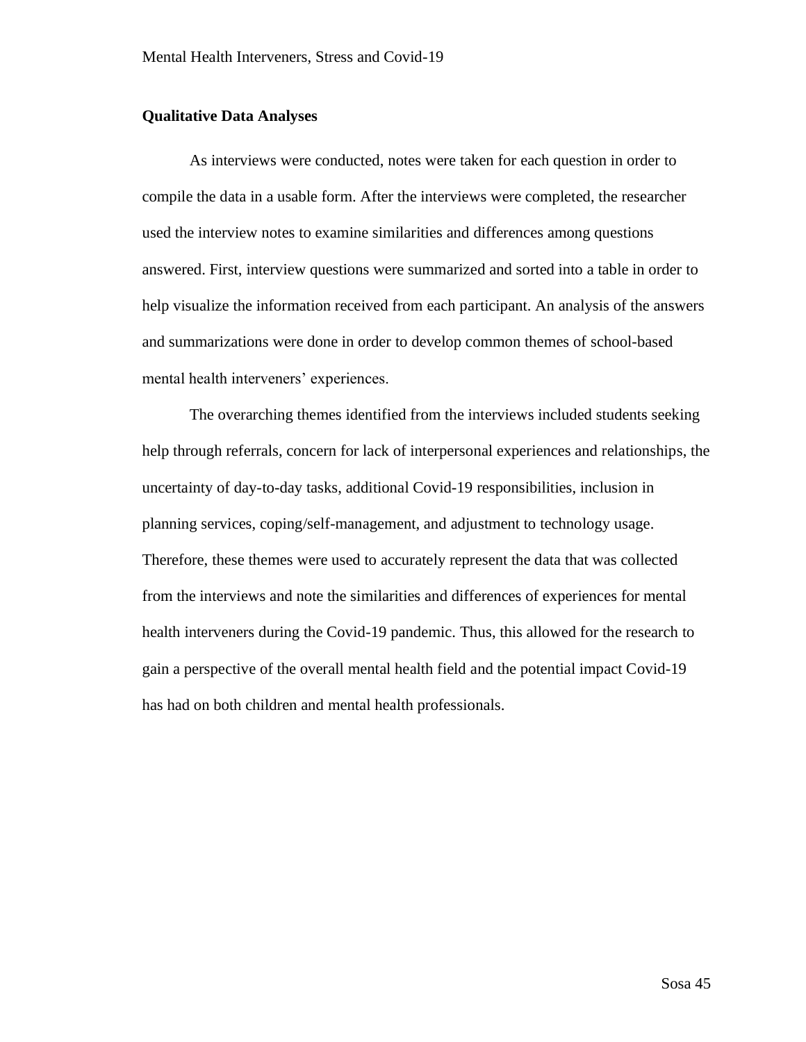**Qualitative Data Analyses**

As interviews were conducted, notes were taken for each question in order to compile the data in a usable form. After the interviews were completed, the researcher used the interview notes to examine similarities and differences among questions answered. First, interview questions were summarized and sorted into a table in order to help visualize the information received from each participant. An analysis of the answers and summarizations were done in order to develop common themes of school-based mental health interveners' experiences.

The overarching themes identified from the interviews included students seeking help through referrals, concern for lack of interpersonal experiences and relationships, the uncertainty of day-to-day tasks, additional Covid-19 responsibilities, inclusion in planning services, coping/self-management, and adjustment to technology usage. Therefore, these themes were used to accurately represent the data that was collected from the interviews and note the similarities and differences of experiences for mental health interveners during the Covid-19 pandemic. Thus, this allowed for the research to gain a perspective of the overall mental health field and the potential impact Covid-19 has had on both children and mental health professionals.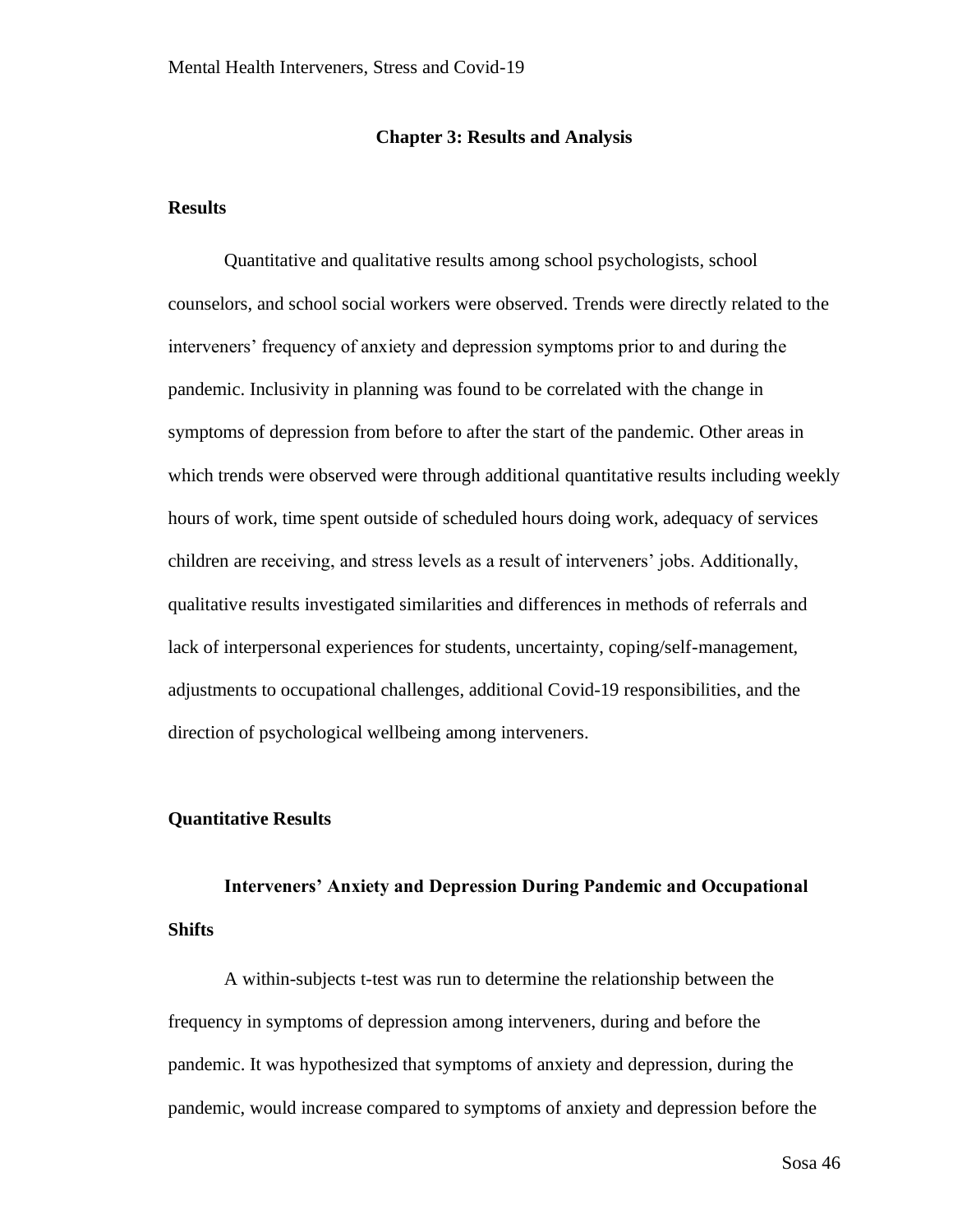# Chapter 3: Results and Analysis

## Results

Quantitative and qualitative results among school psychologists, school counselors, and school social workers were observed. Trends were directly related to the interveners' frequency of anxiety and depression symptoms prior to and during the pandemic. Inclusivity in planning was found to be correlated with the change in symptoms of depression from before to after the start of the pandemic. Other areas in which trends were observed were through additional quantitative results including weekly hours of work, time spent outside of scheduled hours doing work, adequacy of services children are receiving, and stress levels as a result of interveners' jobs. Additionally, qualitative results investigated similarities and differences in methods of referrals and lack of interpersonal experiences for students, uncertainty, coping/self-management, adjustments to occupational challenges, additional Covid-19 responsibilities, and the direction of psychological wellbeing among interveners.

## Quantitative Results

### Interveners' Anxiety and Depression During Pandemic and Occupational Shifts

A within-subjects t-test was run to determine the relationship between the frequency in symptoms of depression among interveners, during and before the pandemic. It was hypothesized that symptoms of anxiety and depression, during the pandemic, would increase compared to symptoms of anxiety and depression before the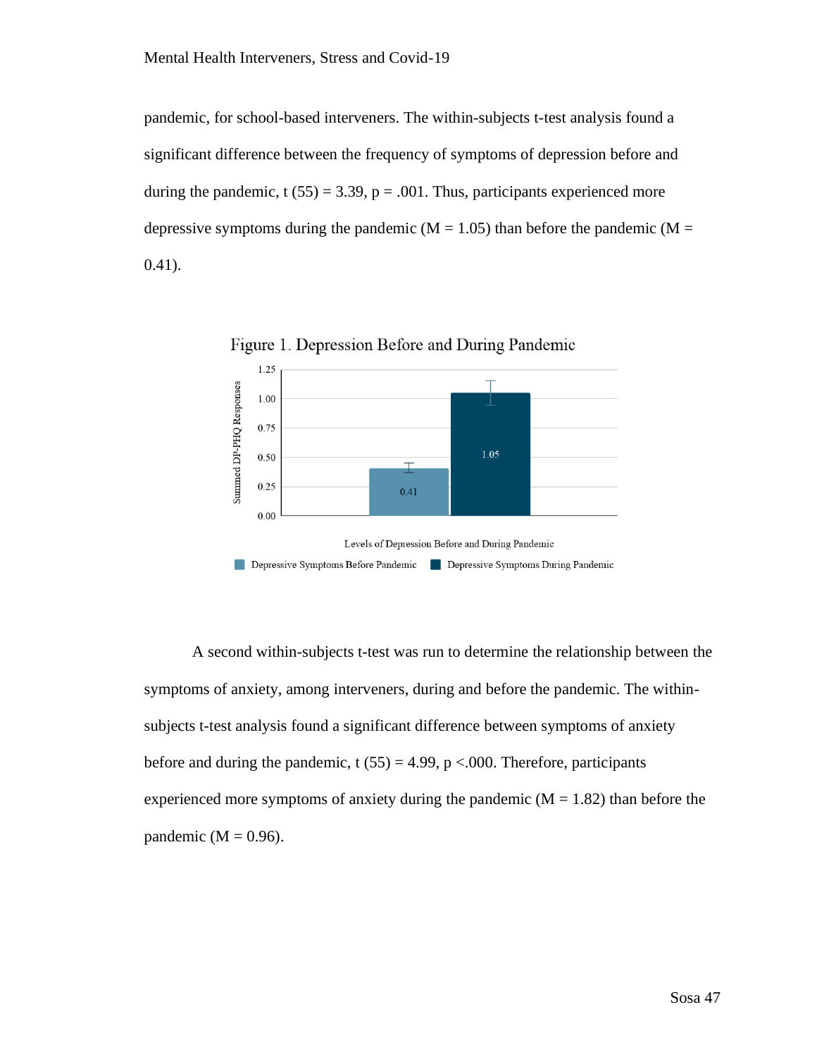pandemic, for school-based interveners. The within-subjects t-test analysis found a significant difference between the frequency of symptoms of depression before and during the pandemic, $t(55) = 3.39$, $p = .001$. Thus, participants experienced more depressive symptoms during the pandemic ($M = 1.05$) than before the pandemic ($M = 0.41$).

Figure 1. Depression Before and During Pandemic

A second within-subjects t-test was run to determine the relationship between the symptoms of anxiety, among interveners, during and before the pandemic. The within-subjects t-test analysis found a significant difference between symptoms of anxiety before and during the pandemic, $t(55) = 4.99$, $p <.000$. Therefore, participants experienced more symptoms of anxiety during the pandemic ($M = 1.82$) than before the pandemic ($M = 0.96$).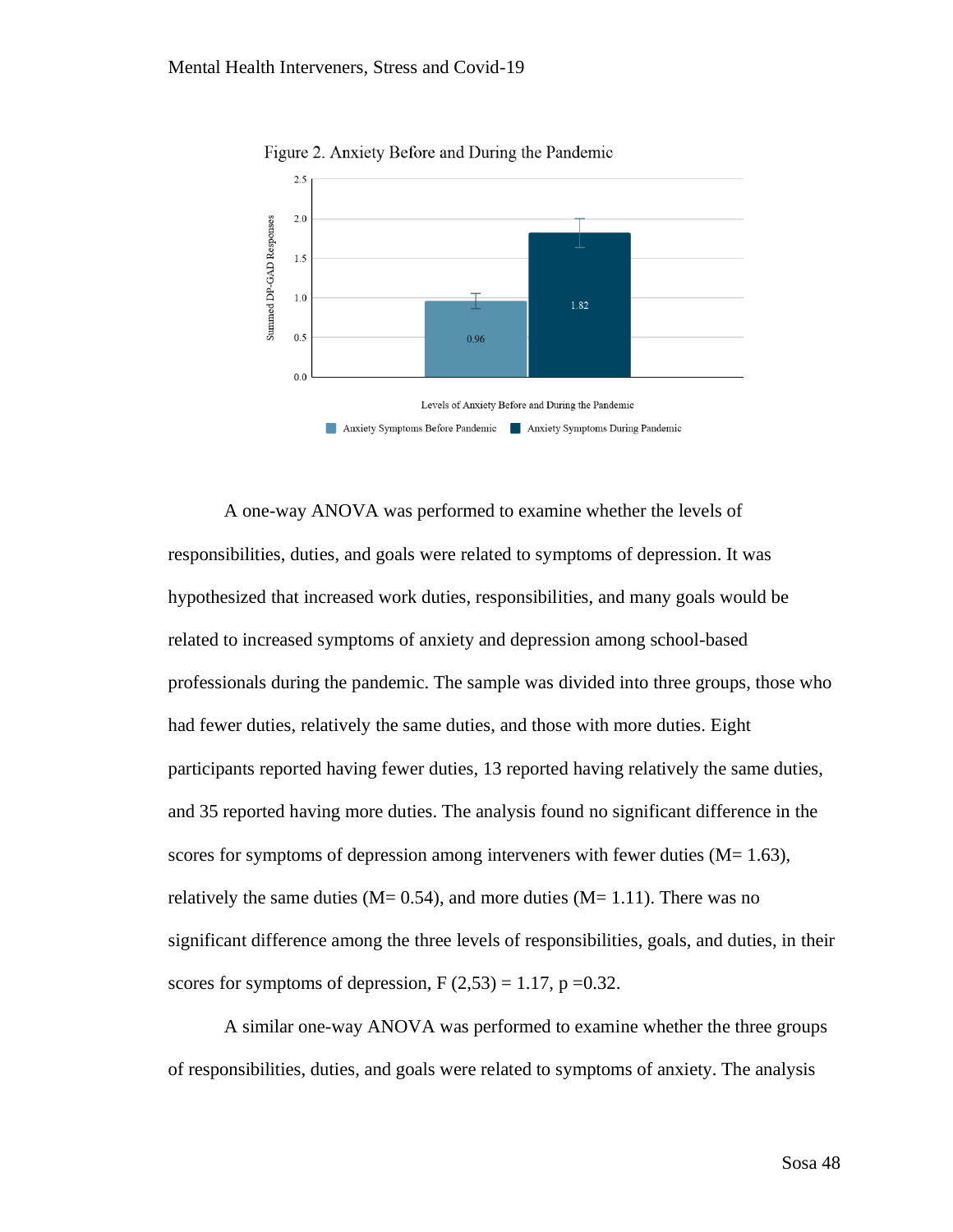Figure 2. Anxiety Before and During the Pandemic

A one-way ANOVA was performed to examine whether the levels of responsibilities, duties, and goals were related to symptoms of depression. It was hypothesized that increased work duties, responsibilities, and many goals would be related to increased symptoms of anxiety and depression among school-based professionals during the pandemic. The sample was divided into three groups, those who had fewer duties, relatively the same duties, and those with more duties. Eight participants reported having fewer duties, 13 reported having relatively the same duties, and 35 reported having more duties. The analysis found no significant difference in the scores for symptoms of depression among interveners with fewer duties ($M= 1.63$), relatively the same duties ($M= 0.54$), and more duties ($M= 1.11$). There was no significant difference among the three levels of responsibilities, goals, and duties, in their scores for symptoms of depression, $F\ (2,53) = 1.17$, $p = 0.32$.

A similar one-way ANOVA was performed to examine whether the three groups of responsibilities, duties, and goals were related to symptoms of anxiety. The analysis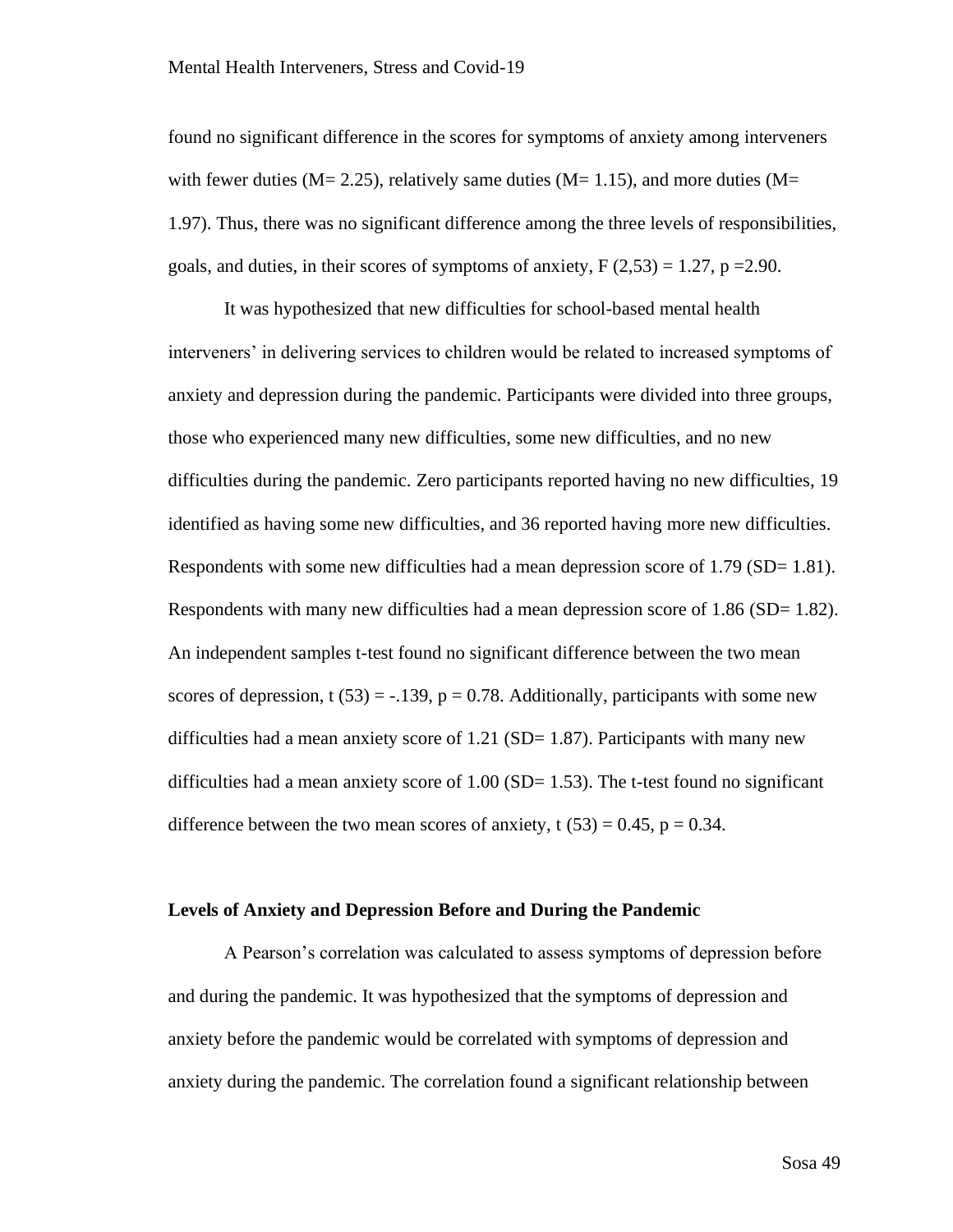found no significant difference in the scores for symptoms of anxiety among interveners with fewer duties ($M= 2.25$), relatively same duties ($M= 1.15$), and more duties ($M= 1.97$). Thus, there was no significant difference among the three levels of responsibilities, goals, and duties, in their scores of symptoms of anxiety, $F(2,53) = 1.27$, $p = 2.90$.

It was hypothesized that new difficulties for school-based mental health interveners' in delivering services to children would be related to increased symptoms of anxiety and depression during the pandemic. Participants were divided into three groups, those who experienced many new difficulties, some new difficulties, and no new difficulties during the pandemic. Zero participants reported having no new difficulties, 19 identified as having some new difficulties, and 36 reported having more new difficulties. Respondents with some new difficulties had a mean depression score of 1.79 ($SD= 1.81$). Respondents with many new difficulties had a mean depression score of 1.86 ($SD= 1.82$). An independent samples t-test found no significant difference between the two mean scores of depression, $t(53) = -.139$, $p = 0.78$. Additionally, participants with some new difficulties had a mean anxiety score of 1.21 ($SD= 1.87$). Participants with many new difficulties had a mean anxiety score of 1.00 ($SD= 1.53$). The t-test found no significant difference between the two mean scores of anxiety, $t(53) = 0.45$, $p = 0.34$.

## Levels of Anxiety and Depression Before and During the Pandemic

A Pearson's correlation was calculated to assess symptoms of depression before and during the pandemic. It was hypothesized that the symptoms of depression and anxiety before the pandemic would be correlated with symptoms of depression and anxiety during the pandemic. The correlation found a significant relationship between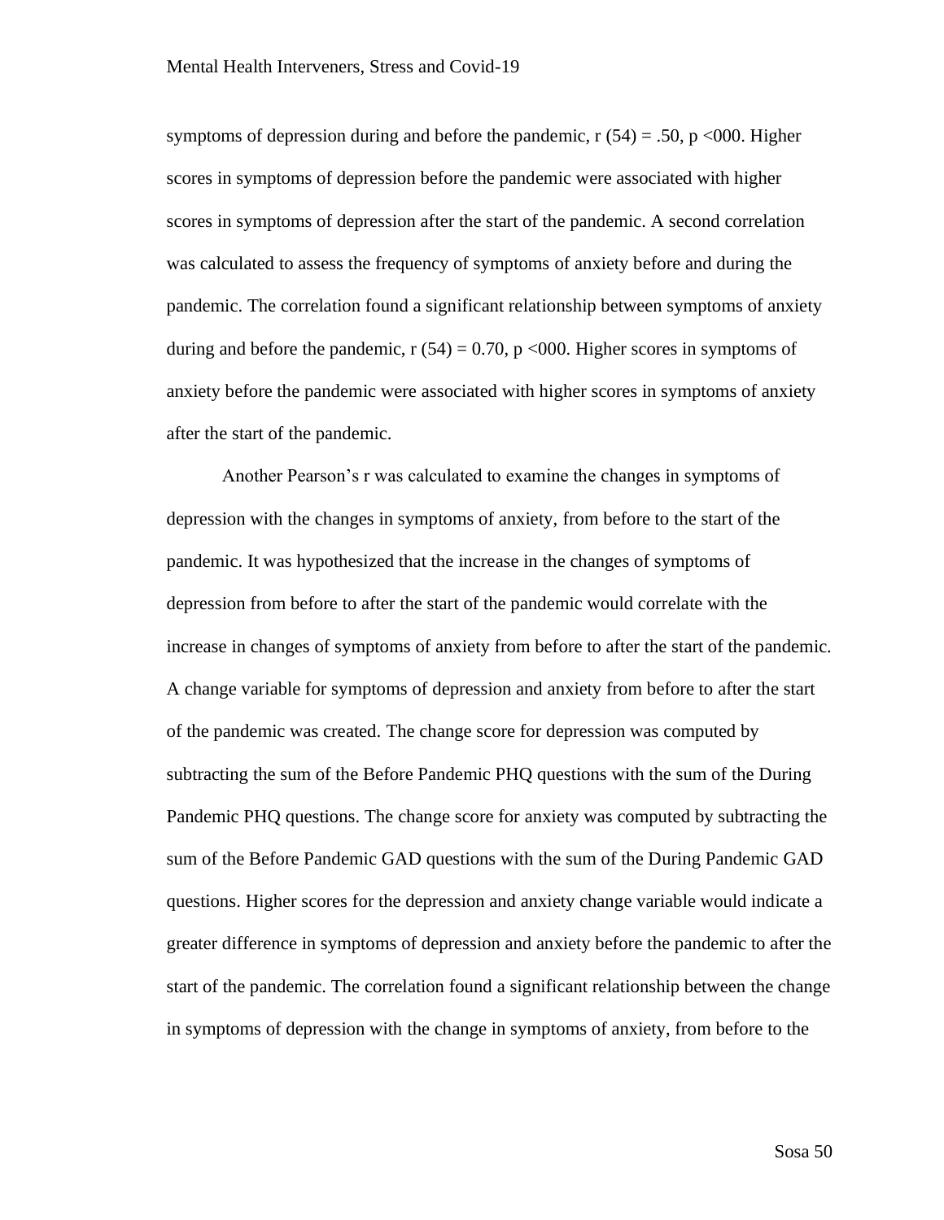symptoms of depression during and before the pandemic, $r(54) = .50$, $p < 000$. Higher scores in symptoms of depression before the pandemic were associated with higher scores in symptoms of depression after the start of the pandemic. A second correlation was calculated to assess the frequency of symptoms of anxiety before and during the pandemic. The correlation found a significant relationship between symptoms of anxiety during and before the pandemic, $r(54) = 0.70$, $p < 000$. Higher scores in symptoms of anxiety before the pandemic were associated with higher scores in symptoms of anxiety after the start of the pandemic.

Another Pearson's r was calculated to examine the changes in symptoms of depression with the changes in symptoms of anxiety, from before to the start of the pandemic. It was hypothesized that the increase in the changes of symptoms of depression from before to after the start of the pandemic would correlate with the increase in changes of symptoms of anxiety from before to after the start of the pandemic. A change variable for symptoms of depression and anxiety from before to after the start of the pandemic was created. The change score for depression was computed by subtracting the sum of the Before Pandemic PHQ questions with the sum of the During Pandemic PHQ questions. The change score for anxiety was computed by subtracting the sum of the Before Pandemic GAD questions with the sum of the During Pandemic GAD questions. Higher scores for the depression and anxiety change variable would indicate a greater difference in symptoms of depression and anxiety before the pandemic to after the start of the pandemic. The correlation found a significant relationship between the change in symptoms of depression with the change in symptoms of anxiety, from before to the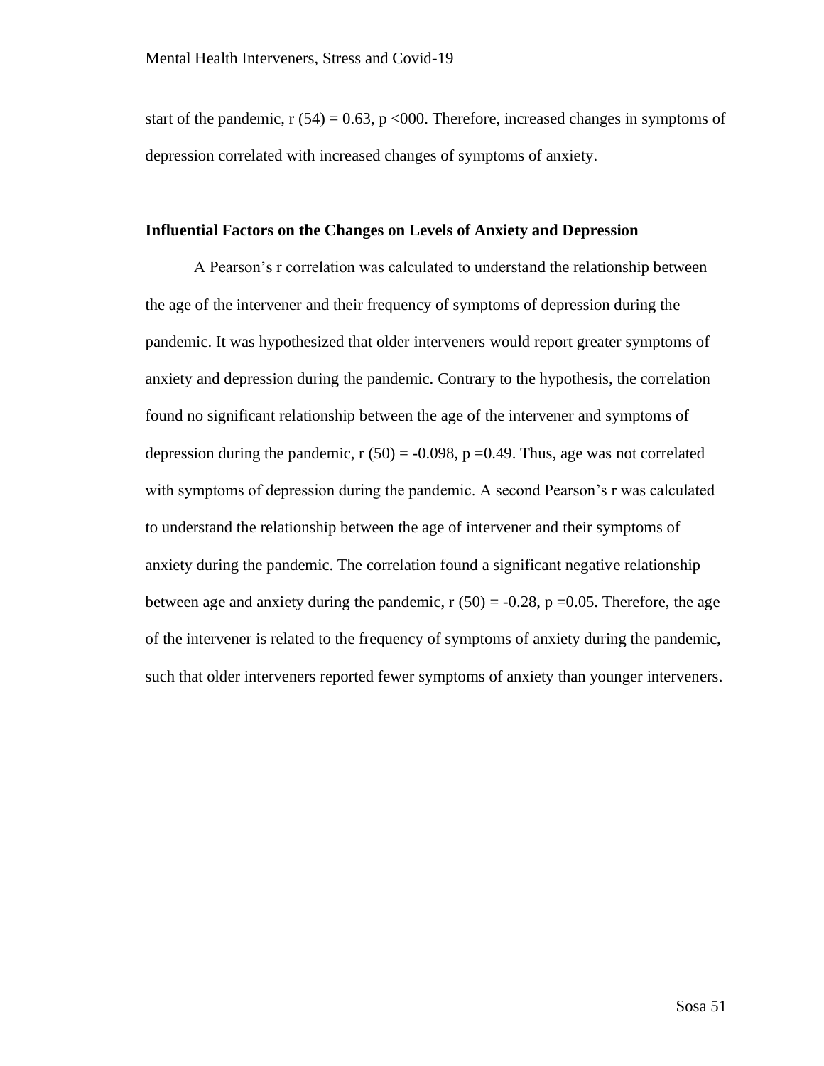start of the pandemic, $r(54) = 0.63$, $p < 000$. Therefore, increased changes in symptoms of depression correlated with increased changes of symptoms of anxiety.

### Influential Factors on the Changes on Levels of Anxiety and Depression

A Pearson's r correlation was calculated to understand the relationship between the age of the intervener and their frequency of symptoms of depression during the pandemic. It was hypothesized that older interveners would report greater symptoms of anxiety and depression during the pandemic. Contrary to the hypothesis, the correlation found no significant relationship between the age of the intervener and symptoms of depression during the pandemic, $r(50) = -0.098$, $p = 0.49$. Thus, age was not correlated with symptoms of depression during the pandemic. A second Pearson's r was calculated to understand the relationship between the age of intervener and their symptoms of anxiety during the pandemic. The correlation found a significant negative relationship between age and anxiety during the pandemic, $r(50) = -0.28$, $p = 0.05$. Therefore, the age of the intervener is related to the frequency of symptoms of anxiety during the pandemic, such that older interveners reported fewer symptoms of anxiety than younger interveners.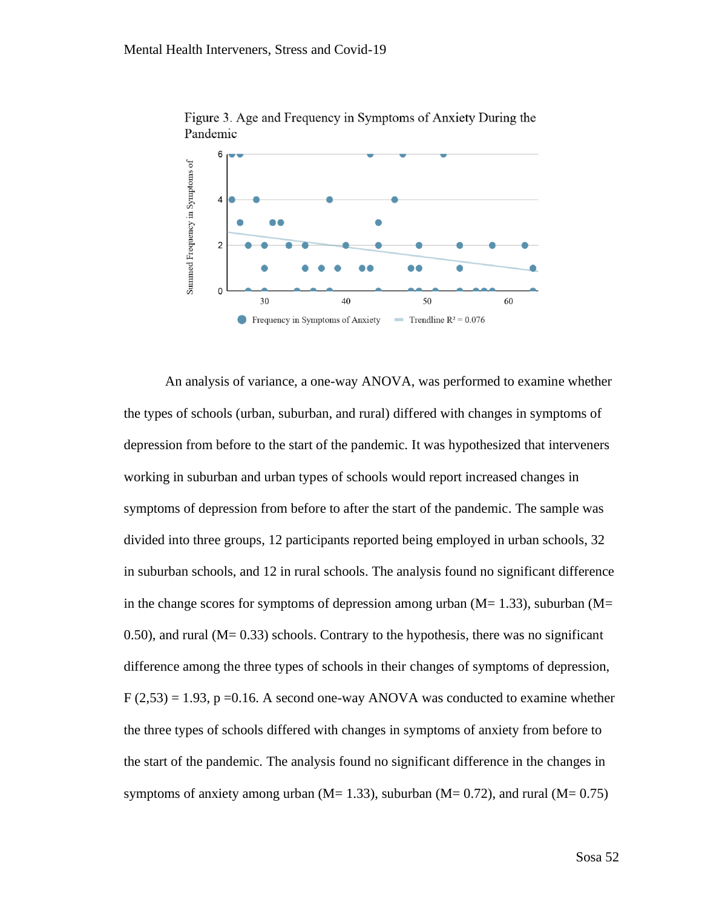Figure 3. Age and Frequency in Symptoms of Anxiety During the Pandemic

An analysis of variance, a one-way ANOVA, was performed to examine whether the types of schools (urban, suburban, and rural) differed with changes in symptoms of depression from before to the start of the pandemic. It was hypothesized that interveners working in suburban and urban types of schools would report increased changes in symptoms of depression from before to after the start of the pandemic. The sample was divided into three groups, 12 participants reported being employed in urban schools, 32 in suburban schools, and 12 in rural schools. The analysis found no significant difference in the change scores for symptoms of depression among urban (M= 1.33), suburban (M= 0.50), and rural (M= 0.33) schools. Contrary to the hypothesis, there was no significant difference among the three types of schools in their changes of symptoms of depression, $F(2,53) = 1.93$, $p = 0.16$. A second one-way ANOVA was conducted to examine whether the three types of schools differed with changes in symptoms of anxiety from before to the start of the pandemic. The analysis found no significant difference in the changes in symptoms of anxiety among urban (M= 1.33), suburban (M= 0.72), and rural (M= 0.75)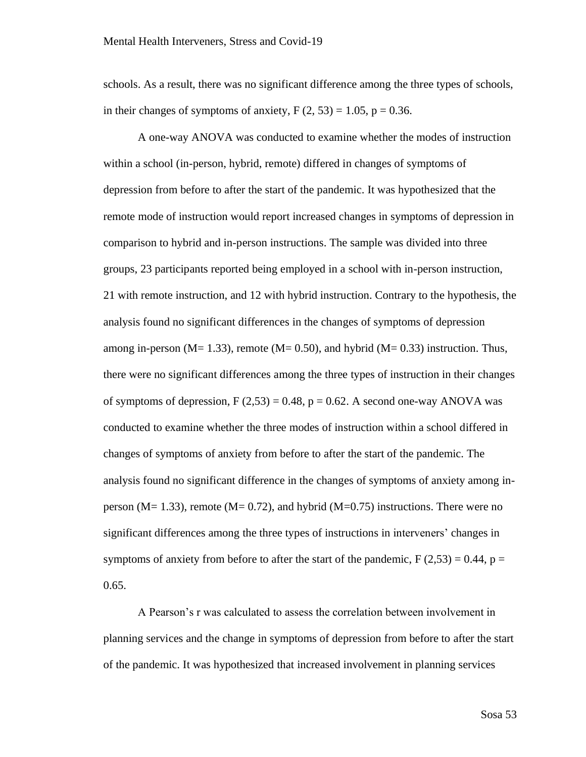schools. As a result, there was no significant difference among the three types of schools, in their changes of symptoms of anxiety, $F(2, 53) = 1.05$, $p = 0.36$.

A one-way ANOVA was conducted to examine whether the modes of instruction within a school (in-person, hybrid, remote) differed in changes of symptoms of depression from before to after the start of the pandemic. It was hypothesized that the remote mode of instruction would report increased changes in symptoms of depression in comparison to hybrid and in-person instructions. The sample was divided into three groups, 23 participants reported being employed in a school with in-person instruction, 21 with remote instruction, and 12 with hybrid instruction. Contrary to the hypothesis, the analysis found no significant differences in the changes of symptoms of depression among in-person ($M = 1.33$), remote ($M = 0.50$), and hybrid ($M = 0.33$) instruction. Thus, there were no significant differences among the three types of instruction in their changes of symptoms of depression, $F(2,53) = 0.48$, $p = 0.62$. A second one-way ANOVA was conducted to examine whether the three modes of instruction within a school differed in changes of symptoms of anxiety from before to after the start of the pandemic. The analysis found no significant difference in the changes of symptoms of anxiety among in-person ($M = 1.33$), remote ($M = 0.72$), and hybrid ($M = 0.75$) instructions. There were no significant differences among the three types of instructions in interveners' changes in symptoms of anxiety from before to after the start of the pandemic, $F(2,53) = 0.44$, $p = 0.65$.

A Pearson's r was calculated to assess the correlation between involvement in planning services and the change in symptoms of depression from before to after the start of the pandemic. It was hypothesized that increased involvement in planning services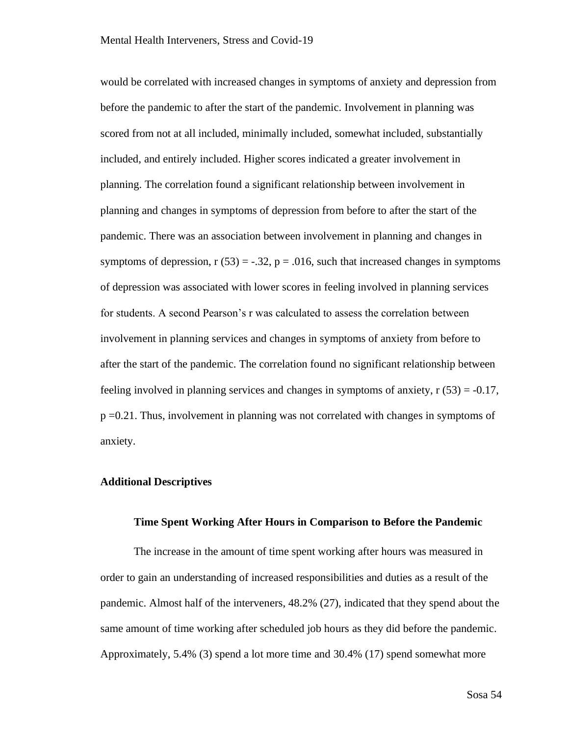would be correlated with increased changes in symptoms of anxiety and depression from before the pandemic to after the start of the pandemic. Involvement in planning was scored from not at all included, minimally included, somewhat included, substantially included, and entirely included. Higher scores indicated a greater involvement in planning. The correlation found a significant relationship between involvement in planning and changes in symptoms of depression from before to after the start of the pandemic. There was an association between involvement in planning and changes in symptoms of depression, $r(53) = -.32$, $p = .016$, such that increased changes in symptoms of depression was associated with lower scores in feeling involved in planning services for students. A second Pearson's r was calculated to assess the correlation between involvement in planning services and changes in symptoms of anxiety from before to after the start of the pandemic. The correlation found no significant relationship between feeling involved in planning services and changes in symptoms of anxiety, $r(53) = -0.17$, $p = 0.21$. Thus, involvement in planning was not correlated with changes in symptoms of anxiety.

## Additional Descriptives

### Time Spent Working After Hours in Comparison to Before the Pandemic

The increase in the amount of time spent working after hours was measured in order to gain an understanding of increased responsibilities and duties as a result of the pandemic. Almost half of the interveners, 48.2% (27), indicated that they spend about the same amount of time working after scheduled job hours as they did before the pandemic. Approximately, 5.4% (3) spend a lot more time and 30.4% (17) spend somewhat more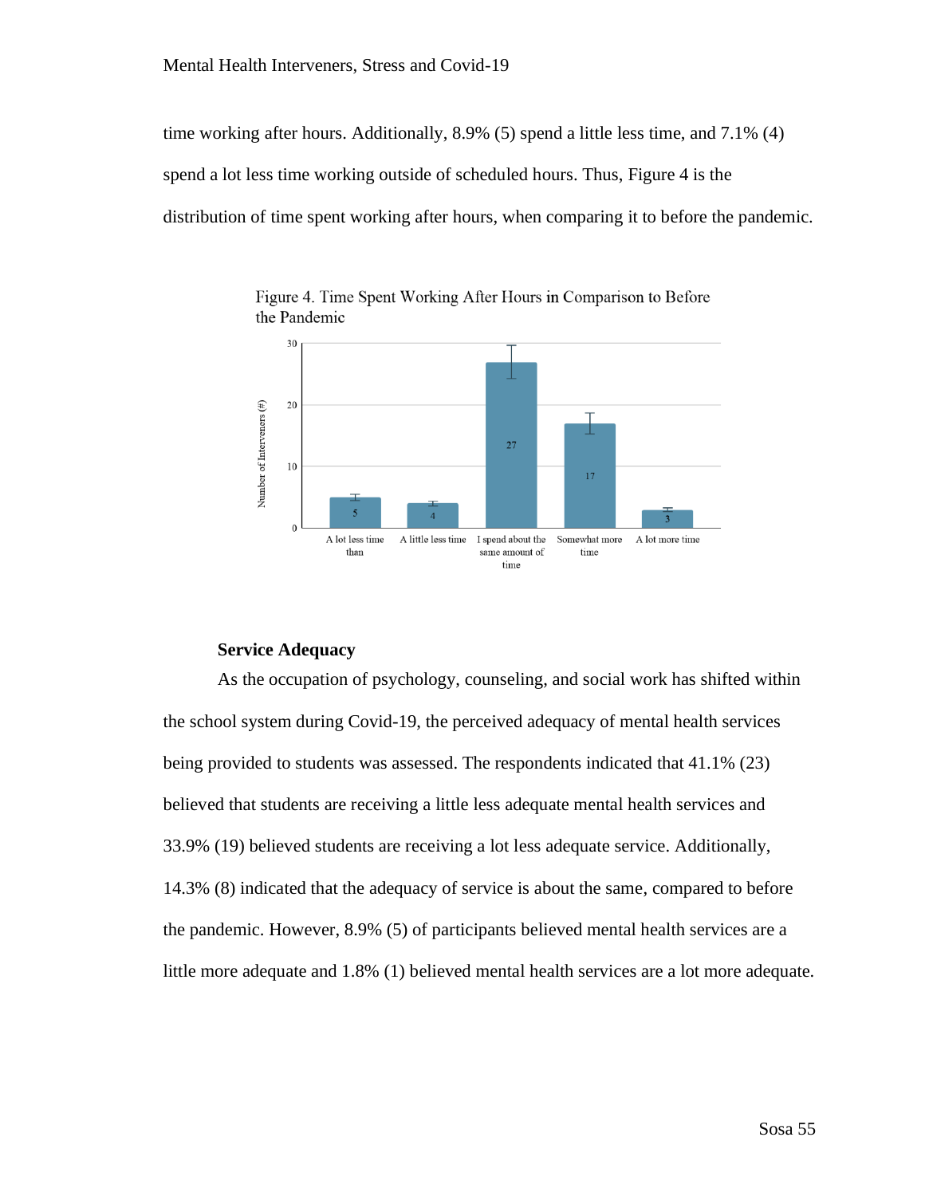time working after hours. Additionally, 8.9% (5) spend a little less time, and 7.1% (4) spend a lot less time working outside of scheduled hours. Thus, Figure 4 is the distribution of time spent working after hours, when comparing it to before the pandemic.

Figure 4. Time Spent Working After Hours in Comparison to Before the Pandemic

### Service Adequacy

As the occupation of psychology, counseling, and social work has shifted within the school system during Covid-19, the perceived adequacy of mental health services being provided to students was assessed. The respondents indicated that 41.1% (23) believed that students are receiving a little less adequate mental health services and 33.9% (19) believed students are receiving a lot less adequate service. Additionally, 14.3% (8) indicated that the adequacy of service is about the same, compared to before the pandemic. However, 8.9% (5) of participants believed mental health services are a little more adequate and 1.8% (1) believed mental health services are a lot more adequate.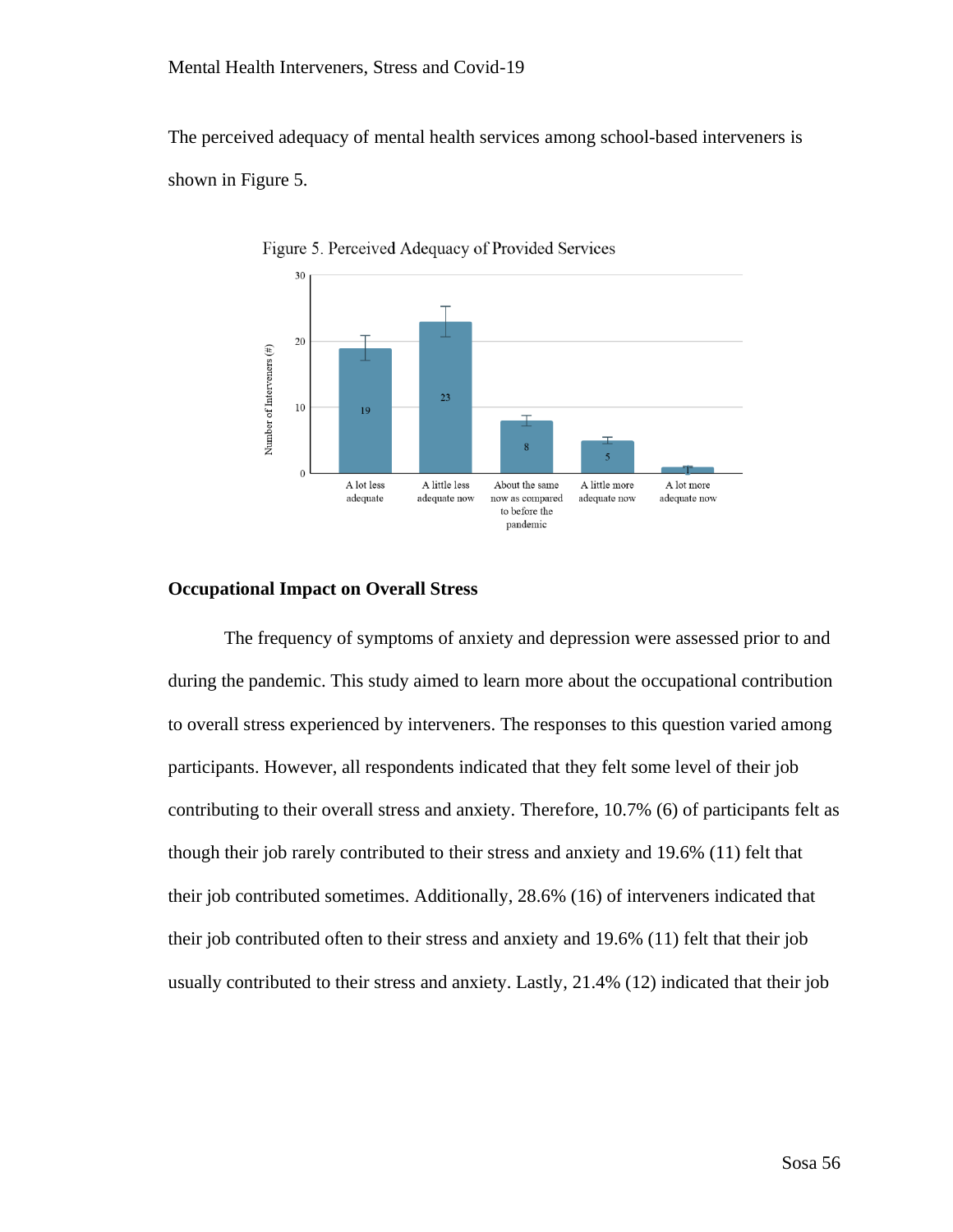The perceived adequacy of mental health services among school-based interveners is shown in Figure 5.

Figure 5. Perceived Adequacy of Provided Services

## Occupational Impact on Overall Stress

The frequency of symptoms of anxiety and depression were assessed prior to and during the pandemic. This study aimed to learn more about the occupational contribution to overall stress experienced by interveners. The responses to this question varied among participants. However, all respondents indicated that they felt some level of their job contributing to their overall stress and anxiety. Therefore, 10.7% (6) of participants felt as though their job rarely contributed to their stress and anxiety and 19.6% (11) felt that their job contributed sometimes. Additionally, 28.6% (16) of interveners indicated that their job contributed often to their stress and anxiety and 19.6% (11) felt that their job usually contributed to their stress and anxiety. Lastly, 21.4% (12) indicated that their job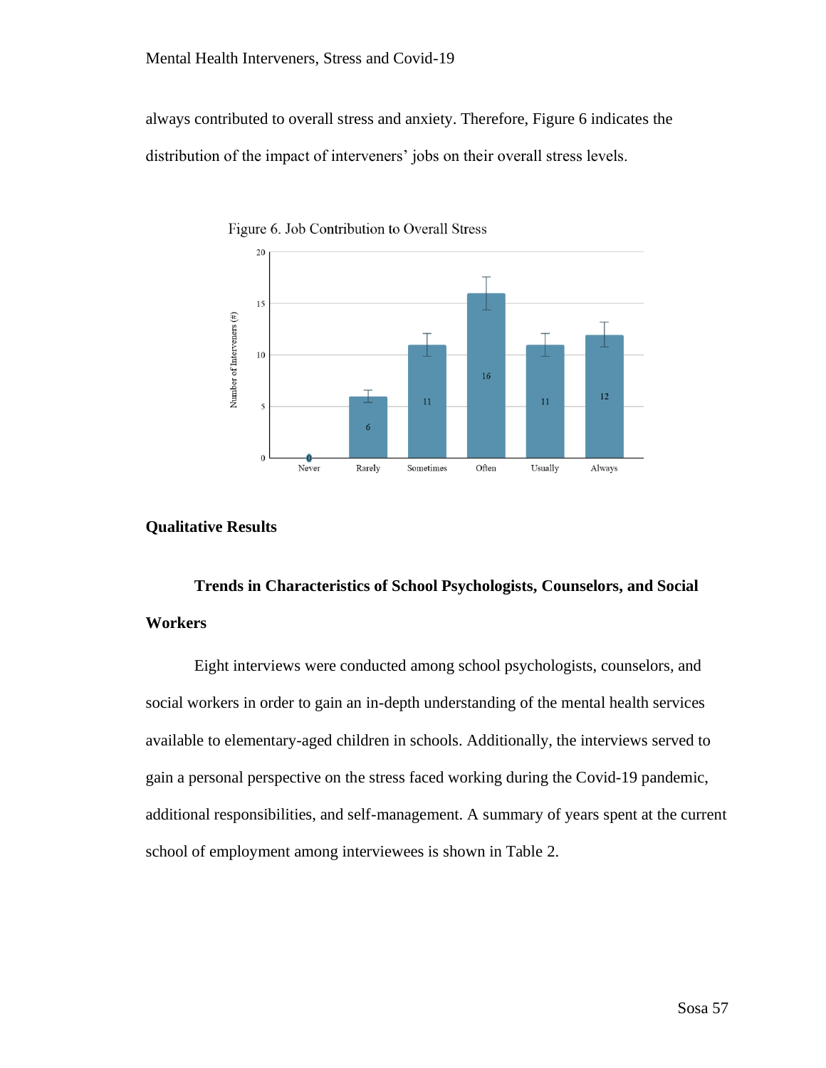always contributed to overall stress and anxiety. Therefore, Figure 6 indicates the distribution of the impact of interveners' jobs on their overall stress levels.

Figure 6. Job Contribution to Overall Stress

## Qualitative Results

### Trends in Characteristics of School Psychologists, Counselors, and Social Workers

Eight interviews were conducted among school psychologists, counselors, and social workers in order to gain an in-depth understanding of the mental health services available to elementary-aged children in schools. Additionally, the interviews served to gain a personal perspective on the stress faced working during the Covid-19 pandemic, additional responsibilities, and self-management. A summary of years spent at the current school of employment among interviewees is shown in Table 2.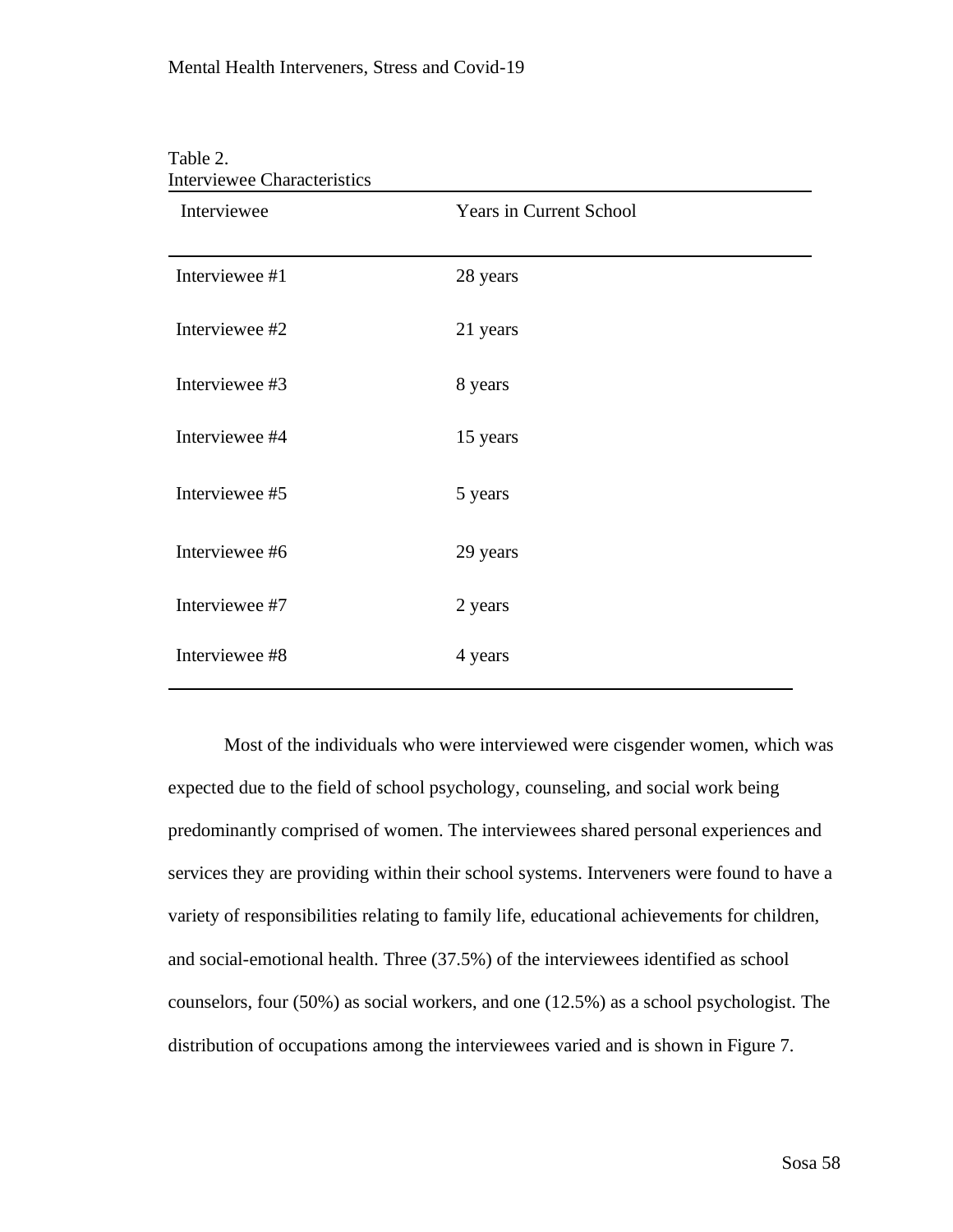Table 2.
Interviewee Characteristics

| Interviewee | Years in Current School |
| --- | --- |
| Interviewee #1 | 28 years |
| Interviewee #2 | 21 years |
| Interviewee #3 | 8 years |
| Interviewee #4 | 15 years |
| Interviewee #5 | 5 years |
| Interviewee #6 | 29 years |
| Interviewee #7 | 2 years |
| Interviewee #8 | 4 years |

Most of the individuals who were interviewed were cisgender women, which was expected due to the field of school psychology, counseling, and social work being predominantly comprised of women. The interviewees shared personal experiences and services they are providing within their school systems. Interveners were found to have a variety of responsibilities relating to family life, educational achievements for children, and social-emotional health. Three (37.5%) of the interviewees identified as school counselors, four (50%) as social workers, and one (12.5%) as a school psychologist. The distribution of occupations among the interviewees varied and is shown in Figure 7.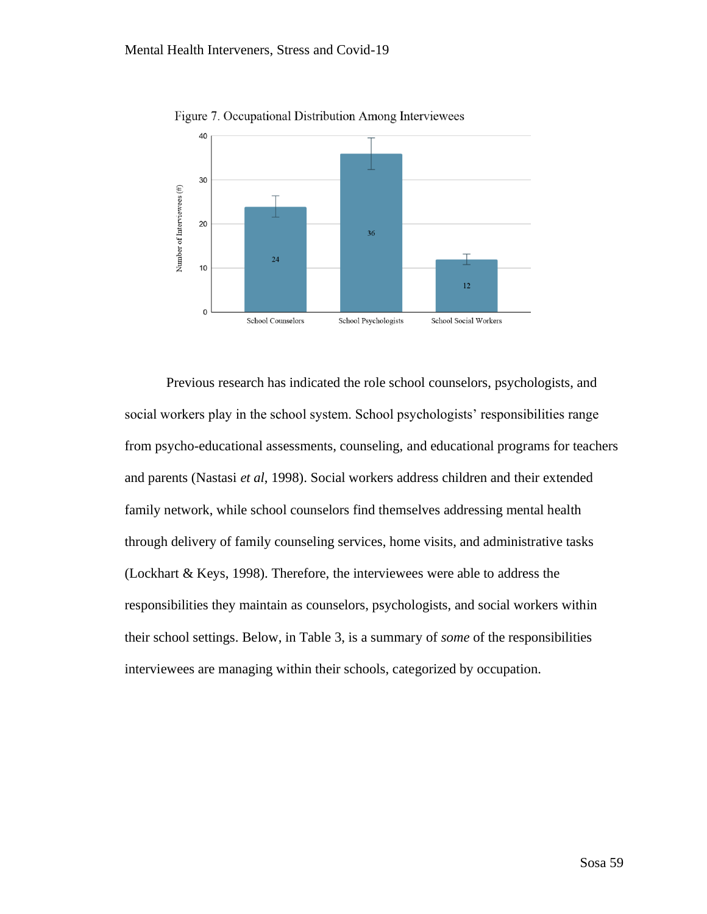Figure 7. Occupational Distribution Among Interviewees

Previous research has indicated the role school counselors, psychologists, and social workers play in the school system. School psychologists' responsibilities range from psycho-educational assessments, counseling, and educational programs for teachers and parents (Nastasi *et al*, 1998). Social workers address children and their extended family network, while school counselors find themselves addressing mental health through delivery of family counseling services, home visits, and administrative tasks (Lockhart & Keys, 1998). Therefore, the interviewees were able to address the responsibilities they maintain as counselors, psychologists, and social workers within their school settings. Below, in Table 3, is a summary of *some* of the responsibilities interviewees are managing within their schools, categorized by occupation.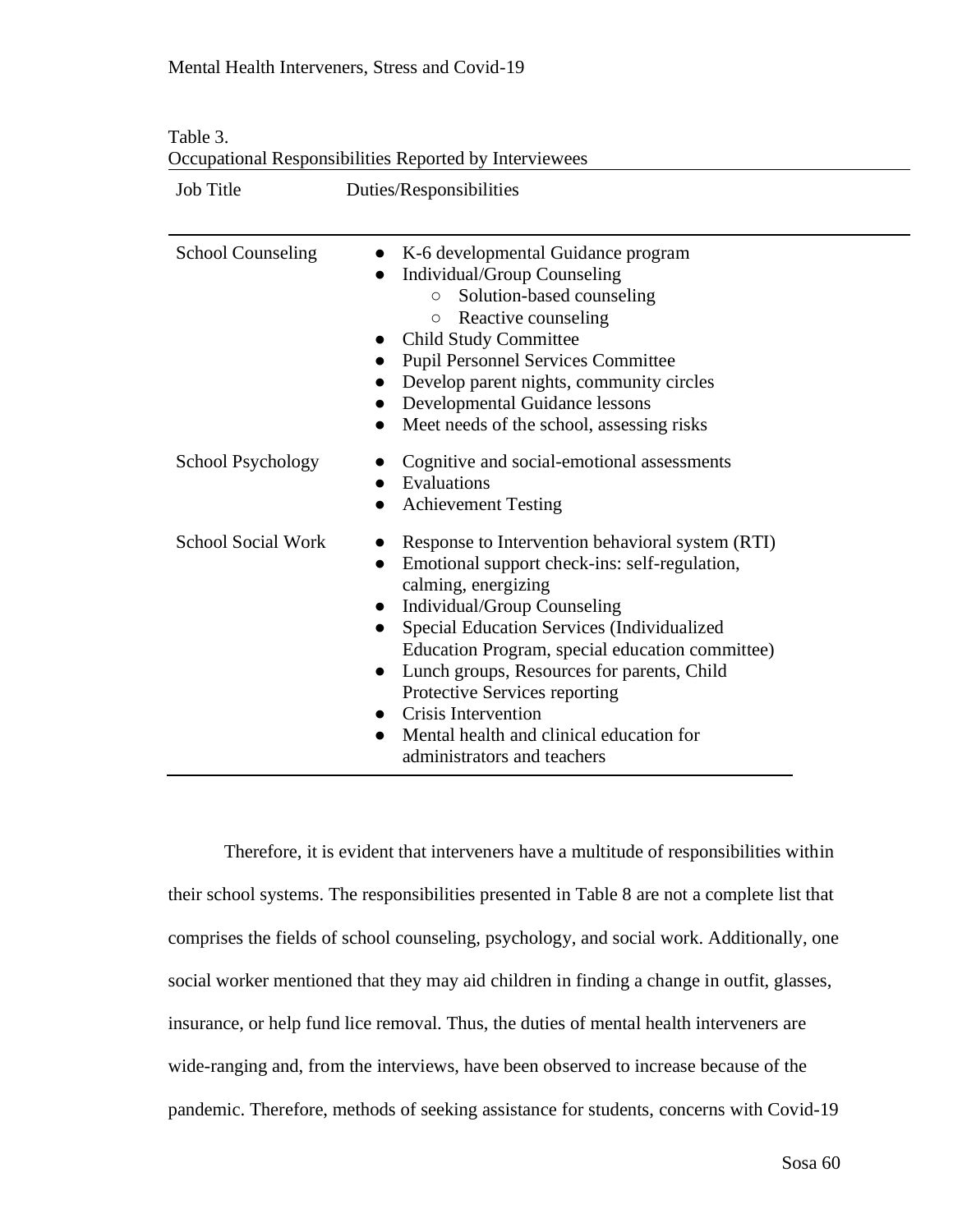Table 3.
Occupational Responsibilities Reported by Interviewees

| Job Title | Duties/Responsibilities |
|---|---|
| School Counseling | • K-6 developmental Guidance program<br>• Individual/Group Counseling<br>  ○ Solution-based counseling<br>  ○ Reactive counseling<br>• Child Study Committee<br>• Pupil Personnel Services Committee<br>• Develop parent nights, community circles<br>• Developmental Guidance lessons<br>• Meet needs of the school, assessing risks |
| School Psychology | • Cognitive and social-emotional assessments<br>• Evaluations<br>• Achievement Testing |
| School Social Work | • Response to Intervention behavioral system (RTI)<br>• Emotional support check-ins: self-regulation, calming, energizing<br>• Individual/Group Counseling<br>• Special Education Services (Individualized Education Program, special education committee)<br>• Lunch groups, Resources for parents, Child Protective Services reporting<br>• Crisis Intervention<br>• Mental health and clinical education for administrators and teachers |

Therefore, it is evident that interveners have a multitude of responsibilities within their school systems. The responsibilities presented in Table 8 are not a complete list that comprises the fields of school counseling, psychology, and social work. Additionally, one social worker mentioned that they may aid children in finding a change in outfit, glasses, insurance, or help fund lice removal. Thus, the duties of mental health interveners are wide-ranging and, from the interviews, have been observed to increase because of the pandemic. Therefore, methods of seeking assistance for students, concerns with Covid-19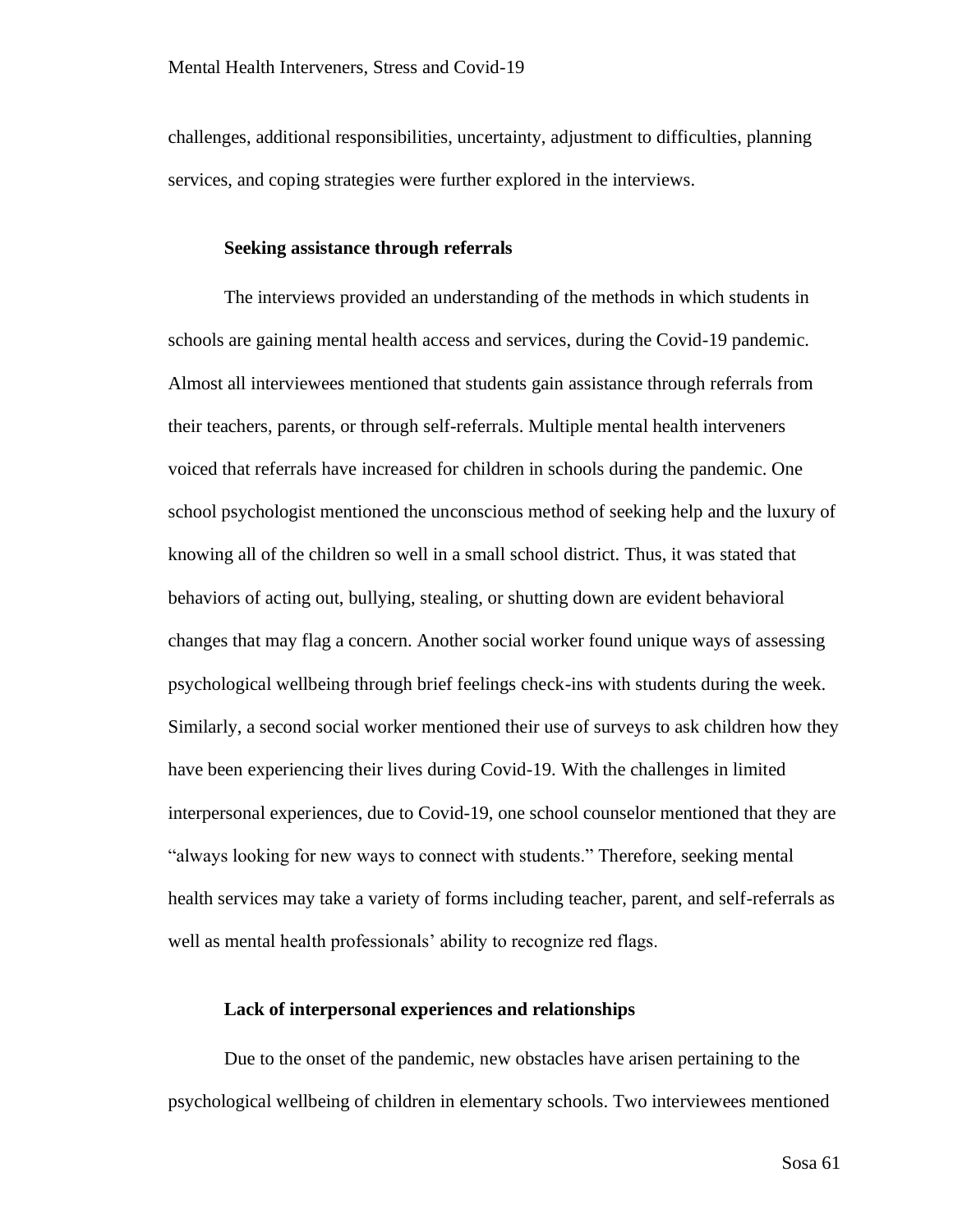challenges, additional responsibilities, uncertainty, adjustment to difficulties, planning services, and coping strategies were further explored in the interviews.

**Seeking assistance through referrals**

The interviews provided an understanding of the methods in which students in schools are gaining mental health access and services, during the Covid-19 pandemic. Almost all interviewees mentioned that students gain assistance through referrals from their teachers, parents, or through self-referrals. Multiple mental health interveners voiced that referrals have increased for children in schools during the pandemic. One school psychologist mentioned the unconscious method of seeking help and the luxury of knowing all of the children so well in a small school district. Thus, it was stated that behaviors of acting out, bullying, stealing, or shutting down are evident behavioral changes that may flag a concern. Another social worker found unique ways of assessing psychological wellbeing through brief feelings check-ins with students during the week. Similarly, a second social worker mentioned their use of surveys to ask children how they have been experiencing their lives during Covid-19. With the challenges in limited interpersonal experiences, due to Covid-19, one school counselor mentioned that they are "always looking for new ways to connect with students." Therefore, seeking mental health services may take a variety of forms including teacher, parent, and self-referrals as well as mental health professionals' ability to recognize red flags.

**Lack of interpersonal experiences and relationships**

Due to the onset of the pandemic, new obstacles have arisen pertaining to the psychological wellbeing of children in elementary schools. Two interviewees mentioned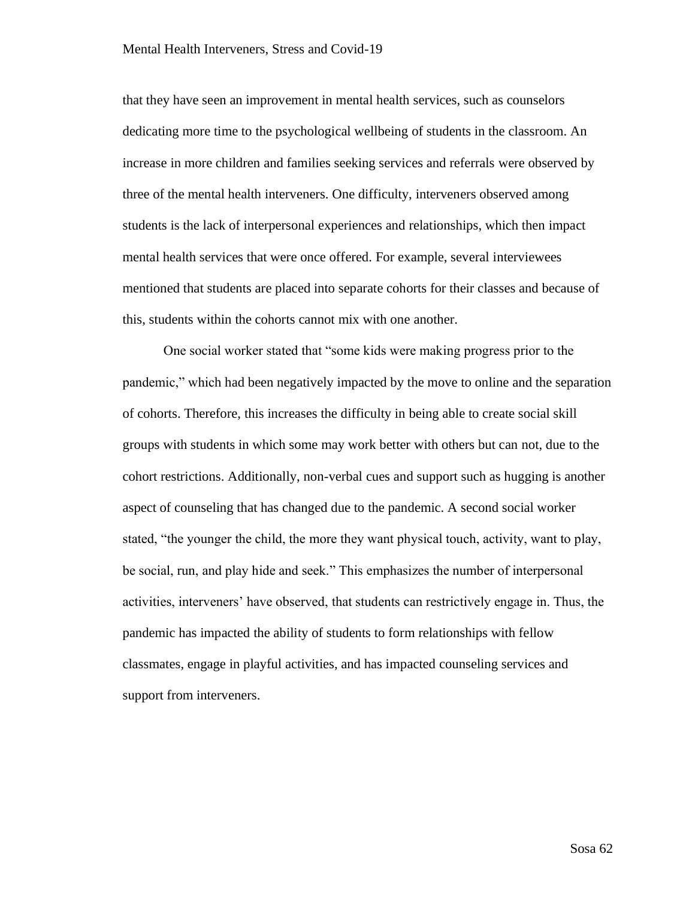that they have seen an improvement in mental health services, such as counselors dedicating more time to the psychological wellbeing of students in the classroom. An increase in more children and families seeking services and referrals were observed by three of the mental health interveners. One difficulty, interveners observed among students is the lack of interpersonal experiences and relationships, which then impact mental health services that were once offered. For example, several interviewees mentioned that students are placed into separate cohorts for their classes and because of this, students within the cohorts cannot mix with one another.

One social worker stated that "some kids were making progress prior to the pandemic," which had been negatively impacted by the move to online and the separation of cohorts. Therefore, this increases the difficulty in being able to create social skill groups with students in which some may work better with others but can not, due to the cohort restrictions. Additionally, non-verbal cues and support such as hugging is another aspect of counseling that has changed due to the pandemic. A second social worker stated, "the younger the child, the more they want physical touch, activity, want to play, be social, run, and play hide and seek." This emphasizes the number of interpersonal activities, interveners' have observed, that students can restrictively engage in. Thus, the pandemic has impacted the ability of students to form relationships with fellow classmates, engage in playful activities, and has impacted counseling services and support from interveners.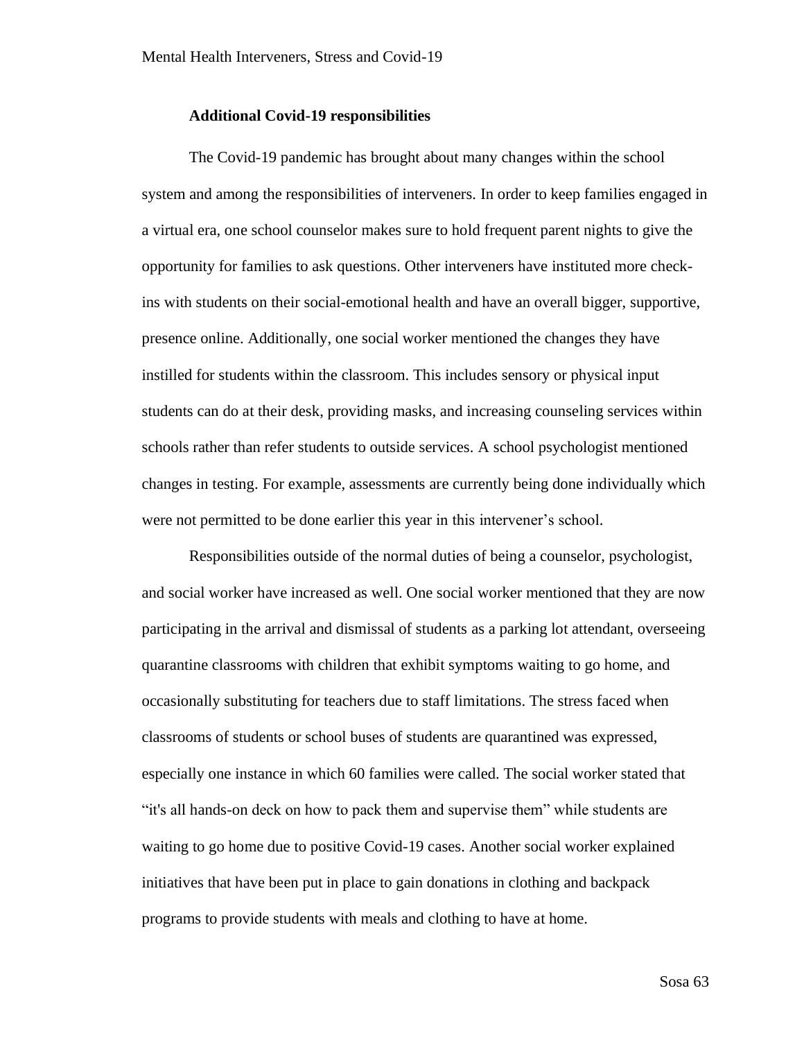**Additional Covid-19 responsibilities**

The Covid-19 pandemic has brought about many changes within the school system and among the responsibilities of interveners. In order to keep families engaged in a virtual era, one school counselor makes sure to hold frequent parent nights to give the opportunity for families to ask questions. Other interveners have instituted more check-ins with students on their social-emotional health and have an overall bigger, supportive, presence online. Additionally, one social worker mentioned the changes they have instilled for students within the classroom. This includes sensory or physical input students can do at their desk, providing masks, and increasing counseling services within schools rather than refer students to outside services. A school psychologist mentioned changes in testing. For example, assessments are currently being done individually which were not permitted to be done earlier this year in this intervener's school.

Responsibilities outside of the normal duties of being a counselor, psychologist, and social worker have increased as well. One social worker mentioned that they are now participating in the arrival and dismissal of students as a parking lot attendant, overseeing quarantine classrooms with children that exhibit symptoms waiting to go home, and occasionally substituting for teachers due to staff limitations. The stress faced when classrooms of students or school buses of students are quarantined was expressed, especially one instance in which 60 families were called. The social worker stated that "it's all hands-on deck on how to pack them and supervise them" while students are waiting to go home due to positive Covid-19 cases. Another social worker explained initiatives that have been put in place to gain donations in clothing and backpack programs to provide students with meals and clothing to have at home.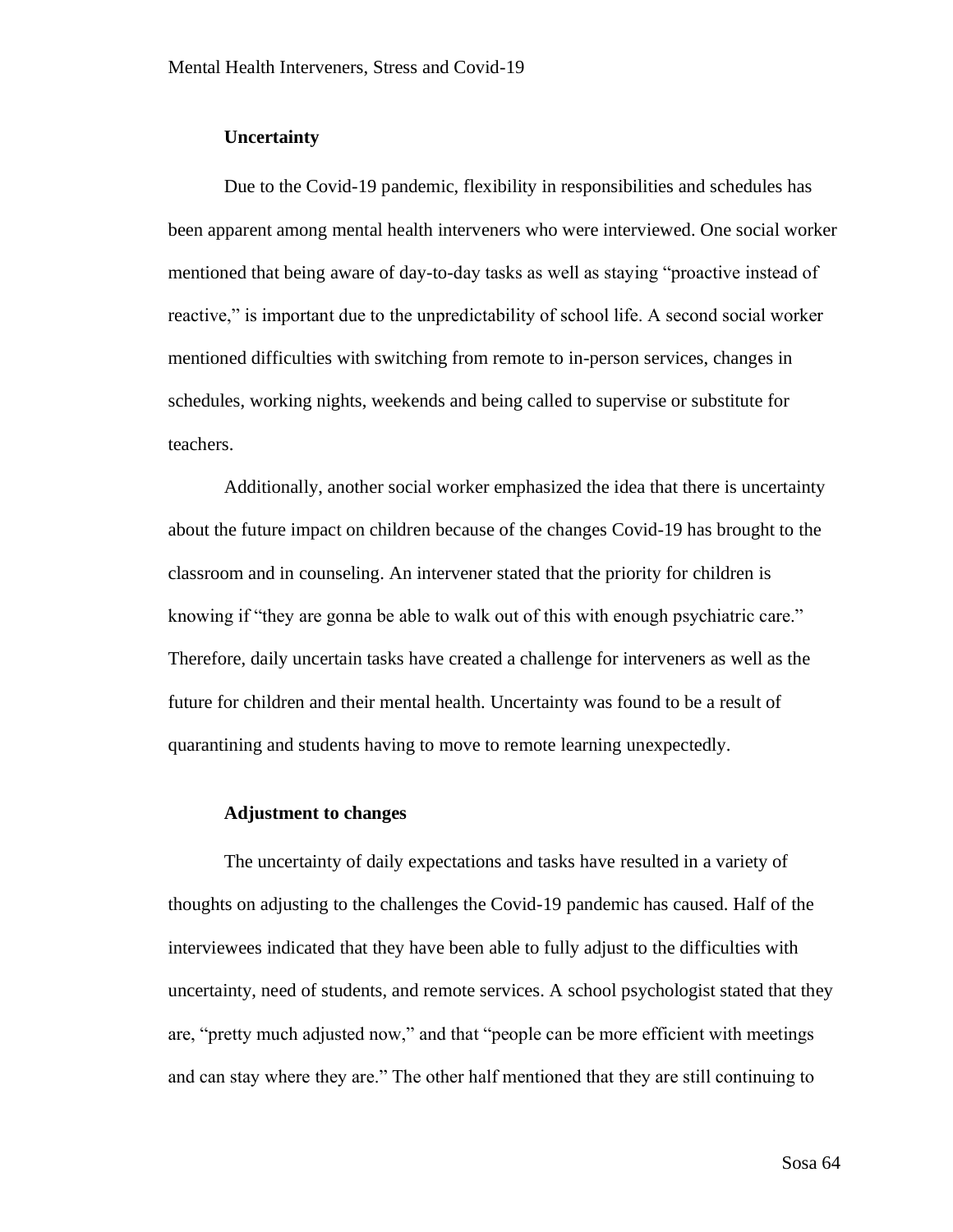**Uncertainty**

Due to the Covid-19 pandemic, flexibility in responsibilities and schedules has been apparent among mental health interveners who were interviewed. One social worker mentioned that being aware of day-to-day tasks as well as staying "proactive instead of reactive," is important due to the unpredictability of school life. A second social worker mentioned difficulties with switching from remote to in-person services, changes in schedules, working nights, weekends and being called to supervise or substitute for teachers.

Additionally, another social worker emphasized the idea that there is uncertainty about the future impact on children because of the changes Covid-19 has brought to the classroom and in counseling. An intervener stated that the priority for children is knowing if "they are gonna be able to walk out of this with enough psychiatric care." Therefore, daily uncertain tasks have created a challenge for interveners as well as the future for children and their mental health. Uncertainty was found to be a result of quarantining and students having to move to remote learning unexpectedly.

**Adjustment to changes**

The uncertainty of daily expectations and tasks have resulted in a variety of thoughts on adjusting to the challenges the Covid-19 pandemic has caused. Half of the interviewees indicated that they have been able to fully adjust to the difficulties with uncertainty, need of students, and remote services. A school psychologist stated that they are, "pretty much adjusted now," and that "people can be more efficient with meetings and can stay where they are." The other half mentioned that they are still continuing to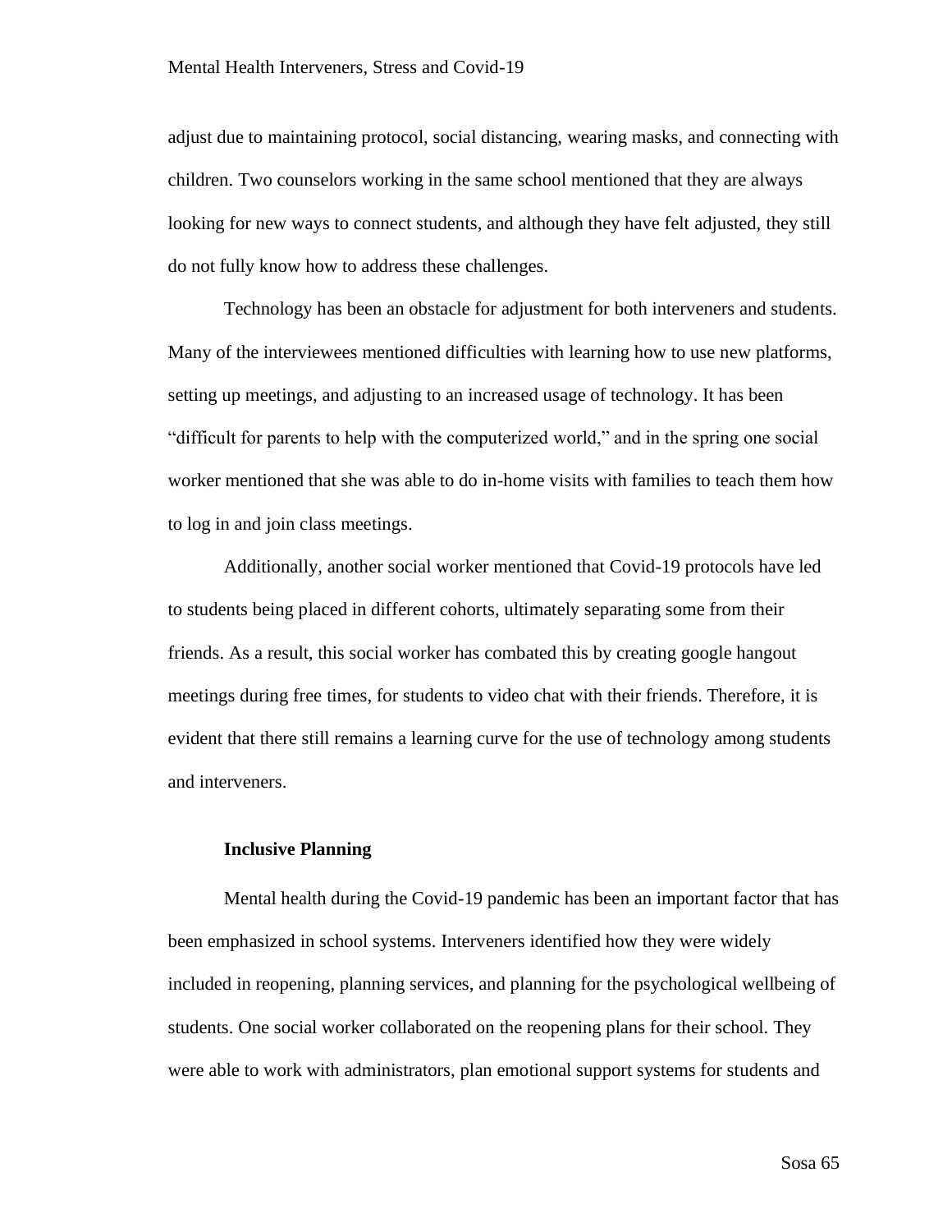adjust due to maintaining protocol, social distancing, wearing masks, and connecting with children. Two counselors working in the same school mentioned that they are always looking for new ways to connect students, and although they have felt adjusted, they still do not fully know how to address these challenges.

Technology has been an obstacle for adjustment for both interveners and students. Many of the interviewees mentioned difficulties with learning how to use new platforms, setting up meetings, and adjusting to an increased usage of technology. It has been "difficult for parents to help with the computerized world," and in the spring one social worker mentioned that she was able to do in-home visits with families to teach them how to log in and join class meetings.

Additionally, another social worker mentioned that Covid-19 protocols have led to students being placed in different cohorts, ultimately separating some from their friends. As a result, this social worker has combated this by creating google hangout meetings during free times, for students to video chat with their friends. Therefore, it is evident that there still remains a learning curve for the use of technology among students and interveners.

**Inclusive Planning**

Mental health during the Covid-19 pandemic has been an important factor that has been emphasized in school systems. Interveners identified how they were widely included in reopening, planning services, and planning for the psychological wellbeing of students. One social worker collaborated on the reopening plans for their school. They were able to work with administrators, plan emotional support systems for students and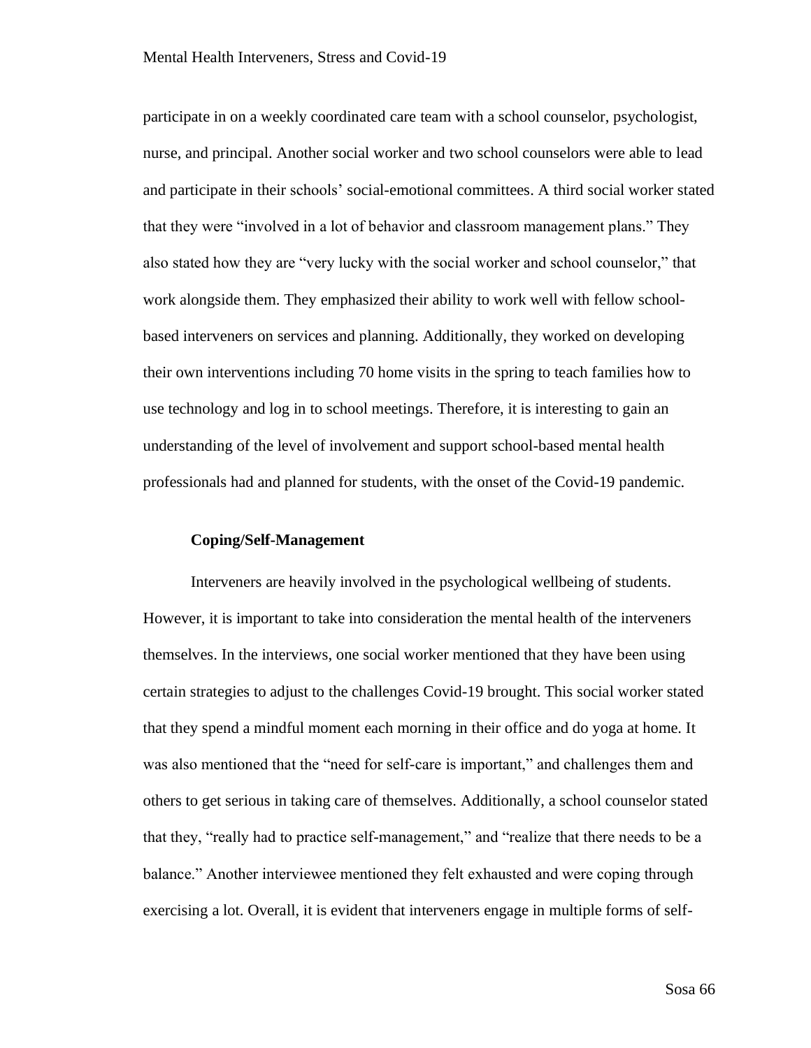participate in on a weekly coordinated care team with a school counselor, psychologist, nurse, and principal. Another social worker and two school counselors were able to lead and participate in their schools' social-emotional committees. A third social worker stated that they were "involved in a lot of behavior and classroom management plans." They also stated how they are "very lucky with the social worker and school counselor," that work alongside them. They emphasized their ability to work well with fellow school-based interveners on services and planning. Additionally, they worked on developing their own interventions including 70 home visits in the spring to teach families how to use technology and log in to school meetings. Therefore, it is interesting to gain an understanding of the level of involvement and support school-based mental health professionals had and planned for students, with the onset of the Covid-19 pandemic.

**Coping/Self-Management**

Interveners are heavily involved in the psychological wellbeing of students. However, it is important to take into consideration the mental health of the interveners themselves. In the interviews, one social worker mentioned that they have been using certain strategies to adjust to the challenges Covid-19 brought. This social worker stated that they spend a mindful moment each morning in their office and do yoga at home. It was also mentioned that the "need for self-care is important," and challenges them and others to get serious in taking care of themselves. Additionally, a school counselor stated that they, "really had to practice self-management," and "realize that there needs to be a balance." Another interviewee mentioned they felt exhausted and were coping through exercising a lot. Overall, it is evident that interveners engage in multiple forms of self-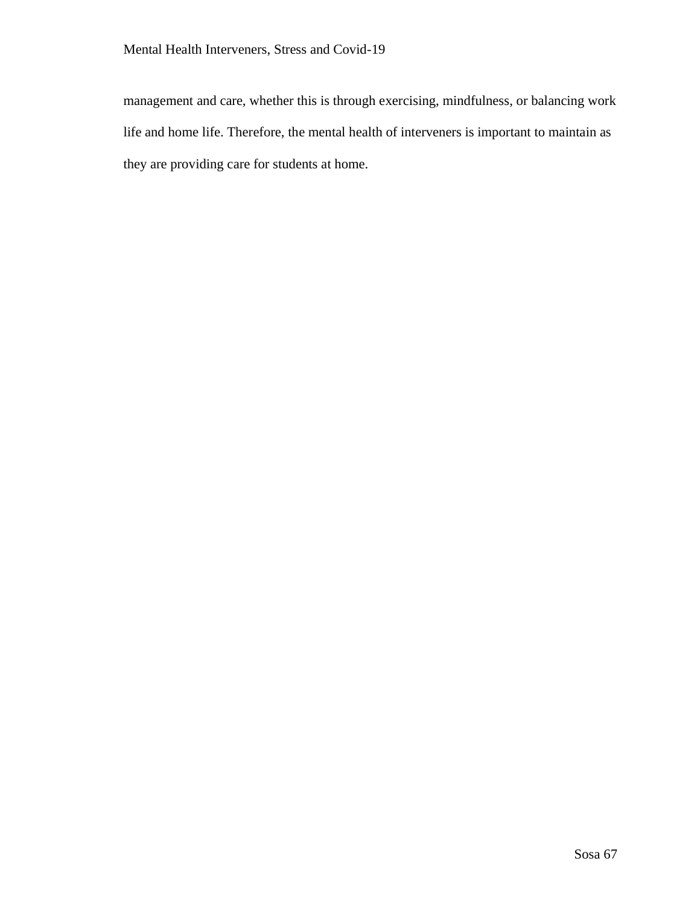management and care, whether this is through exercising, mindfulness, or balancing work life and home life. Therefore, the mental health of interveners is important to maintain as they are providing care for students at home.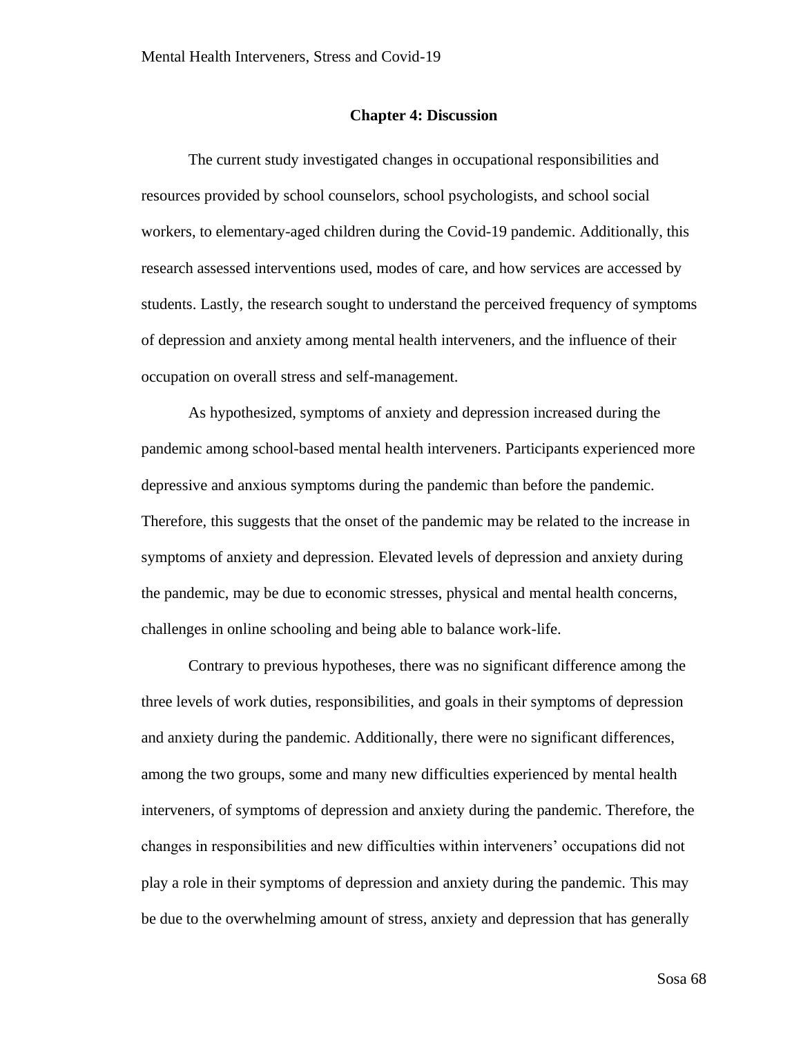## Chapter 4: Discussion

The current study investigated changes in occupational responsibilities and resources provided by school counselors, school psychologists, and school social workers, to elementary-aged children during the Covid-19 pandemic. Additionally, this research assessed interventions used, modes of care, and how services are accessed by students. Lastly, the research sought to understand the perceived frequency of symptoms of depression and anxiety among mental health interveners, and the influence of their occupation on overall stress and self-management.

As hypothesized, symptoms of anxiety and depression increased during the pandemic among school-based mental health interveners. Participants experienced more depressive and anxious symptoms during the pandemic than before the pandemic. Therefore, this suggests that the onset of the pandemic may be related to the increase in symptoms of anxiety and depression. Elevated levels of depression and anxiety during the pandemic, may be due to economic stresses, physical and mental health concerns, challenges in online schooling and being able to balance work-life.

Contrary to previous hypotheses, there was no significant difference among the three levels of work duties, responsibilities, and goals in their symptoms of depression and anxiety during the pandemic. Additionally, there were no significant differences, among the two groups, some and many new difficulties experienced by mental health interveners, of symptoms of depression and anxiety during the pandemic. Therefore, the changes in responsibilities and new difficulties within interveners' occupations did not play a role in their symptoms of depression and anxiety during the pandemic. This may be due to the overwhelming amount of stress, anxiety and depression that has generally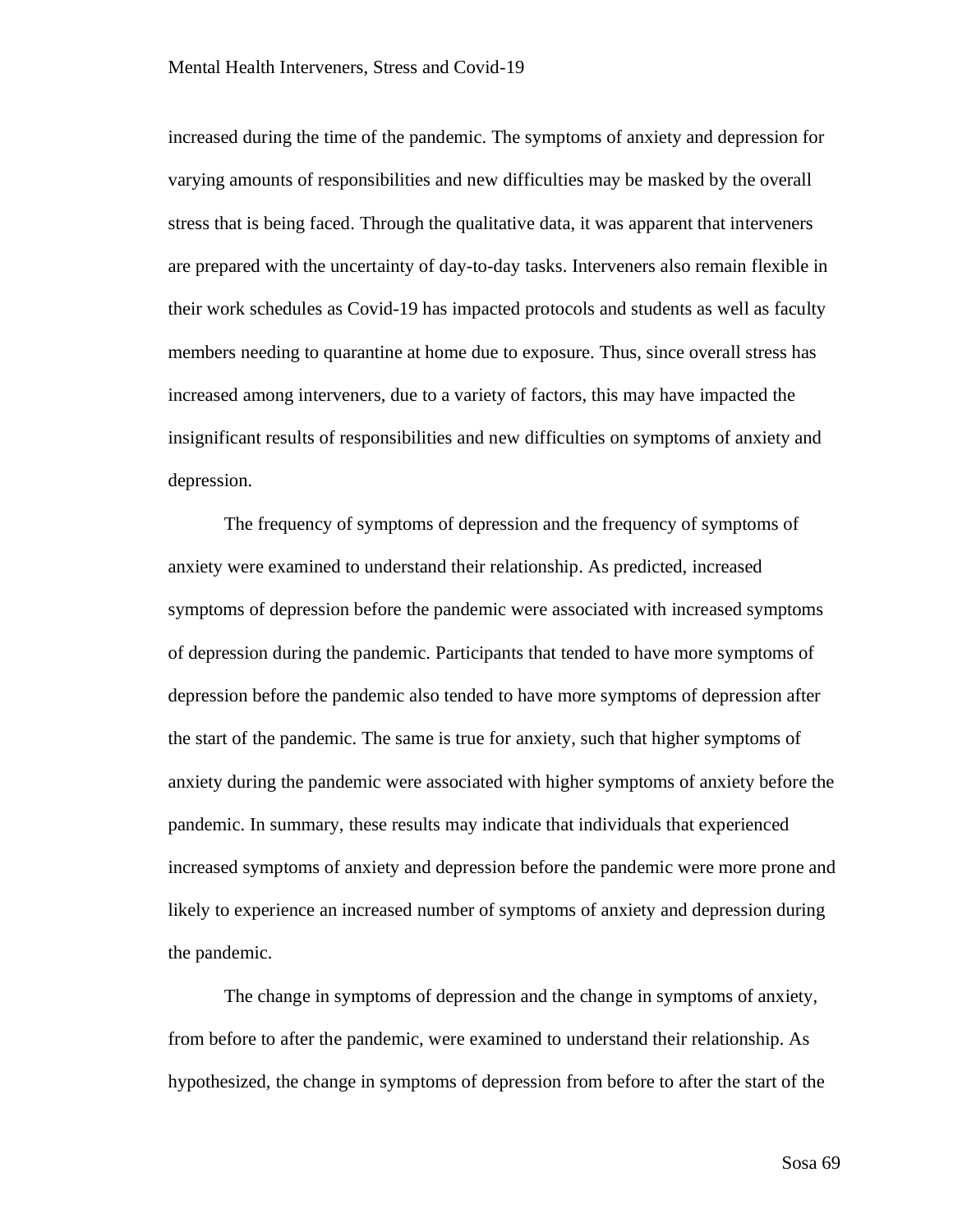increased during the time of the pandemic. The symptoms of anxiety and depression for varying amounts of responsibilities and new difficulties may be masked by the overall stress that is being faced. Through the qualitative data, it was apparent that interveners are prepared with the uncertainty of day-to-day tasks. Interveners also remain flexible in their work schedules as Covid-19 has impacted protocols and students as well as faculty members needing to quarantine at home due to exposure. Thus, since overall stress has increased among interveners, due to a variety of factors, this may have impacted the insignificant results of responsibilities and new difficulties on symptoms of anxiety and depression.

The frequency of symptoms of depression and the frequency of symptoms of anxiety were examined to understand their relationship. As predicted, increased symptoms of depression before the pandemic were associated with increased symptoms of depression during the pandemic. Participants that tended to have more symptoms of depression before the pandemic also tended to have more symptoms of depression after the start of the pandemic. The same is true for anxiety, such that higher symptoms of anxiety during the pandemic were associated with higher symptoms of anxiety before the pandemic. In summary, these results may indicate that individuals that experienced increased symptoms of anxiety and depression before the pandemic were more prone and likely to experience an increased number of symptoms of anxiety and depression during the pandemic.

The change in symptoms of depression and the change in symptoms of anxiety, from before to after the pandemic, were examined to understand their relationship. As hypothesized, the change in symptoms of depression from before to after the start of the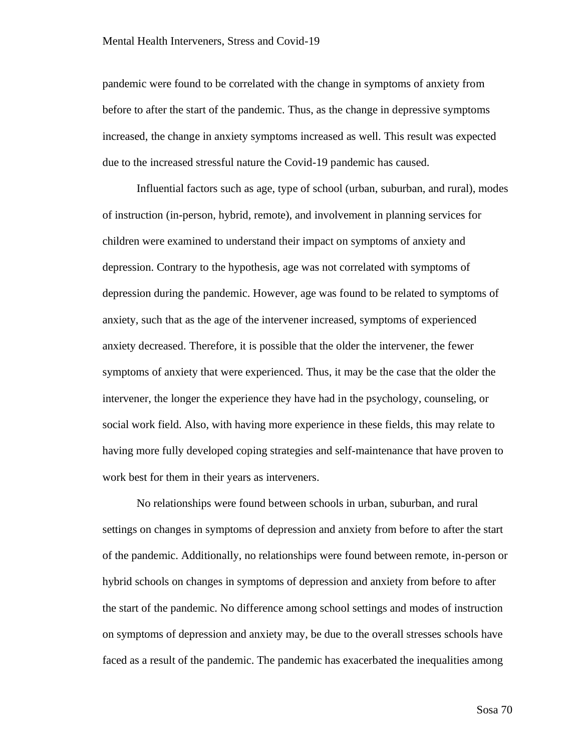pandemic were found to be correlated with the change in symptoms of anxiety from before to after the start of the pandemic. Thus, as the change in depressive symptoms increased, the change in anxiety symptoms increased as well. This result was expected due to the increased stressful nature the Covid-19 pandemic has caused.

Influential factors such as age, type of school (urban, suburban, and rural), modes of instruction (in-person, hybrid, remote), and involvement in planning services for children were examined to understand their impact on symptoms of anxiety and depression. Contrary to the hypothesis, age was not correlated with symptoms of depression during the pandemic. However, age was found to be related to symptoms of anxiety, such that as the age of the intervener increased, symptoms of experienced anxiety decreased. Therefore, it is possible that the older the intervener, the fewer symptoms of anxiety that were experienced. Thus, it may be the case that the older the intervener, the longer the experience they have had in the psychology, counseling, or social work field. Also, with having more experience in these fields, this may relate to having more fully developed coping strategies and self-maintenance that have proven to work best for them in their years as interveners.

No relationships were found between schools in urban, suburban, and rural settings on changes in symptoms of depression and anxiety from before to after the start of the pandemic. Additionally, no relationships were found between remote, in-person or hybrid schools on changes in symptoms of depression and anxiety from before to after the start of the pandemic. No difference among school settings and modes of instruction on symptoms of depression and anxiety may, be due to the overall stresses schools have faced as a result of the pandemic. The pandemic has exacerbated the inequalities among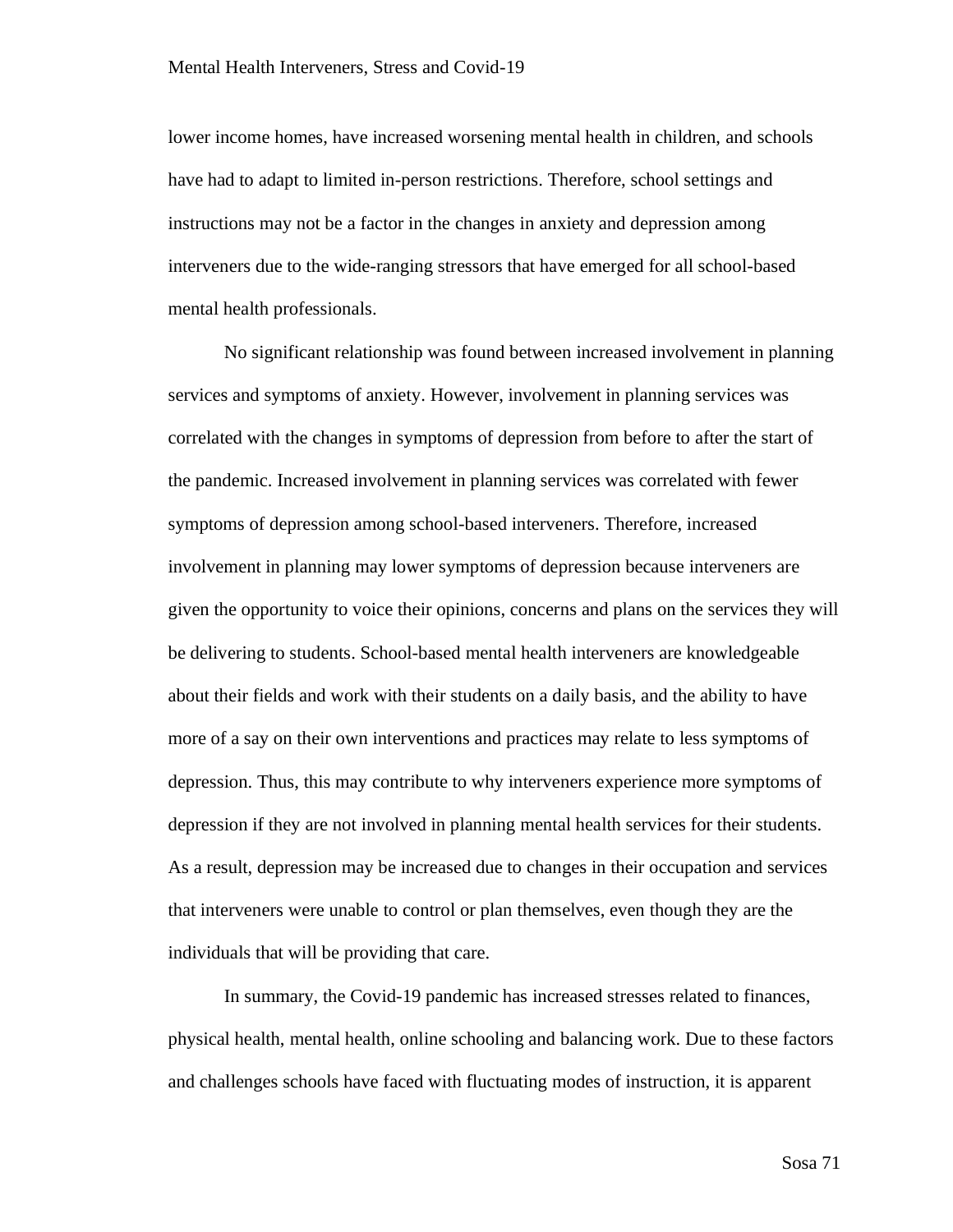lower income homes, have increased worsening mental health in children, and schools have had to adapt to limited in-person restrictions. Therefore, school settings and instructions may not be a factor in the changes in anxiety and depression among interveners due to the wide-ranging stressors that have emerged for all school-based mental health professionals.

No significant relationship was found between increased involvement in planning services and symptoms of anxiety. However, involvement in planning services was correlated with the changes in symptoms of depression from before to after the start of the pandemic. Increased involvement in planning services was correlated with fewer symptoms of depression among school-based interveners. Therefore, increased involvement in planning may lower symptoms of depression because interveners are given the opportunity to voice their opinions, concerns and plans on the services they will be delivering to students. School-based mental health interveners are knowledgeable about their fields and work with their students on a daily basis, and the ability to have more of a say on their own interventions and practices may relate to less symptoms of depression. Thus, this may contribute to why interveners experience more symptoms of depression if they are not involved in planning mental health services for their students. As a result, depression may be increased due to changes in their occupation and services that interveners were unable to control or plan themselves, even though they are the individuals that will be providing that care.

In summary, the Covid-19 pandemic has increased stresses related to finances, physical health, mental health, online schooling and balancing work. Due to these factors and challenges schools have faced with fluctuating modes of instruction, it is apparent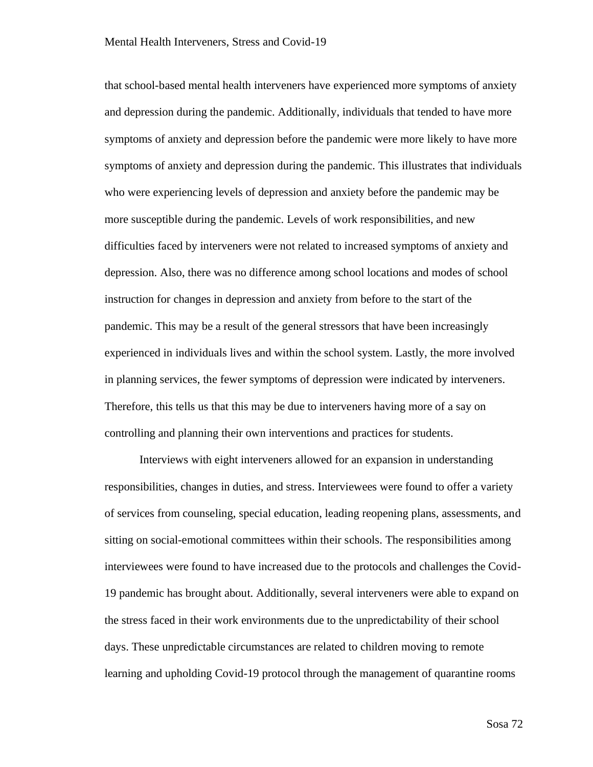that school-based mental health interveners have experienced more symptoms of anxiety and depression during the pandemic. Additionally, individuals that tended to have more symptoms of anxiety and depression before the pandemic were more likely to have more symptoms of anxiety and depression during the pandemic. This illustrates that individuals who were experiencing levels of depression and anxiety before the pandemic may be more susceptible during the pandemic. Levels of work responsibilities, and new difficulties faced by interveners were not related to increased symptoms of anxiety and depression. Also, there was no difference among school locations and modes of school instruction for changes in depression and anxiety from before to the start of the pandemic. This may be a result of the general stressors that have been increasingly experienced in individuals lives and within the school system. Lastly, the more involved in planning services, the fewer symptoms of depression were indicated by interveners. Therefore, this tells us that this may be due to interveners having more of a say on controlling and planning their own interventions and practices for students.

Interviews with eight interveners allowed for an expansion in understanding responsibilities, changes in duties, and stress. Interviewees were found to offer a variety of services from counseling, special education, leading reopening plans, assessments, and sitting on social-emotional committees within their schools. The responsibilities among interviewees were found to have increased due to the protocols and challenges the Covid-19 pandemic has brought about. Additionally, several interveners were able to expand on the stress faced in their work environments due to the unpredictability of their school days. These unpredictable circumstances are related to children moving to remote learning and upholding Covid-19 protocol through the management of quarantine rooms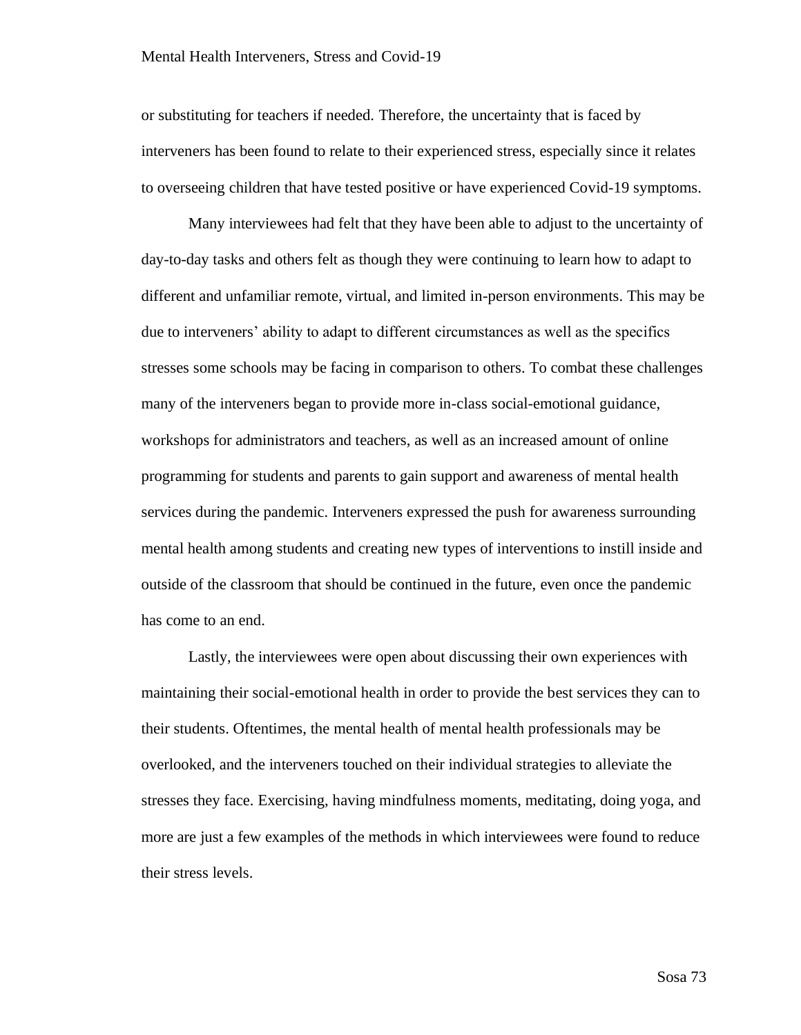or substituting for teachers if needed. Therefore, the uncertainty that is faced by interveners has been found to relate to their experienced stress, especially since it relates to overseeing children that have tested positive or have experienced Covid-19 symptoms.

Many interviewees had felt that they have been able to adjust to the uncertainty of day-to-day tasks and others felt as though they were continuing to learn how to adapt to different and unfamiliar remote, virtual, and limited in-person environments. This may be due to interveners' ability to adapt to different circumstances as well as the specifics stresses some schools may be facing in comparison to others. To combat these challenges many of the interveners began to provide more in-class social-emotional guidance, workshops for administrators and teachers, as well as an increased amount of online programming for students and parents to gain support and awareness of mental health services during the pandemic. Interveners expressed the push for awareness surrounding mental health among students and creating new types of interventions to instill inside and outside of the classroom that should be continued in the future, even once the pandemic has come to an end.

Lastly, the interviewees were open about discussing their own experiences with maintaining their social-emotional health in order to provide the best services they can to their students. Oftentimes, the mental health of mental health professionals may be overlooked, and the interveners touched on their individual strategies to alleviate the stresses they face. Exercising, having mindfulness moments, meditating, doing yoga, and more are just a few examples of the methods in which interviewees were found to reduce their stress levels.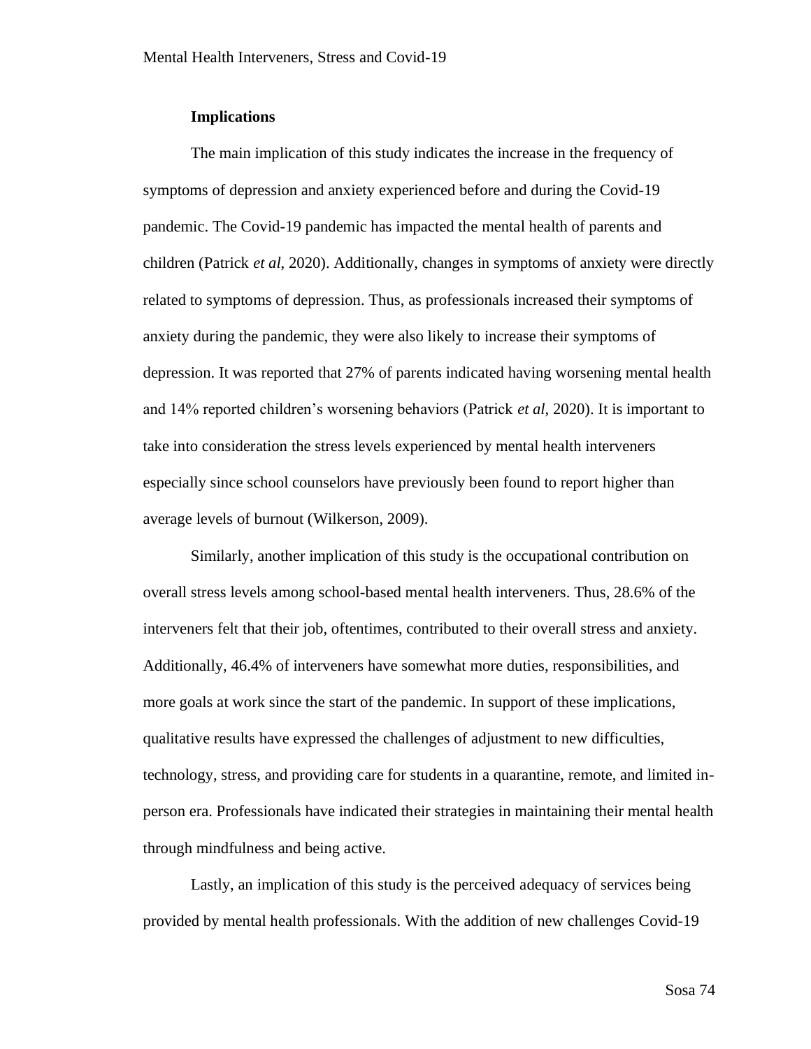## Implications

The main implication of this study indicates the increase in the frequency of symptoms of depression and anxiety experienced before and during the Covid-19 pandemic. The Covid-19 pandemic has impacted the mental health of parents and children (Patrick *et al*, 2020). Additionally, changes in symptoms of anxiety were directly related to symptoms of depression. Thus, as professionals increased their symptoms of anxiety during the pandemic, they were also likely to increase their symptoms of depression. It was reported that 27% of parents indicated having worsening mental health and 14% reported children's worsening behaviors (Patrick *et al*, 2020). It is important to take into consideration the stress levels experienced by mental health interveners especially since school counselors have previously been found to report higher than average levels of burnout (Wilkerson, 2009).

Similarly, another implication of this study is the occupational contribution on overall stress levels among school-based mental health interveners. Thus, 28.6% of the interveners felt that their job, oftentimes, contributed to their overall stress and anxiety. Additionally, 46.4% of interveners have somewhat more duties, responsibilities, and more goals at work since the start of the pandemic. In support of these implications, qualitative results have expressed the challenges of adjustment to new difficulties, technology, stress, and providing care for students in a quarantine, remote, and limited in-person era. Professionals have indicated their strategies in maintaining their mental health through mindfulness and being active.

Lastly, an implication of this study is the perceived adequacy of services being provided by mental health professionals. With the addition of new challenges Covid-19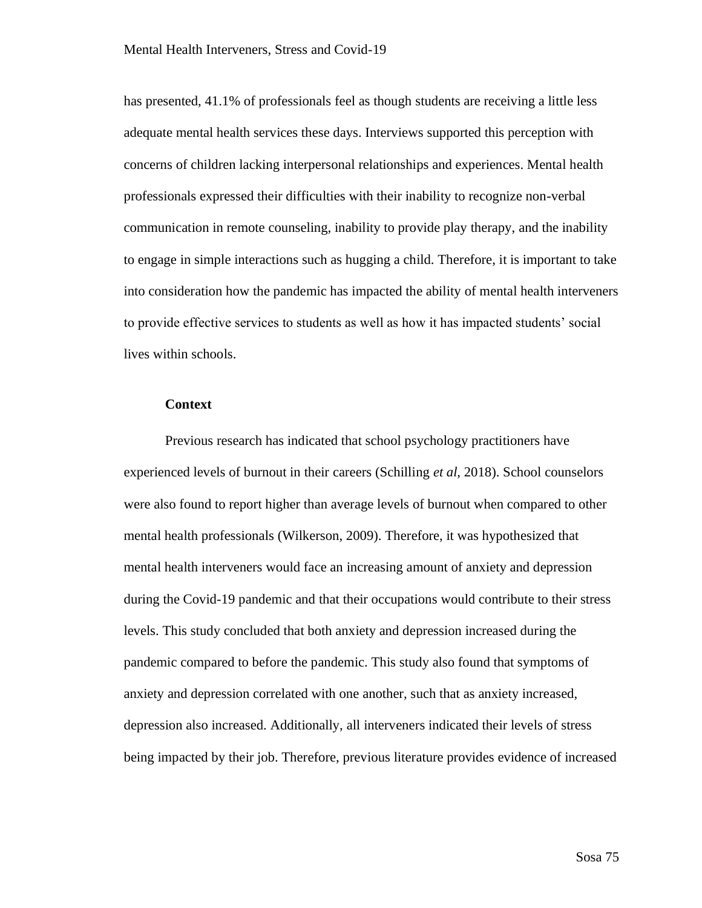has presented, 41.1% of professionals feel as though students are receiving a little less adequate mental health services these days. Interviews supported this perception with concerns of children lacking interpersonal relationships and experiences. Mental health professionals expressed their difficulties with their inability to recognize non-verbal communication in remote counseling, inability to provide play therapy, and the inability to engage in simple interactions such as hugging a child. Therefore, it is important to take into consideration how the pandemic has impacted the ability of mental health interveners to provide effective services to students as well as how it has impacted students' social lives within schools.

**Context**

Previous research has indicated that school psychology practitioners have experienced levels of burnout in their careers (Schilling *et al*, 2018). School counselors were also found to report higher than average levels of burnout when compared to other mental health professionals (Wilkerson, 2009). Therefore, it was hypothesized that mental health interveners would face an increasing amount of anxiety and depression during the Covid-19 pandemic and that their occupations would contribute to their stress levels. This study concluded that both anxiety and depression increased during the pandemic compared to before the pandemic. This study also found that symptoms of anxiety and depression correlated with one another, such that as anxiety increased, depression also increased. Additionally, all interveners indicated their levels of stress being impacted by their job. Therefore, previous literature provides evidence of increased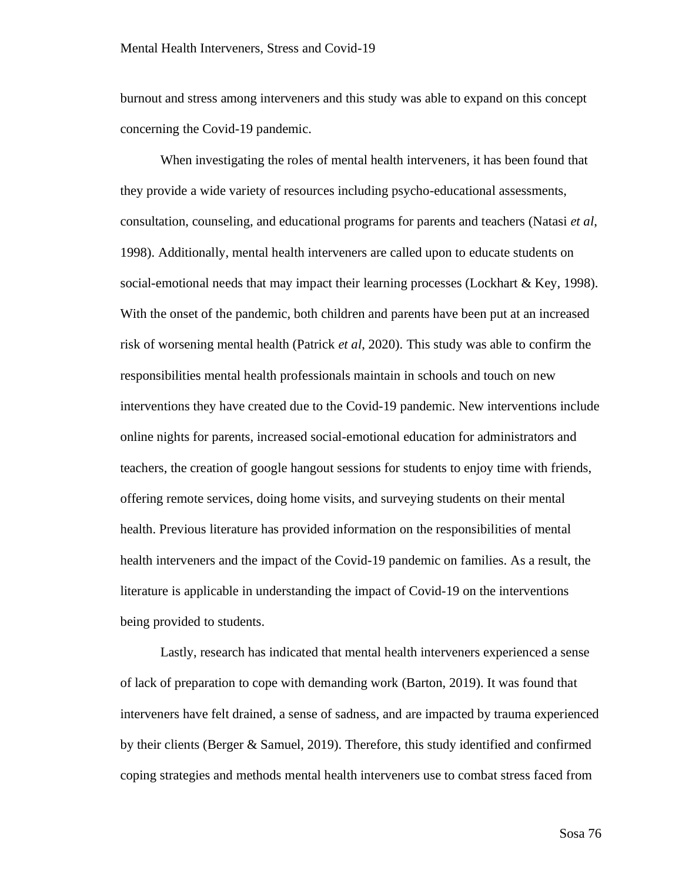burnout and stress among interveners and this study was able to expand on this concept concerning the Covid-19 pandemic.

When investigating the roles of mental health interveners, it has been found that they provide a wide variety of resources including psycho-educational assessments, consultation, counseling, and educational programs for parents and teachers (Natasi *et al*, 1998). Additionally, mental health interveners are called upon to educate students on social-emotional needs that may impact their learning processes (Lockhart & Key, 1998). With the onset of the pandemic, both children and parents have been put at an increased risk of worsening mental health (Patrick *et al*, 2020). This study was able to confirm the responsibilities mental health professionals maintain in schools and touch on new interventions they have created due to the Covid-19 pandemic. New interventions include online nights for parents, increased social-emotional education for administrators and teachers, the creation of google hangout sessions for students to enjoy time with friends, offering remote services, doing home visits, and surveying students on their mental health. Previous literature has provided information on the responsibilities of mental health interveners and the impact of the Covid-19 pandemic on families. As a result, the literature is applicable in understanding the impact of Covid-19 on the interventions being provided to students.

Lastly, research has indicated that mental health interveners experienced a sense of lack of preparation to cope with demanding work (Barton, 2019). It was found that interveners have felt drained, a sense of sadness, and are impacted by trauma experienced by their clients (Berger & Samuel, 2019). Therefore, this study identified and confirmed coping strategies and methods mental health interveners use to combat stress faced from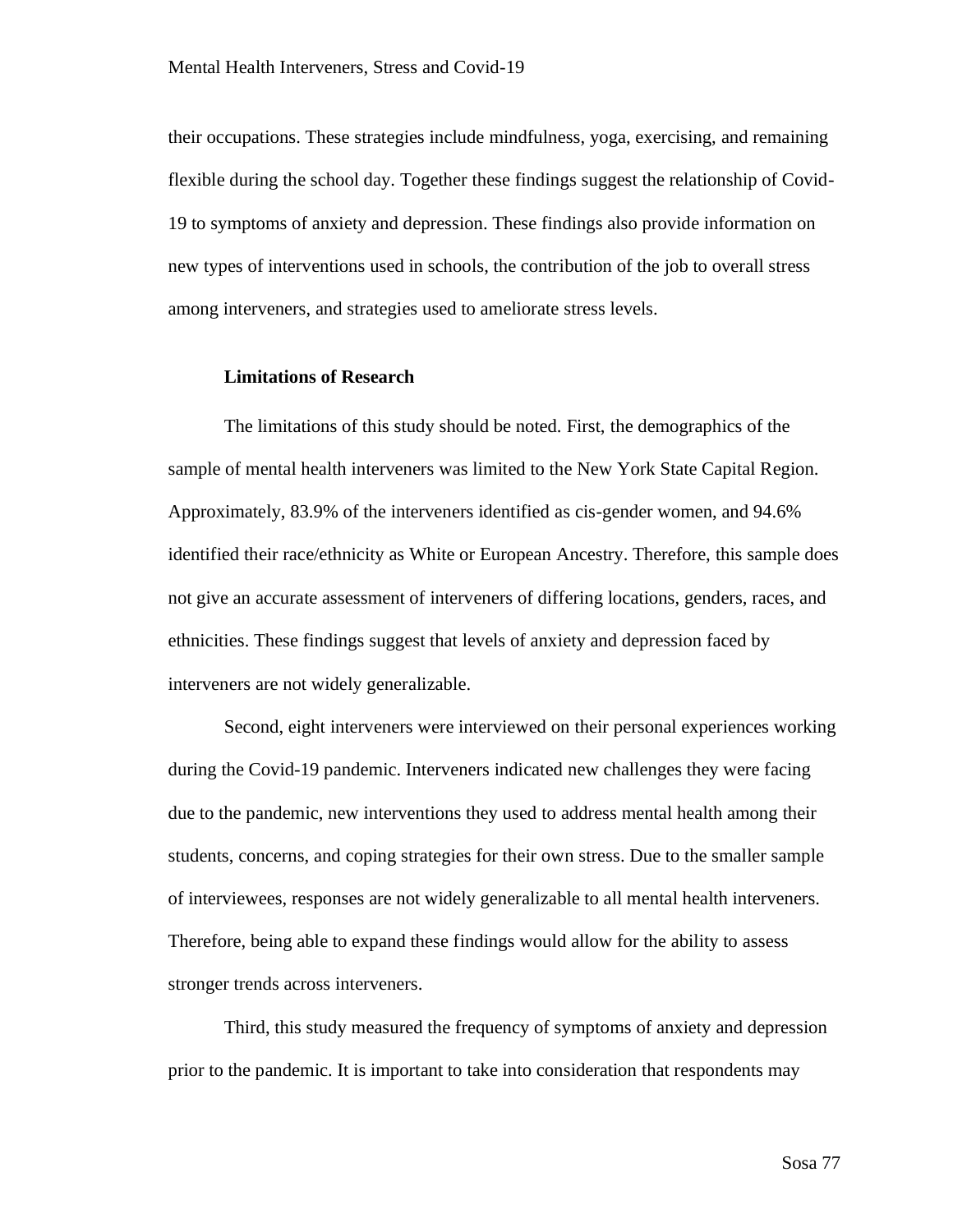their occupations. These strategies include mindfulness, yoga, exercising, and remaining flexible during the school day. Together these findings suggest the relationship of Covid-19 to symptoms of anxiety and depression. These findings also provide information on new types of interventions used in schools, the contribution of the job to overall stress among interveners, and strategies used to ameliorate stress levels.

**Limitations of Research**

The limitations of this study should be noted. First, the demographics of the sample of mental health interveners was limited to the New York State Capital Region. Approximately, 83.9% of the interveners identified as cis-gender women, and 94.6% identified their race/ethnicity as White or European Ancestry. Therefore, this sample does not give an accurate assessment of interveners of differing locations, genders, races, and ethnicities. These findings suggest that levels of anxiety and depression faced by interveners are not widely generalizable.

Second, eight interveners were interviewed on their personal experiences working during the Covid-19 pandemic. Interveners indicated new challenges they were facing due to the pandemic, new interventions they used to address mental health among their students, concerns, and coping strategies for their own stress. Due to the smaller sample of interviewees, responses are not widely generalizable to all mental health interveners. Therefore, being able to expand these findings would allow for the ability to assess stronger trends across interveners.

Third, this study measured the frequency of symptoms of anxiety and depression prior to the pandemic. It is important to take into consideration that respondents may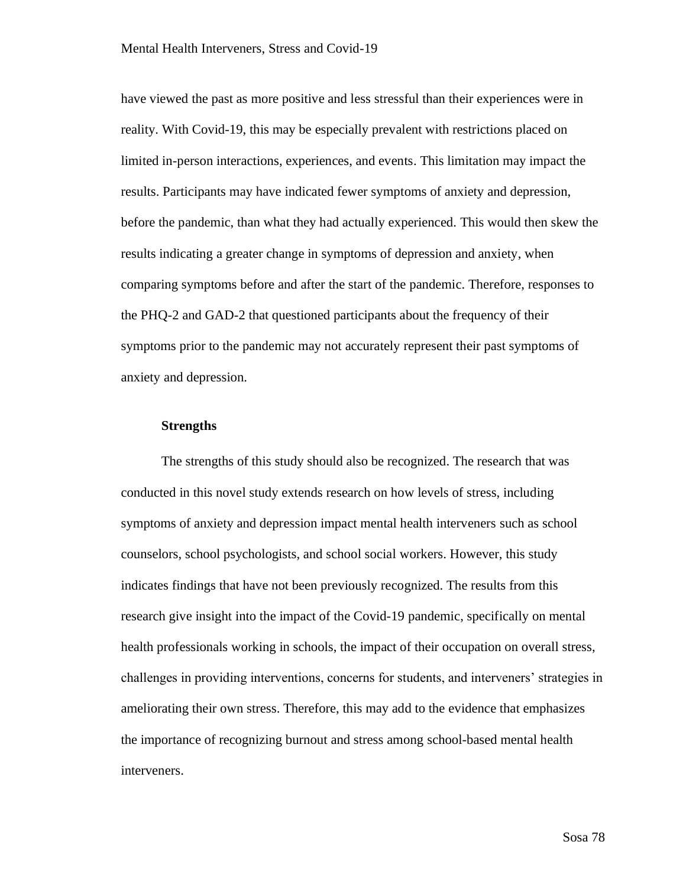have viewed the past as more positive and less stressful than their experiences were in reality. With Covid-19, this may be especially prevalent with restrictions placed on limited in-person interactions, experiences, and events. This limitation may impact the results. Participants may have indicated fewer symptoms of anxiety and depression, before the pandemic, than what they had actually experienced. This would then skew the results indicating a greater change in symptoms of depression and anxiety, when comparing symptoms before and after the start of the pandemic. Therefore, responses to the PHQ-2 and GAD-2 that questioned participants about the frequency of their symptoms prior to the pandemic may not accurately represent their past symptoms of anxiety and depression.

### Strengths

The strengths of this study should also be recognized. The research that was conducted in this novel study extends research on how levels of stress, including symptoms of anxiety and depression impact mental health interveners such as school counselors, school psychologists, and school social workers. However, this study indicates findings that have not been previously recognized. The results from this research give insight into the impact of the Covid-19 pandemic, specifically on mental health professionals working in schools, the impact of their occupation on overall stress, challenges in providing interventions, concerns for students, and interveners' strategies in ameliorating their own stress. Therefore, this may add to the evidence that emphasizes the importance of recognizing burnout and stress among school-based mental health interveners.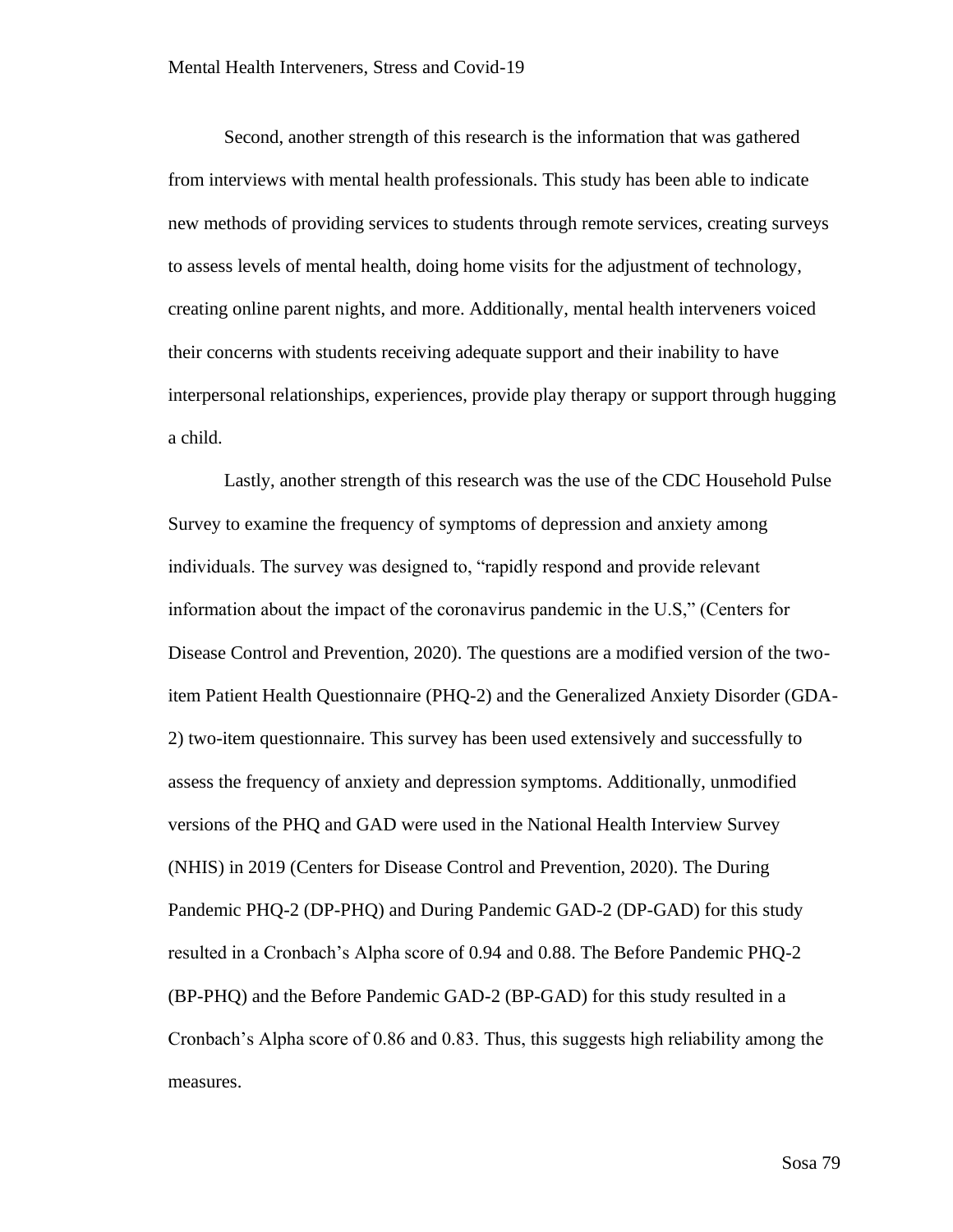Second, another strength of this research is the information that was gathered from interviews with mental health professionals. This study has been able to indicate new methods of providing services to students through remote services, creating surveys to assess levels of mental health, doing home visits for the adjustment of technology, creating online parent nights, and more. Additionally, mental health interveners voiced their concerns with students receiving adequate support and their inability to have interpersonal relationships, experiences, provide play therapy or support through hugging a child.

Lastly, another strength of this research was the use of the CDC Household Pulse Survey to examine the frequency of symptoms of depression and anxiety among individuals. The survey was designed to, "rapidly respond and provide relevant information about the impact of the coronavirus pandemic in the U.S," (Centers for Disease Control and Prevention, 2020). The questions are a modified version of the two-item Patient Health Questionnaire (PHQ-2) and the Generalized Anxiety Disorder (GDA-2) two-item questionnaire. This survey has been used extensively and successfully to assess the frequency of anxiety and depression symptoms. Additionally, unmodified versions of the PHQ and GAD were used in the National Health Interview Survey (NHIS) in 2019 (Centers for Disease Control and Prevention, 2020). The During Pandemic PHQ-2 (DP-PHQ) and During Pandemic GAD-2 (DP-GAD) for this study resulted in a Cronbach's Alpha score of 0.94 and 0.88. The Before Pandemic PHQ-2 (BP-PHQ) and the Before Pandemic GAD-2 (BP-GAD) for this study resulted in a Cronbach's Alpha score of 0.86 and 0.83. Thus, this suggests high reliability among the measures.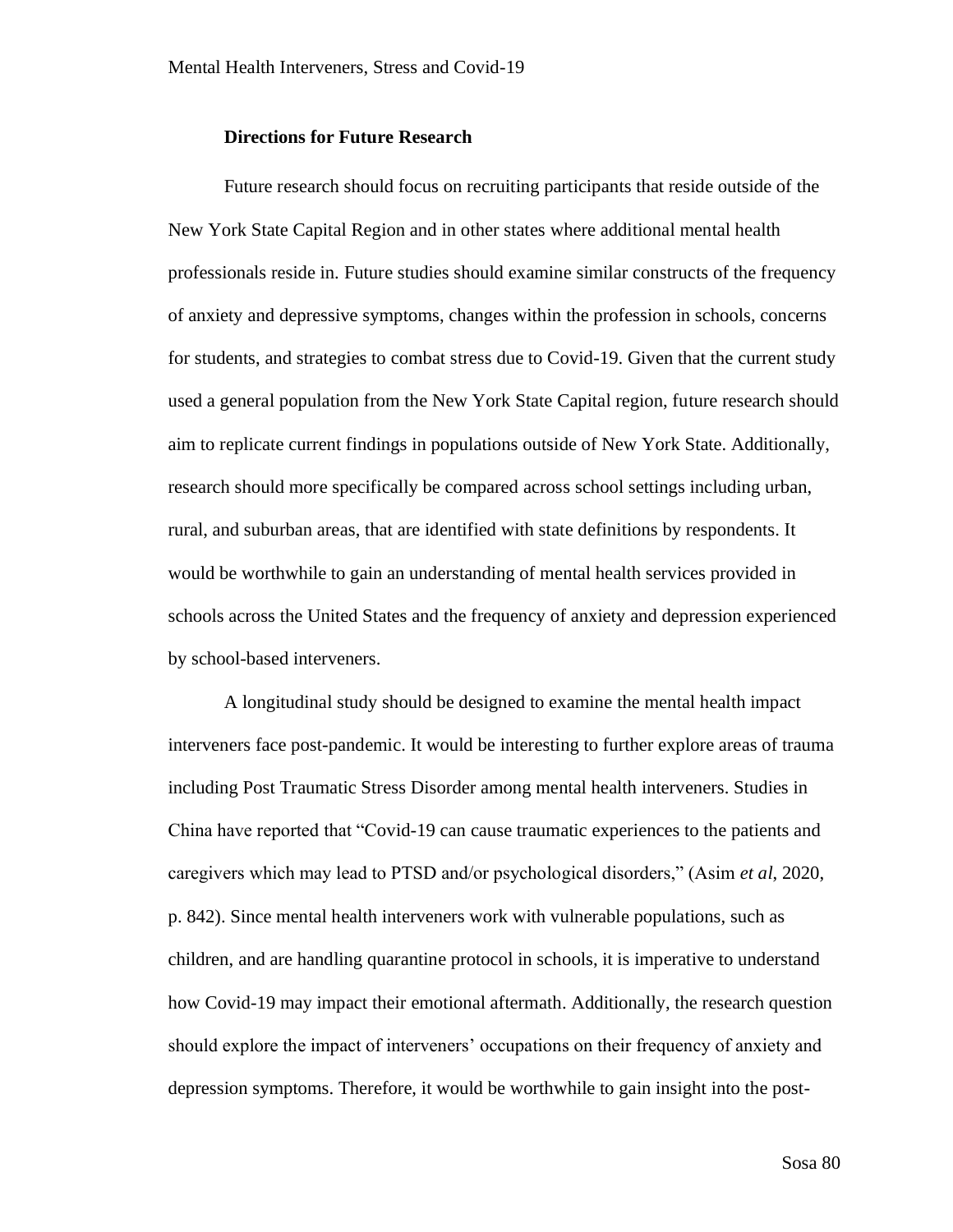### Directions for Future Research

Future research should focus on recruiting participants that reside outside of the New York State Capital Region and in other states where additional mental health professionals reside in. Future studies should examine similar constructs of the frequency of anxiety and depressive symptoms, changes within the profession in schools, concerns for students, and strategies to combat stress due to Covid-19. Given that the current study used a general population from the New York State Capital region, future research should aim to replicate current findings in populations outside of New York State. Additionally, research should more specifically be compared across school settings including urban, rural, and suburban areas, that are identified with state definitions by respondents. It would be worthwhile to gain an understanding of mental health services provided in schools across the United States and the frequency of anxiety and depression experienced by school-based interveners.

A longitudinal study should be designed to examine the mental health impact interveners face post-pandemic. It would be interesting to further explore areas of trauma including Post Traumatic Stress Disorder among mental health interveners. Studies in China have reported that "Covid-19 can cause traumatic experiences to the patients and caregivers which may lead to PTSD and/or psychological disorders," (Asim *et al*, 2020, p. 842). Since mental health interveners work with vulnerable populations, such as children, and are handling quarantine protocol in schools, it is imperative to understand how Covid-19 may impact their emotional aftermath. Additionally, the research question should explore the impact of interveners' occupations on their frequency of anxiety and depression symptoms. Therefore, it would be worthwhile to gain insight into the post-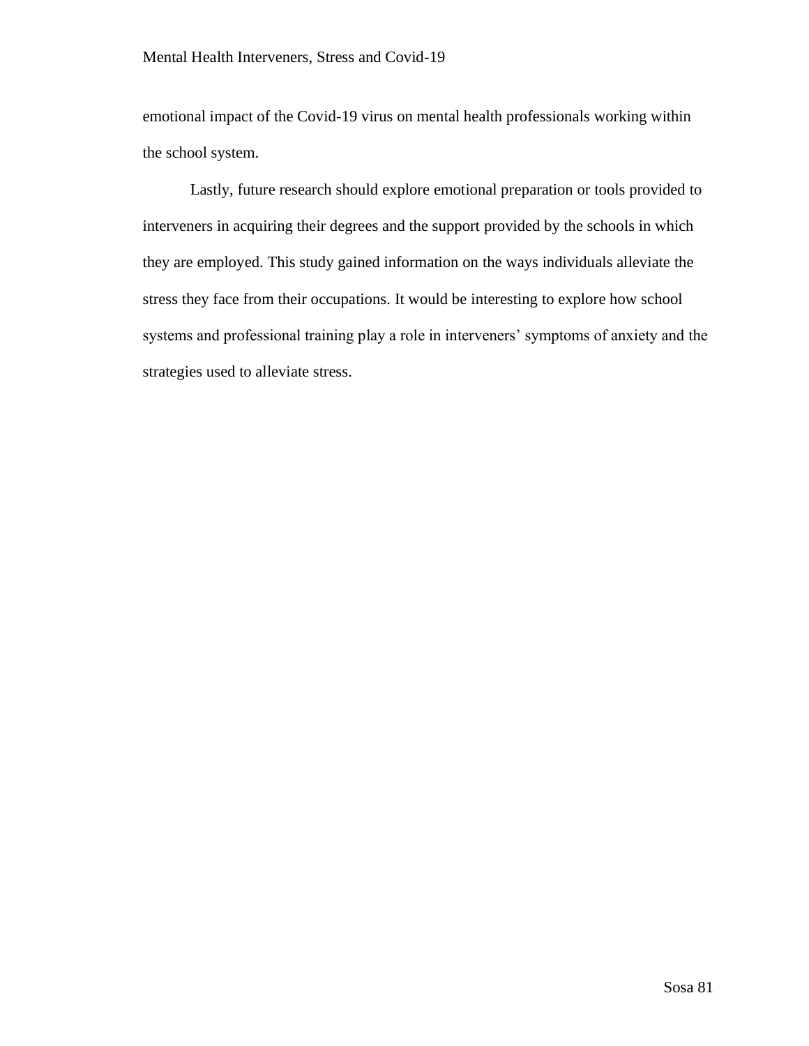emotional impact of the Covid-19 virus on mental health professionals working within the school system.

Lastly, future research should explore emotional preparation or tools provided to interveners in acquiring their degrees and the support provided by the schools in which they are employed. This study gained information on the ways individuals alleviate the stress they face from their occupations. It would be interesting to explore how school systems and professional training play a role in interveners' symptoms of anxiety and the strategies used to alleviate stress.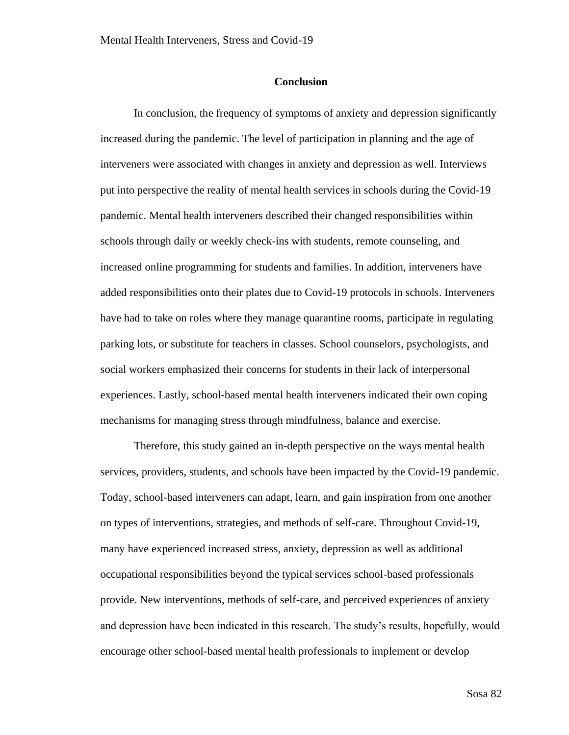## Conclusion

In conclusion, the frequency of symptoms of anxiety and depression significantly increased during the pandemic. The level of participation in planning and the age of interveners were associated with changes in anxiety and depression as well. Interviews put into perspective the reality of mental health services in schools during the Covid-19 pandemic. Mental health interveners described their changed responsibilities within schools through daily or weekly check-ins with students, remote counseling, and increased online programming for students and families. In addition, interveners have added responsibilities onto their plates due to Covid-19 protocols in schools. Interveners have had to take on roles where they manage quarantine rooms, participate in regulating parking lots, or substitute for teachers in classes. School counselors, psychologists, and social workers emphasized their concerns for students in their lack of interpersonal experiences. Lastly, school-based mental health interveners indicated their own coping mechanisms for managing stress through mindfulness, balance and exercise.

Therefore, this study gained an in-depth perspective on the ways mental health services, providers, students, and schools have been impacted by the Covid-19 pandemic. Today, school-based interveners can adapt, learn, and gain inspiration from one another on types of interventions, strategies, and methods of self-care. Throughout Covid-19, many have experienced increased stress, anxiety, depression as well as additional occupational responsibilities beyond the typical services school-based professionals provide. New interventions, methods of self-care, and perceived experiences of anxiety and depression have been indicated in this research. The study's results, hopefully, would encourage other school-based mental health professionals to implement or develop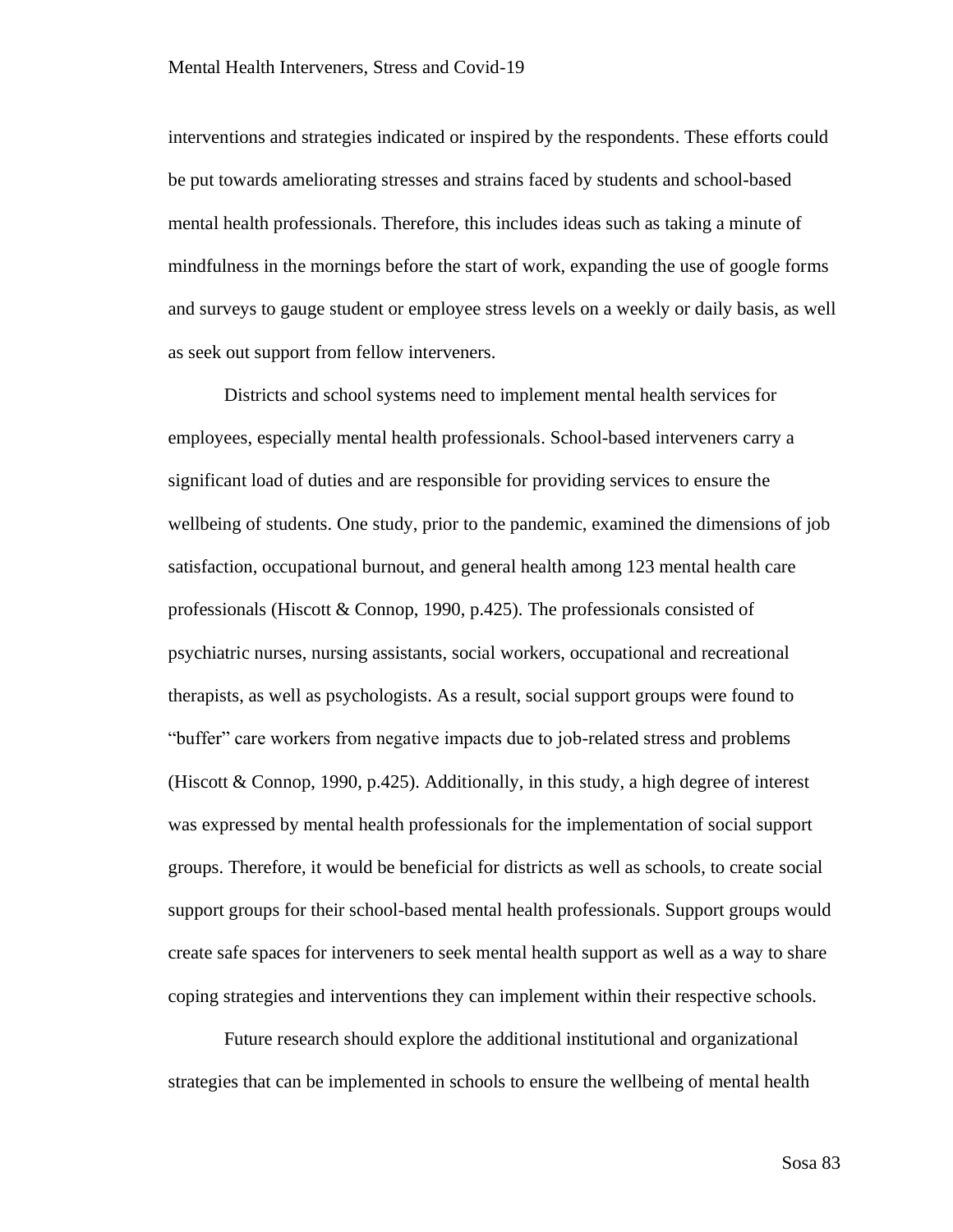interventions and strategies indicated or inspired by the respondents. These efforts could be put towards ameliorating stresses and strains faced by students and school-based mental health professionals. Therefore, this includes ideas such as taking a minute of mindfulness in the mornings before the start of work, expanding the use of google forms and surveys to gauge student or employee stress levels on a weekly or daily basis, as well as seek out support from fellow interveners.

Districts and school systems need to implement mental health services for employees, especially mental health professionals. School-based interveners carry a significant load of duties and are responsible for providing services to ensure the wellbeing of students. One study, prior to the pandemic, examined the dimensions of job satisfaction, occupational burnout, and general health among 123 mental health care professionals (Hiscott & Connop, 1990, p.425). The professionals consisted of psychiatric nurses, nursing assistants, social workers, occupational and recreational therapists, as well as psychologists. As a result, social support groups were found to "buffer" care workers from negative impacts due to job-related stress and problems (Hiscott & Connop, 1990, p.425). Additionally, in this study, a high degree of interest was expressed by mental health professionals for the implementation of social support groups. Therefore, it would be beneficial for districts as well as schools, to create social support groups for their school-based mental health professionals. Support groups would create safe spaces for interveners to seek mental health support as well as a way to share coping strategies and interventions they can implement within their respective schools.

Future research should explore the additional institutional and organizational strategies that can be implemented in schools to ensure the wellbeing of mental health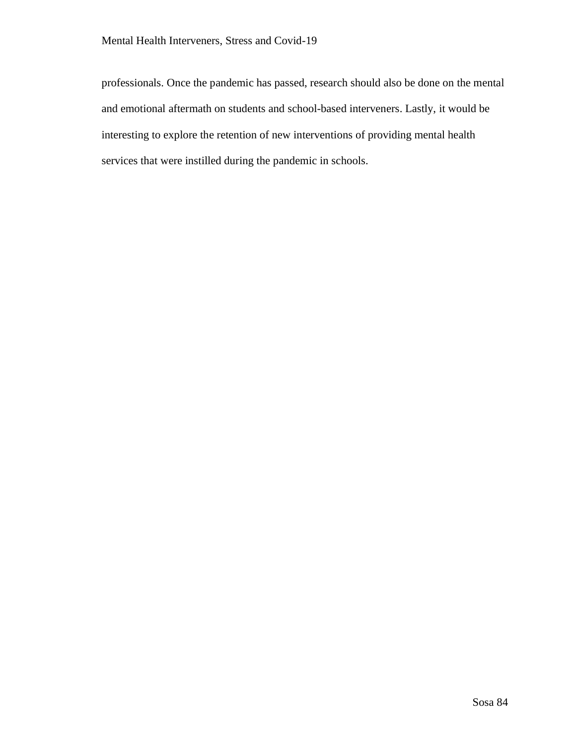professionals. Once the pandemic has passed, research should also be done on the mental and emotional aftermath on students and school-based interveners. Lastly, it would be interesting to explore the retention of new interventions of providing mental health services that were instilled during the pandemic in schools.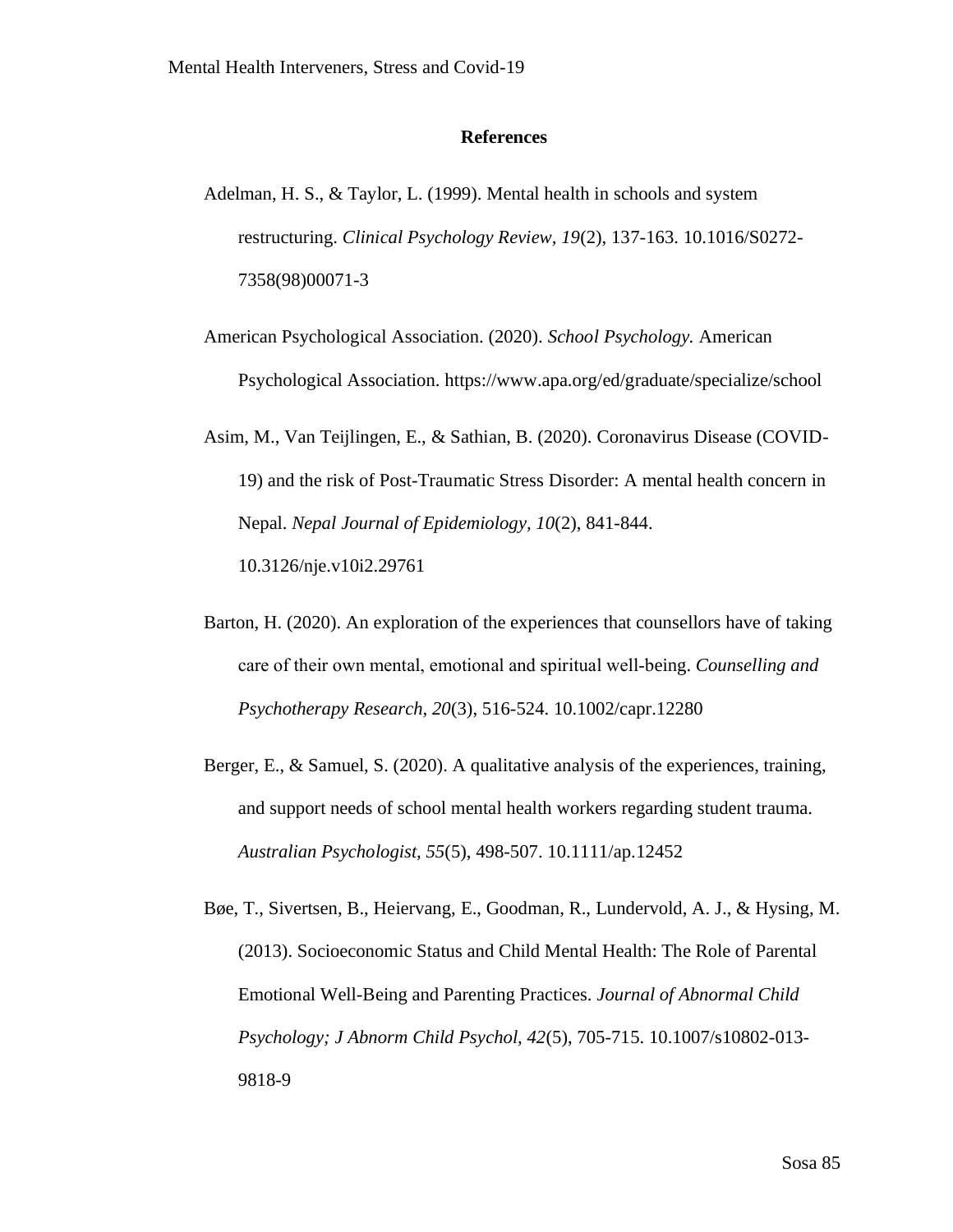## References

Adelman, H. S., & Taylor, L. (1999). Mental health in schools and system restructuring. *Clinical Psychology Review, 19*(2), 137-163. 10.1016/S0272-7358(98)00071-3

American Psychological Association. (2020). *School Psychology.* American Psychological Association. https://www.apa.org/ed/graduate/specialize/school

Asim, M., Van Teijlingen, E., & Sathian, B. (2020). Coronavirus Disease (COVID-19) and the risk of Post-Traumatic Stress Disorder: A mental health concern in Nepal. *Nepal Journal of Epidemiology, 10*(2), 841-844. 10.3126/nje.v10i2.29761

Barton, H. (2020). An exploration of the experiences that counsellors have of taking care of their own mental, emotional and spiritual well-being. *Counselling and Psychotherapy Research, 20*(3), 516-524. 10.1002/capr.12280

Berger, E., & Samuel, S. (2020). A qualitative analysis of the experiences, training, and support needs of school mental health workers regarding student trauma. *Australian Psychologist, 55*(5), 498-507. 10.1111/ap.12452

Bøe, T., Sivertsen, B., Heiervang, E., Goodman, R., Lundervold, A. J., & Hysing, M. (2013). Socioeconomic Status and Child Mental Health: The Role of Parental Emotional Well-Being and Parenting Practices. *Journal of Abnormal Child Psychology; J Abnorm Child Psychol, 42*(5), 705-715. 10.1007/s10802-013-9818-9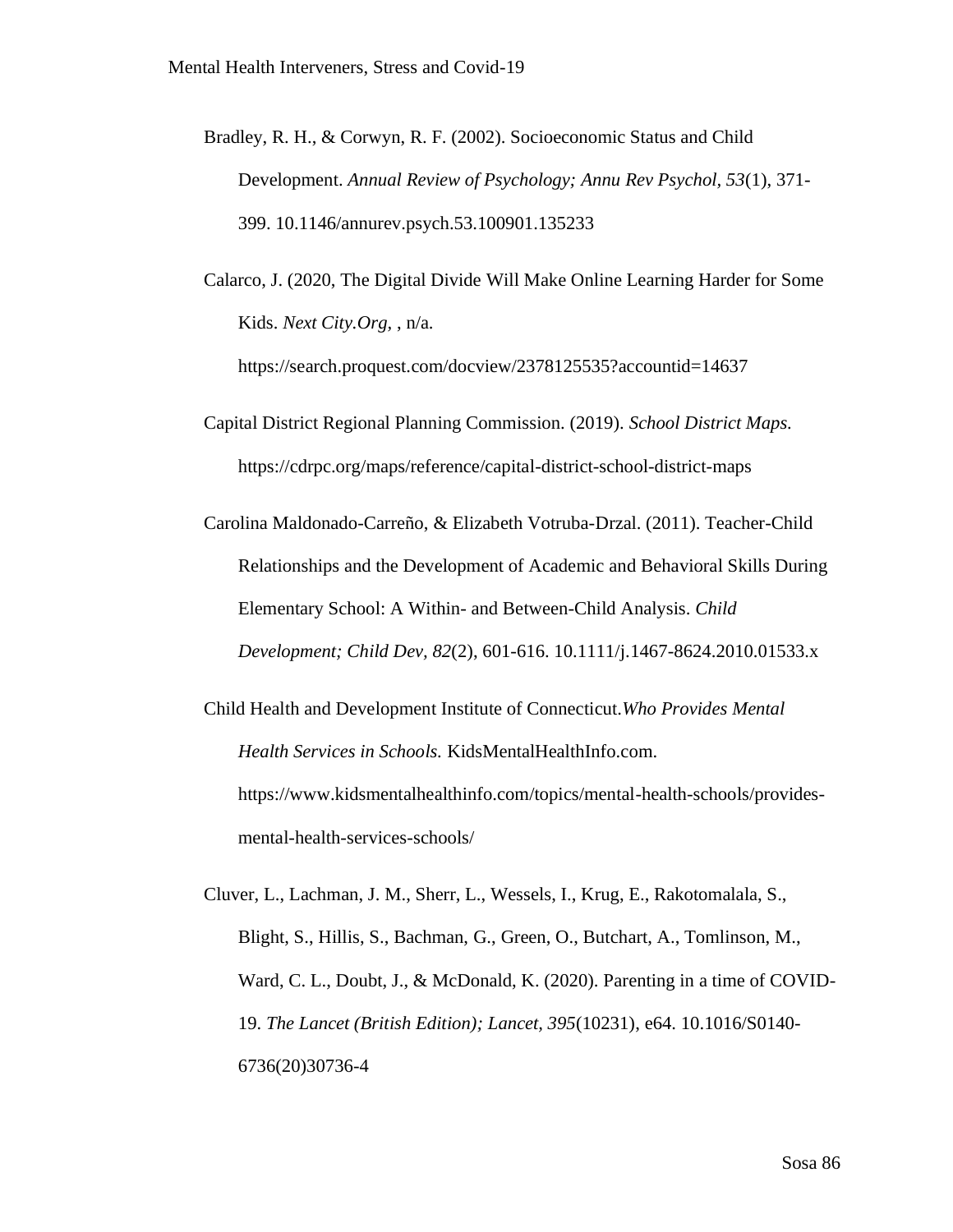Bradley, R. H., & Corwyn, R. F. (2002). Socioeconomic Status and Child Development. *Annual Review of Psychology; Annu Rev Psychol, 53*(1), 371-399. 10.1146/annurev.psych.53.100901.135233

Calarco, J. (2020, The Digital Divide Will Make Online Learning Harder for Some Kids. *Next City.Org,* , n/a. https://search.proquest.com/docview/2378125535?accountid=14637

Capital District Regional Planning Commission. (2019). *School District Maps.* https://cdrpc.org/maps/reference/capital-district-school-district-maps

Carolina Maldonado-Carreño, & Elizabeth Votruba-Drzal. (2011). Teacher-Child Relationships and the Development of Academic and Behavioral Skills During Elementary School: A Within- and Between-Child Analysis. *Child Development; Child Dev, 82*(2), 601-616. 10.1111/j.1467-8624.2010.01533.x

Child Health and Development Institute of Connecticut.*Who Provides Mental Health Services in Schools.* KidsMentalHealthInfo.com. https://www.kidsmentalhealthinfo.com/topics/mental-health-schools/provides-mental-health-services-schools/

Cluver, L., Lachman, J. M., Sherr, L., Wessels, I., Krug, E., Rakotomalala, S., Blight, S., Hillis, S., Bachman, G., Green, O., Butchart, A., Tomlinson, M., Ward, C. L., Doubt, J., & McDonald, K. (2020). Parenting in a time of COVID-19. *The Lancet (British Edition); Lancet, 395*(10231), e64. 10.1016/S0140-6736(20)30736-4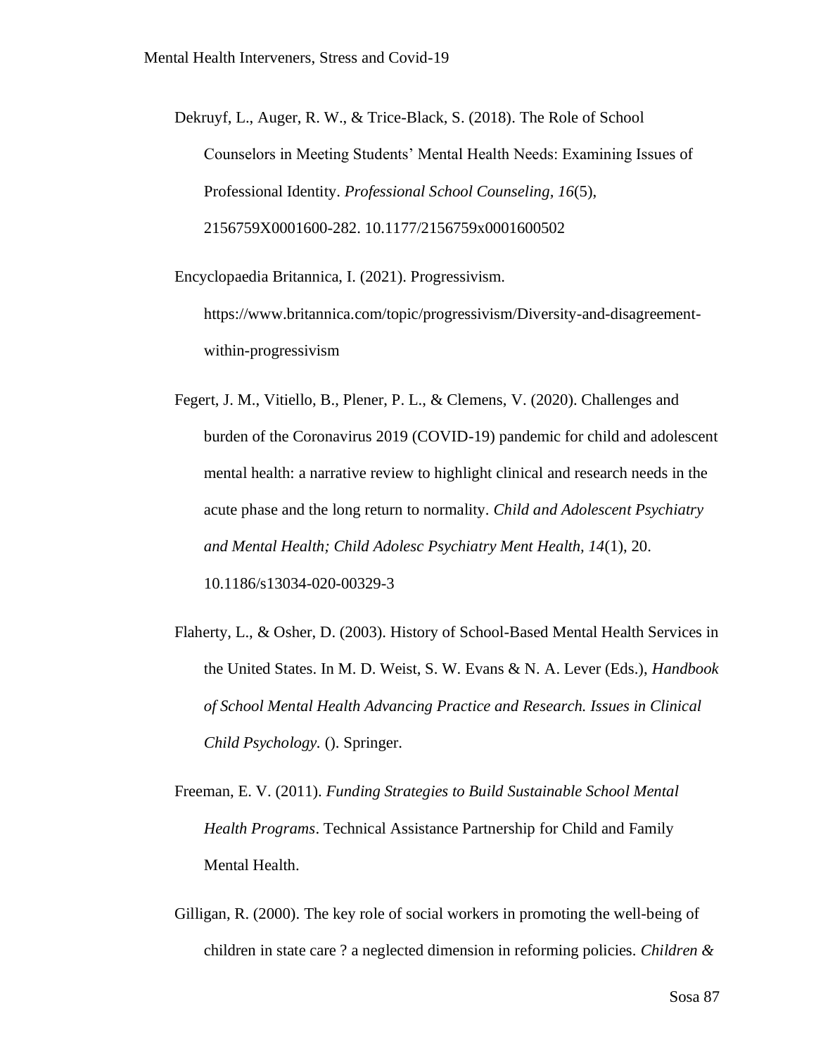Dekruyf, L., Auger, R. W., & Trice-Black, S. (2018). The Role of School Counselors in Meeting Students' Mental Health Needs: Examining Issues of Professional Identity. *Professional School Counseling, 16*(5), 2156759X0001600-282. 10.1177/2156759x0001600502

Encyclopaedia Britannica, I. (2021). Progressivism. https://www.britannica.com/topic/progressivism/Diversity-and-disagreement-within-progressivism

Fegert, J. M., Vitiello, B., Plener, P. L., & Clemens, V. (2020). Challenges and burden of the Coronavirus 2019 (COVID-19) pandemic for child and adolescent mental health: a narrative review to highlight clinical and research needs in the acute phase and the long return to normality. *Child and Adolescent Psychiatry and Mental Health; Child Adolesc Psychiatry Ment Health, 14*(1), 20. 10.1186/s13034-020-00329-3

Flaherty, L., & Osher, D. (2003). History of School-Based Mental Health Services in the United States. In M. D. Weist, S. W. Evans & N. A. Lever (Eds.), *Handbook of School Mental Health Advancing Practice and Research. Issues in Clinical Child Psychology.* (). Springer.

Freeman, E. V. (2011). *Funding Strategies to Build Sustainable School Mental Health Programs*. Technical Assistance Partnership for Child and Family Mental Health.

Gilligan, R. (2000). The key role of social workers in promoting the well-being of children in state care ? a neglected dimension in reforming policies. *Children &*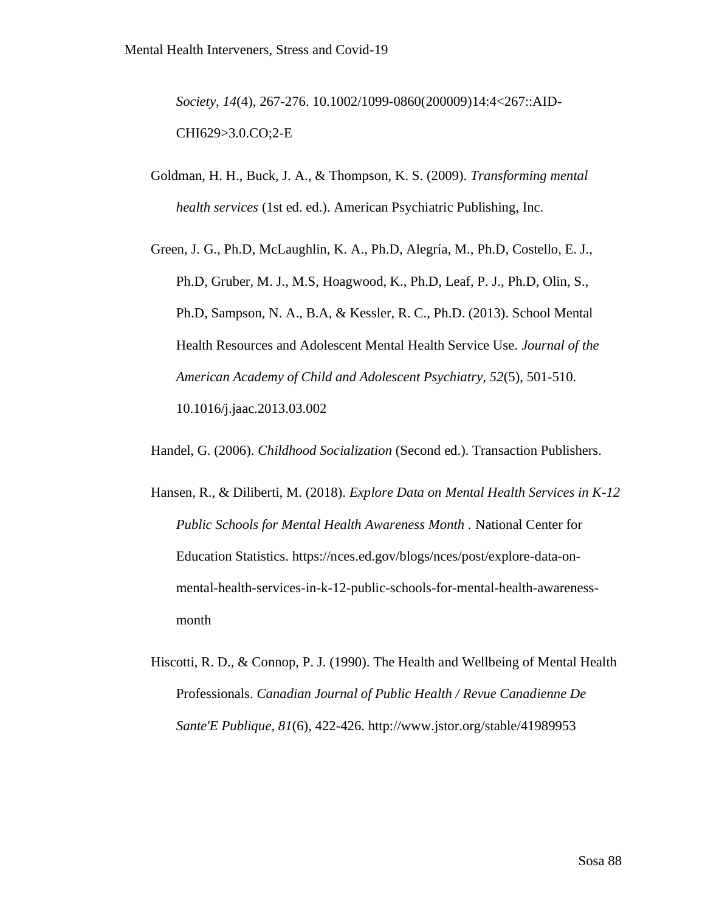*Society, 14*(4), 267-276. 10.1002/1099-0860(200009)14:4<267::AID-CHI629>3.0.CO;2-E

Goldman, H. H., Buck, J. A., & Thompson, K. S. (2009). *Transforming mental health services* (1st ed. ed.). American Psychiatric Publishing, Inc.

Green, J. G., Ph.D, McLaughlin, K. A., Ph.D, Alegría, M., Ph.D, Costello, E. J., Ph.D, Gruber, M. J., M.S, Hoagwood, K., Ph.D, Leaf, P. J., Ph.D, Olin, S., Ph.D, Sampson, N. A., B.A, & Kessler, R. C., Ph.D. (2013). School Mental Health Resources and Adolescent Mental Health Service Use. *Journal of the American Academy of Child and Adolescent Psychiatry, 52*(5), 501-510. 10.1016/j.jaac.2013.03.002

Handel, G. (2006). *Childhood Socialization* (Second ed.). Transaction Publishers.

Hansen, R., & Diliberti, M. (2018). *Explore Data on Mental Health Services in K-12 Public Schools for Mental Health Awareness Month* . National Center for Education Statistics. https://nces.ed.gov/blogs/nces/post/explore-data-on-mental-health-services-in-k-12-public-schools-for-mental-health-awareness-month

Hiscotti, R. D., & Connop, P. J. (1990). The Health and Wellbeing of Mental Health Professionals. *Canadian Journal of Public Health / Revue Canadienne De Sante'E Publique, 81*(6), 422-426. http://www.jstor.org/stable/41989953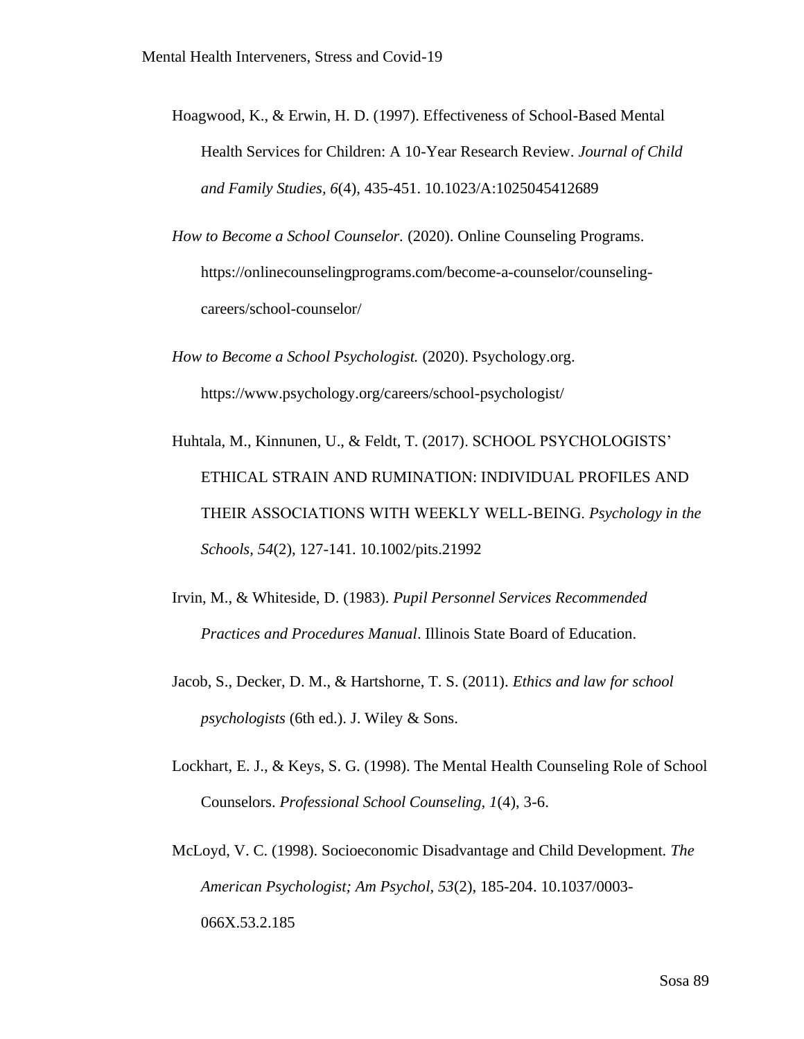Hoagwood, K., & Erwin, H. D. (1997). Effectiveness of School-Based Mental Health Services for Children: A 10-Year Research Review. *Journal of Child and Family Studies, 6*(4), 435-451. 10.1023/A:1025045412689

*How to Become a School Counselor.* (2020). Online Counseling Programs. https://onlinecounselingprograms.com/become-a-counselor/counseling-careers/school-counselor/

*How to Become a School Psychologist.* (2020). Psychology.org. https://www.psychology.org/careers/school-psychologist/

Huhtala, M., Kinnunen, U., & Feldt, T. (2017). SCHOOL PSYCHOLOGISTS' ETHICAL STRAIN AND RUMINATION: INDIVIDUAL PROFILES AND THEIR ASSOCIATIONS WITH WEEKLY WELL-BEING. *Psychology in the Schools, 54*(2), 127-141. 10.1002/pits.21992

Irvin, M., & Whiteside, D. (1983). *Pupil Personnel Services Recommended Practices and Procedures Manual*. Illinois State Board of Education.

Jacob, S., Decker, D. M., & Hartshorne, T. S. (2011). *Ethics and law for school psychologists* (6th ed.). J. Wiley & Sons.

Lockhart, E. J., & Keys, S. G. (1998). The Mental Health Counseling Role of School Counselors. *Professional School Counseling, 1*(4), 3-6.

McLoyd, V. C. (1998). Socioeconomic Disadvantage and Child Development. *The American Psychologist; Am Psychol, 53*(2), 185-204. 10.1037/0003-066X.53.2.185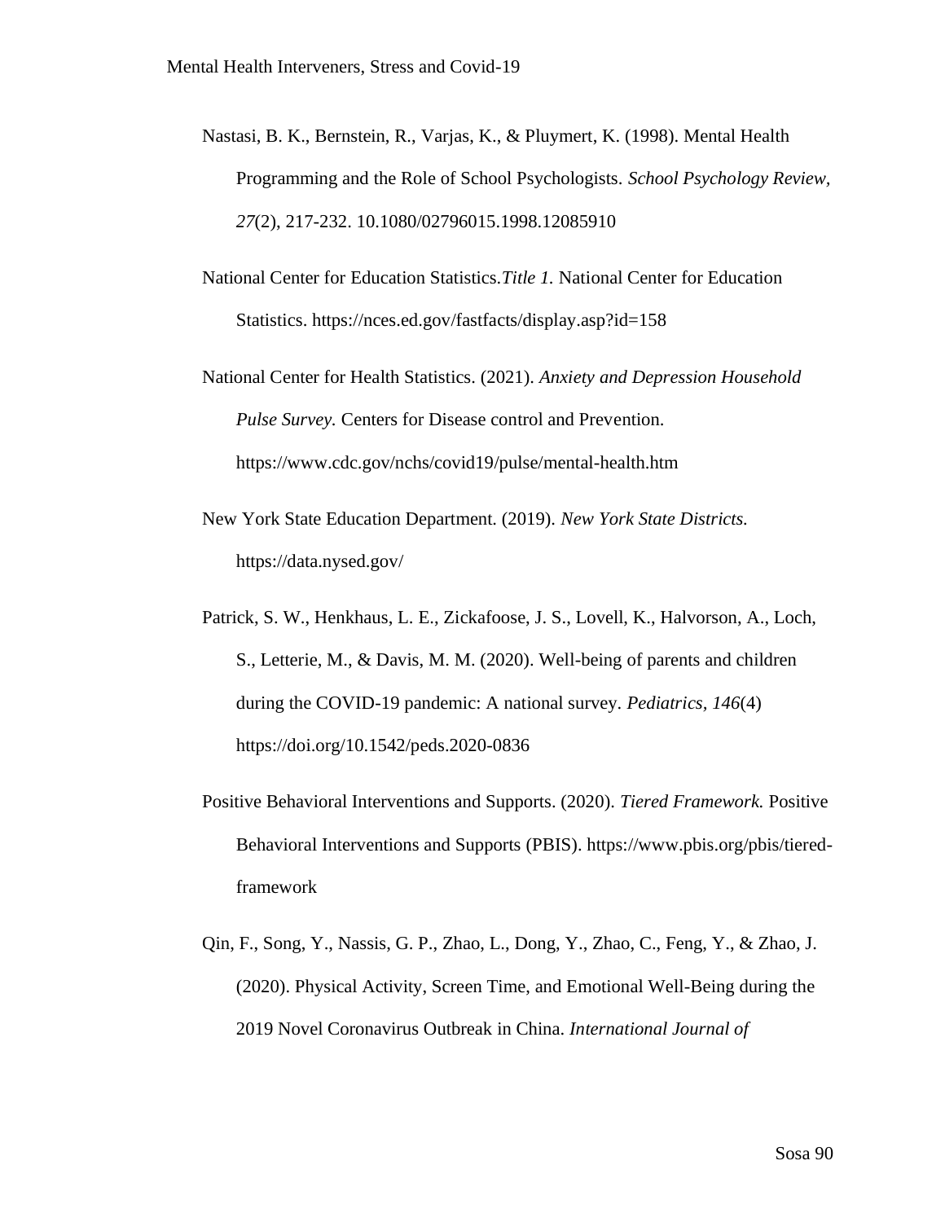Nastasi, B. K., Bernstein, R., Varjas, K., & Pluymert, K. (1998). Mental Health Programming and the Role of School Psychologists. *School Psychology Review, 27*(2), 217-232. 10.1080/02796015.1998.12085910

National Center for Education Statistics.*Title 1.* National Center for Education Statistics. https://nces.ed.gov/fastfacts/display.asp?id=158

National Center for Health Statistics. (2021). *Anxiety and Depression Household Pulse Survey.* Centers for Disease control and Prevention. https://www.cdc.gov/nchs/covid19/pulse/mental-health.htm

New York State Education Department. (2019). *New York State Districts.* https://data.nysed.gov/

Patrick, S. W., Henkhaus, L. E., Zickafoose, J. S., Lovell, K., Halvorson, A., Loch, S., Letterie, M., & Davis, M. M. (2020). Well-being of parents and children during the COVID-19 pandemic: A national survey. *Pediatrics, 146*(4) https://doi.org/10.1542/peds.2020-0836

Positive Behavioral Interventions and Supports. (2020). *Tiered Framework.* Positive Behavioral Interventions and Supports (PBIS). https://www.pbis.org/pbis/tiered-framework

Qin, F., Song, Y., Nassis, G. P., Zhao, L., Dong, Y., Zhao, C., Feng, Y., & Zhao, J. (2020). Physical Activity, Screen Time, and Emotional Well-Being during the 2019 Novel Coronavirus Outbreak in China. *International Journal of*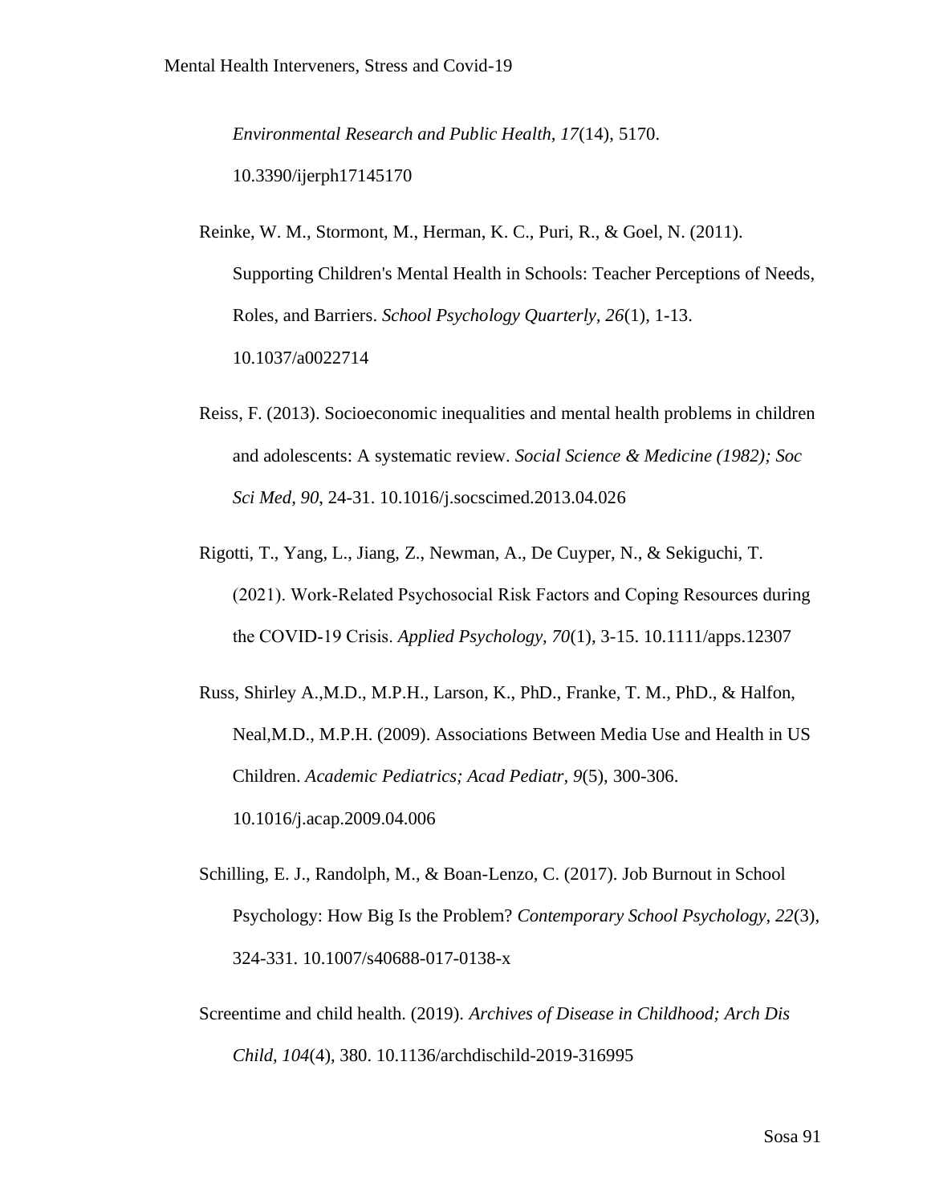*Environmental Research and Public Health, 17*(14), 5170. 10.3390/ijerph17145170

Reinke, W. M., Stormont, M., Herman, K. C., Puri, R., & Goel, N. (2011). Supporting Children's Mental Health in Schools: Teacher Perceptions of Needs, Roles, and Barriers. *School Psychology Quarterly, 26*(1), 1-13. 10.1037/a0022714

Reiss, F. (2013). Socioeconomic inequalities and mental health problems in children and adolescents: A systematic review. *Social Science & Medicine (1982); Soc Sci Med, 90*, 24-31. 10.1016/j.socscimed.2013.04.026

Rigotti, T., Yang, L., Jiang, Z., Newman, A., De Cuyper, N., & Sekiguchi, T. (2021). Work-Related Psychosocial Risk Factors and Coping Resources during the COVID-19 Crisis. *Applied Psychology, 70*(1), 3-15. 10.1111/apps.12307

Russ, Shirley A.,M.D., M.P.H., Larson, K., PhD., Franke, T. M., PhD., & Halfon, Neal,M.D., M.P.H. (2009). Associations Between Media Use and Health in US Children. *Academic Pediatrics; Acad Pediatr, 9*(5), 300-306. 10.1016/j.acap.2009.04.006

Schilling, E. J., Randolph, M., & Boan-Lenzo, C. (2017). Job Burnout in School Psychology: How Big Is the Problem? *Contemporary School Psychology, 22*(3), 324-331. 10.1007/s40688-017-0138-x

Screentime and child health. (2019). *Archives of Disease in Childhood; Arch Dis Child, 104*(4), 380. 10.1136/archdischild-2019-316995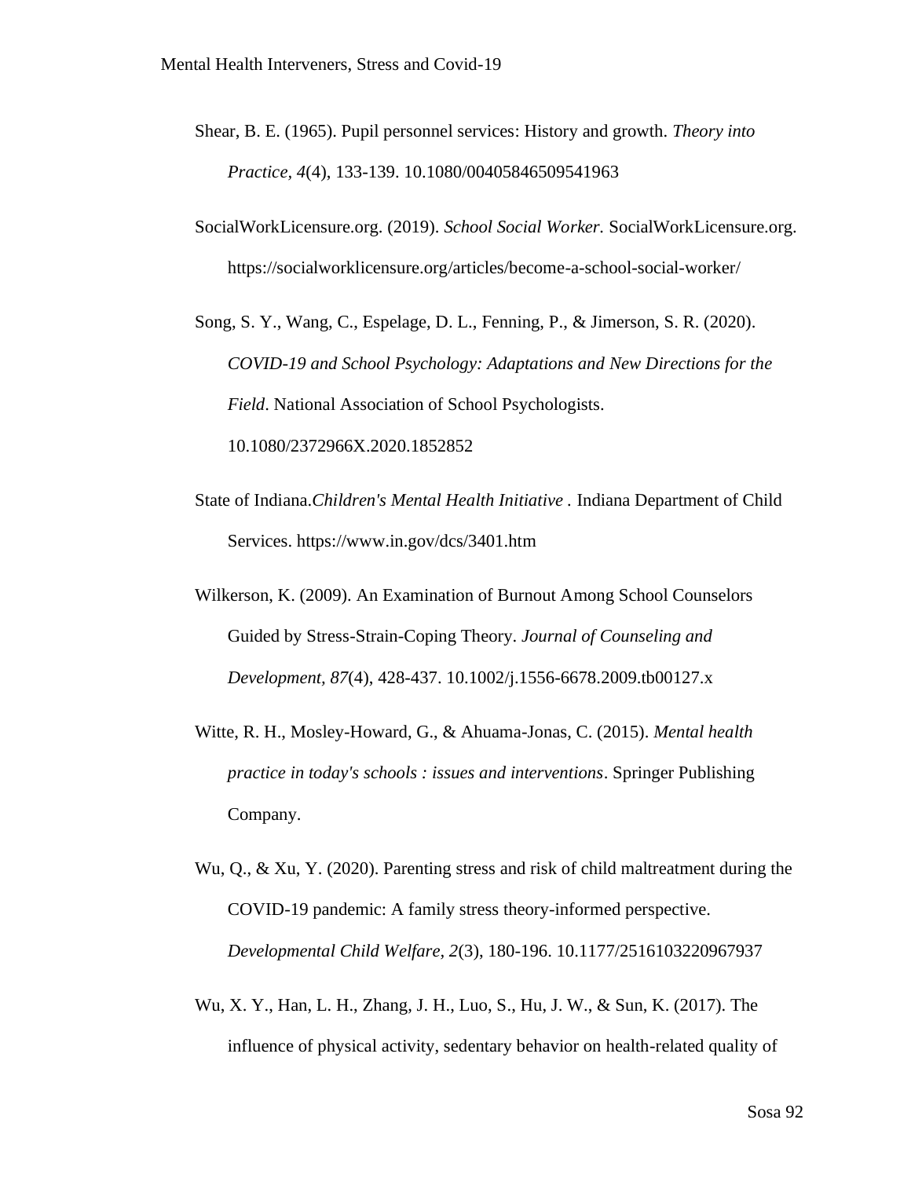Shear, B. E. (1965). Pupil personnel services: History and growth. *Theory into Practice, 4*(4), 133-139. 10.1080/00405846509541963

SocialWorkLicensure.org. (2019). *School Social Worker.* SocialWorkLicensure.org. https://socialworklicensure.org/articles/become-a-school-social-worker/

Song, S. Y., Wang, C., Espelage, D. L., Fenning, P., & Jimerson, S. R. (2020). *COVID-19 and School Psychology: Adaptations and New Directions for the Field*. National Association of School Psychologists. 10.1080/2372966X.2020.1852852

State of Indiana.*Children's Mental Health Initiative* . Indiana Department of Child Services. https://www.in.gov/dcs/3401.htm

Wilkerson, K. (2009). An Examination of Burnout Among School Counselors Guided by Stress-Strain-Coping Theory. *Journal of Counseling and Development, 87*(4), 428-437. 10.1002/j.1556-6678.2009.tb00127.x

Witte, R. H., Mosley-Howard, G., & Ahuama-Jonas, C. (2015). *Mental health practice in today's schools : issues and interventions*. Springer Publishing Company.

Wu, Q., & Xu, Y. (2020). Parenting stress and risk of child maltreatment during the COVID-19 pandemic: A family stress theory-informed perspective. *Developmental Child Welfare, 2*(3), 180-196. 10.1177/2516103220967937

Wu, X. Y., Han, L. H., Zhang, J. H., Luo, S., Hu, J. W., & Sun, K. (2017). The influence of physical activity, sedentary behavior on health-related quality of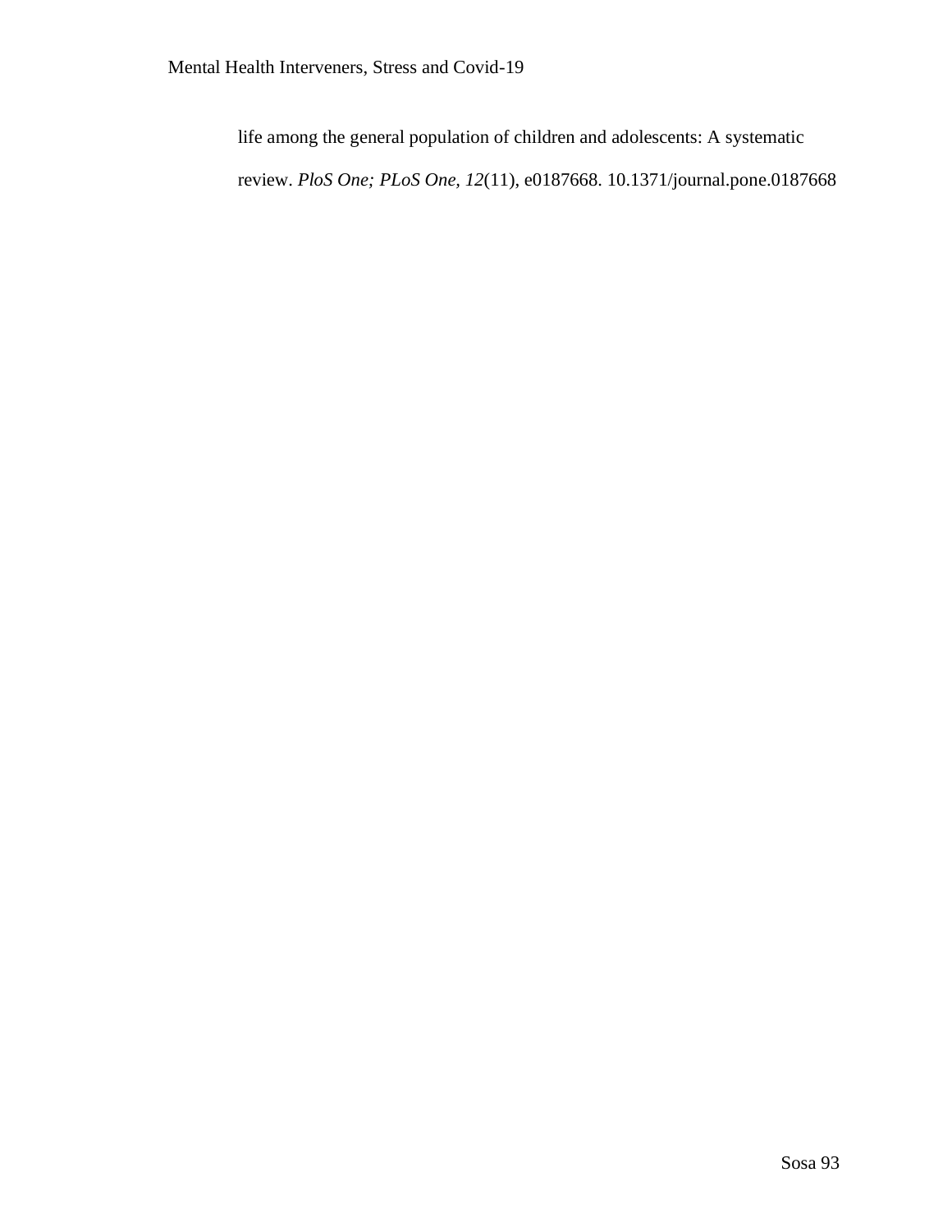life among the general population of children and adolescents: A systematic review. *PloS One; PLoS One, 12*(11), e0187668. 10.1371/journal.pone.0187668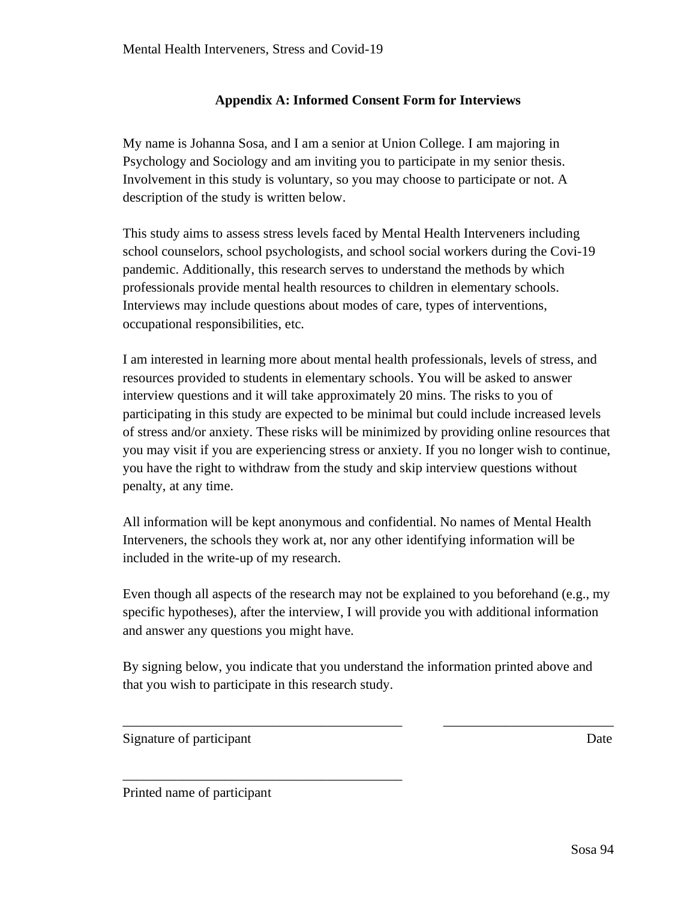## Appendix A: Informed Consent Form for Interviews

My name is Johanna Sosa, and I am a senior at Union College. I am majoring in Psychology and Sociology and am inviting you to participate in my senior thesis. Involvement in this study is voluntary, so you may choose to participate or not. A description of the study is written below.

This study aims to assess stress levels faced by Mental Health Interveners including school counselors, school psychologists, and school social workers during the Covi-19 pandemic. Additionally, this research serves to understand the methods by which professionals provide mental health resources to children in elementary schools. Interviews may include questions about modes of care, types of interventions, occupational responsibilities, etc.

I am interested in learning more about mental health professionals, levels of stress, and resources provided to students in elementary schools. You will be asked to answer interview questions and it will take approximately 20 mins. The risks to you of participating in this study are expected to be minimal but could include increased levels of stress and/or anxiety. These risks will be minimized by providing online resources that you may visit if you are experiencing stress or anxiety. If you no longer wish to continue, you have the right to withdraw from the study and skip interview questions without penalty, at any time.

All information will be kept anonymous and confidential. No names of Mental Health Interveners, the schools they work at, nor any other identifying information will be included in the write-up of my research.

Even though all aspects of the research may not be explained to you beforehand (e.g., my specific hypotheses), after the interview, I will provide you with additional information and answer any questions you might have.

By signing below, you indicate that you understand the information printed above and that you wish to participate in this research study.

\_\_\_\_\_\_\_\_\_\_\_\_\_\_\_\_\_\_\_\_\_\_\_\_\_\_\_\_\_\_\_\_\_\_\_\_\_\_\_\_\_ \_\_\_\_\_\_\_\_\_\_\_\_\_\_\_\_\_\_\_\_\_\_\_\_\_\_
Signature of participant Date

\_\_\_\_\_\_\_\_\_\_\_\_\_\_\_\_\_\_\_\_\_\_\_\_\_\_\_\_\_\_\_\_\_\_\_\_\_\_\_\_\_
Printed name of participant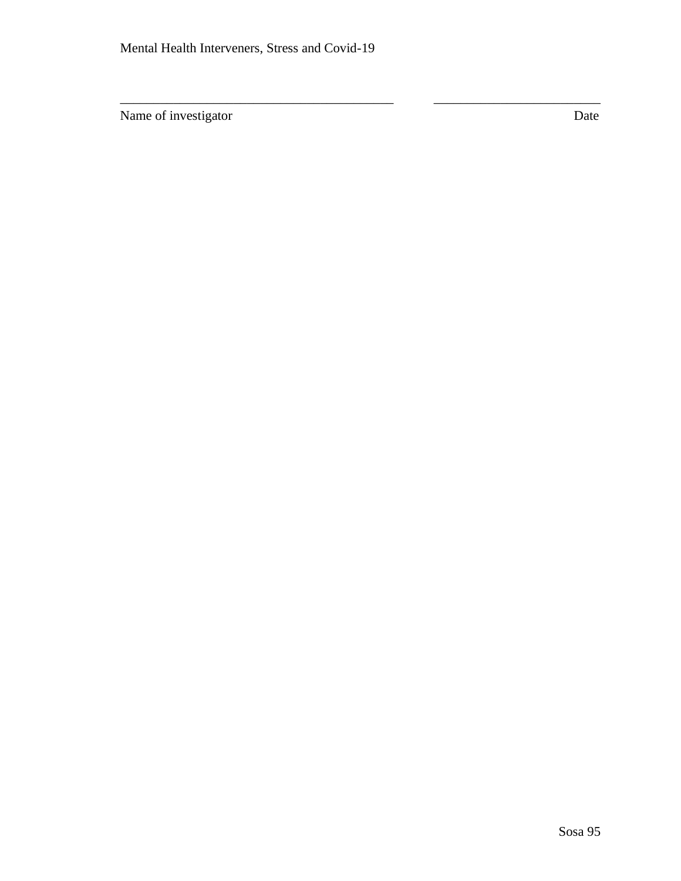\_\_\_\_\_\_\_\_\_\_\_\_\_\_\_\_\_\_\_\_\_\_\_\_\_\_\_\_\_\_\_\_\_\_\_\_\_\_\_\_\_\_ &nbsp;&nbsp;&nbsp;&nbsp;&nbsp;&nbsp;&nbsp;&nbsp; \_\_\_\_\_\_\_\_\_\_\_\_\_\_\_\_\_\_\_\_\_\_\_\_\_\_

Name of investigator &nbsp;&nbsp;&nbsp;&nbsp;&nbsp;&nbsp;&nbsp;&nbsp;&nbsp;&nbsp;&nbsp;&nbsp;&nbsp;&nbsp;&nbsp;&nbsp;&nbsp;&nbsp;&nbsp;&nbsp;&nbsp;&nbsp;&nbsp;&nbsp;&nbsp;&nbsp;&nbsp;&nbsp;&nbsp;&nbsp;&nbsp;&nbsp;&nbsp;&nbsp;&nbsp;&nbsp;&nbsp;&nbsp;&nbsp;&nbsp;&nbsp;&nbsp;&nbsp;&nbsp;&nbsp;&nbsp;&nbsp;&nbsp;&nbsp;&nbsp;&nbsp;&nbsp;&nbsp;&nbsp;&nbsp;&nbsp;&nbsp;&nbsp;&nbsp;&nbsp; Date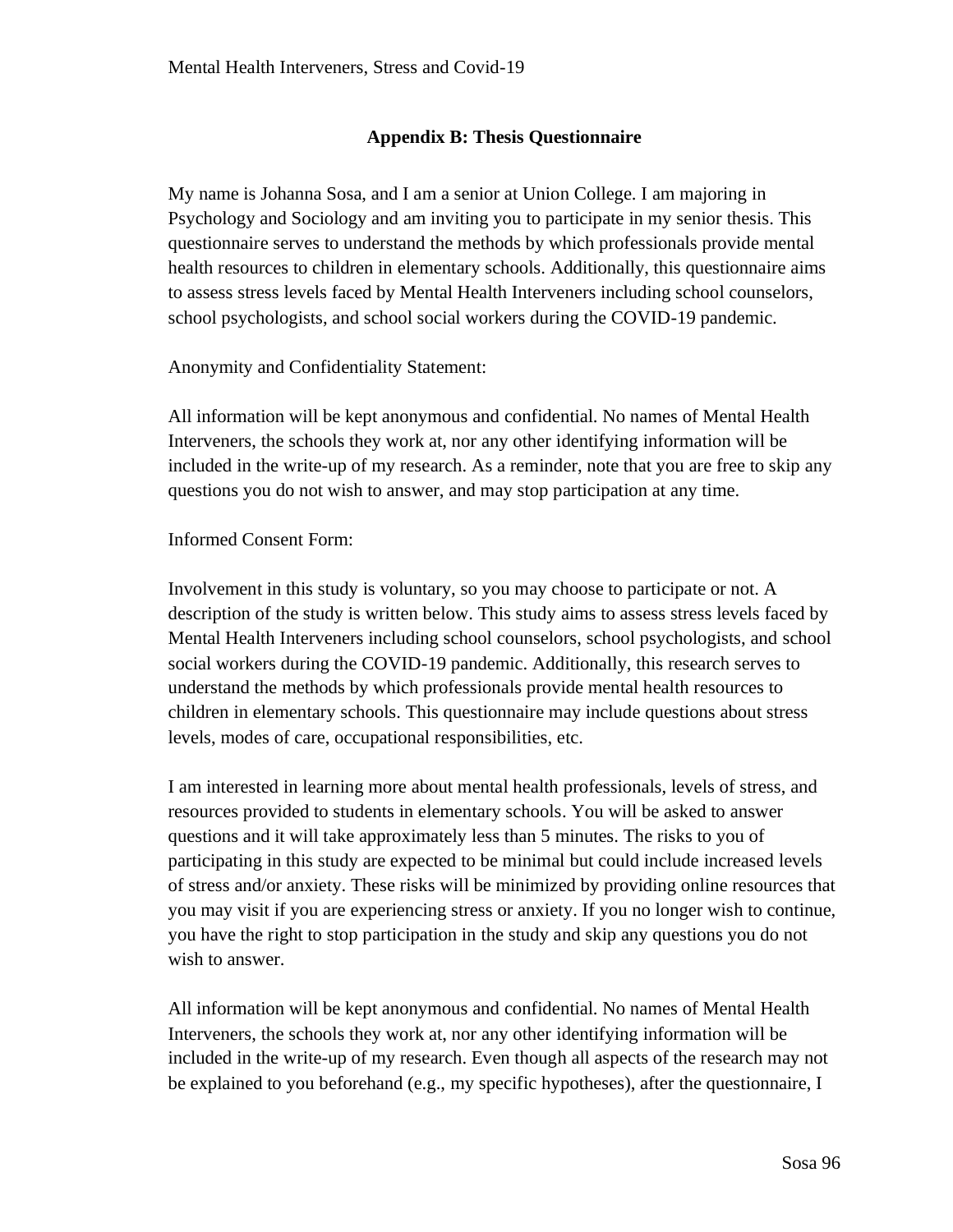## Appendix B: Thesis Questionnaire

My name is Johanna Sosa, and I am a senior at Union College. I am majoring in Psychology and Sociology and am inviting you to participate in my senior thesis. This questionnaire serves to understand the methods by which professionals provide mental health resources to children in elementary schools. Additionally, this questionnaire aims to assess stress levels faced by Mental Health Interveners including school counselors, school psychologists, and school social workers during the COVID-19 pandemic.

Anonymity and Confidentiality Statement:

All information will be kept anonymous and confidential. No names of Mental Health Interveners, the schools they work at, nor any other identifying information will be included in the write-up of my research. As a reminder, note that you are free to skip any questions you do not wish to answer, and may stop participation at any time.

Informed Consent Form:

Involvement in this study is voluntary, so you may choose to participate or not. A description of the study is written below. This study aims to assess stress levels faced by Mental Health Interveners including school counselors, school psychologists, and school social workers during the COVID-19 pandemic. Additionally, this research serves to understand the methods by which professionals provide mental health resources to children in elementary schools. This questionnaire may include questions about stress levels, modes of care, occupational responsibilities, etc.

I am interested in learning more about mental health professionals, levels of stress, and resources provided to students in elementary schools. You will be asked to answer questions and it will take approximately less than 5 minutes. The risks to you of participating in this study are expected to be minimal but could include increased levels of stress and/or anxiety. These risks will be minimized by providing online resources that you may visit if you are experiencing stress or anxiety. If you no longer wish to continue, you have the right to stop participation in the study and skip any questions you do not wish to answer.

All information will be kept anonymous and confidential. No names of Mental Health Interveners, the schools they work at, nor any other identifying information will be included in the write-up of my research. Even though all aspects of the research may not be explained to you beforehand (e.g., my specific hypotheses), after the questionnaire, I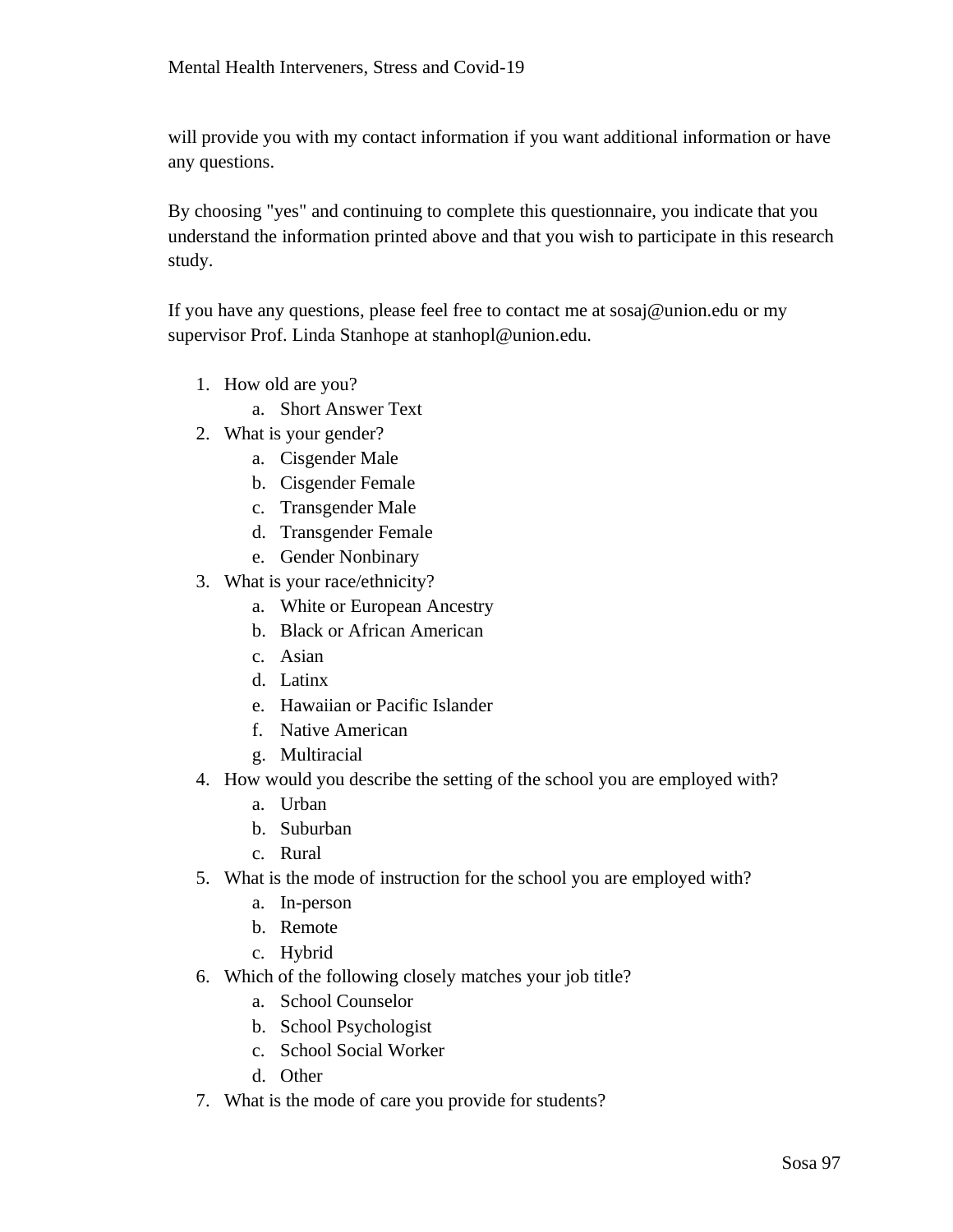will provide you with my contact information if you want additional information or have any questions.

By choosing "yes" and continuing to complete this questionnaire, you indicate that you understand the information printed above and that you wish to participate in this research study.

If you have any questions, please feel free to contact me at sosaj@union.edu or my supervisor Prof. Linda Stanhope at stanhopl@union.edu.

1. How old are you?
    a. Short Answer Text
2. What is your gender?
    a. Cisgender Male
    b. Cisgender Female
    c. Transgender Male
    d. Transgender Female
    e. Gender Nonbinary
3. What is your race/ethnicity?
    a. White or European Ancestry
    b. Black or African American
    c. Asian
    d. Latinx
    e. Hawaiian or Pacific Islander
    f. Native American
    g. Multiracial
4. How would you describe the setting of the school you are employed with?
    a. Urban
    b. Suburban
    c. Rural
5. What is the mode of instruction for the school you are employed with?
    a. In-person
    b. Remote
    c. Hybrid
6. Which of the following closely matches your job title?
    a. School Counselor
    b. School Psychologist
    c. School Social Worker
    d. Other
7. What is the mode of care you provide for students?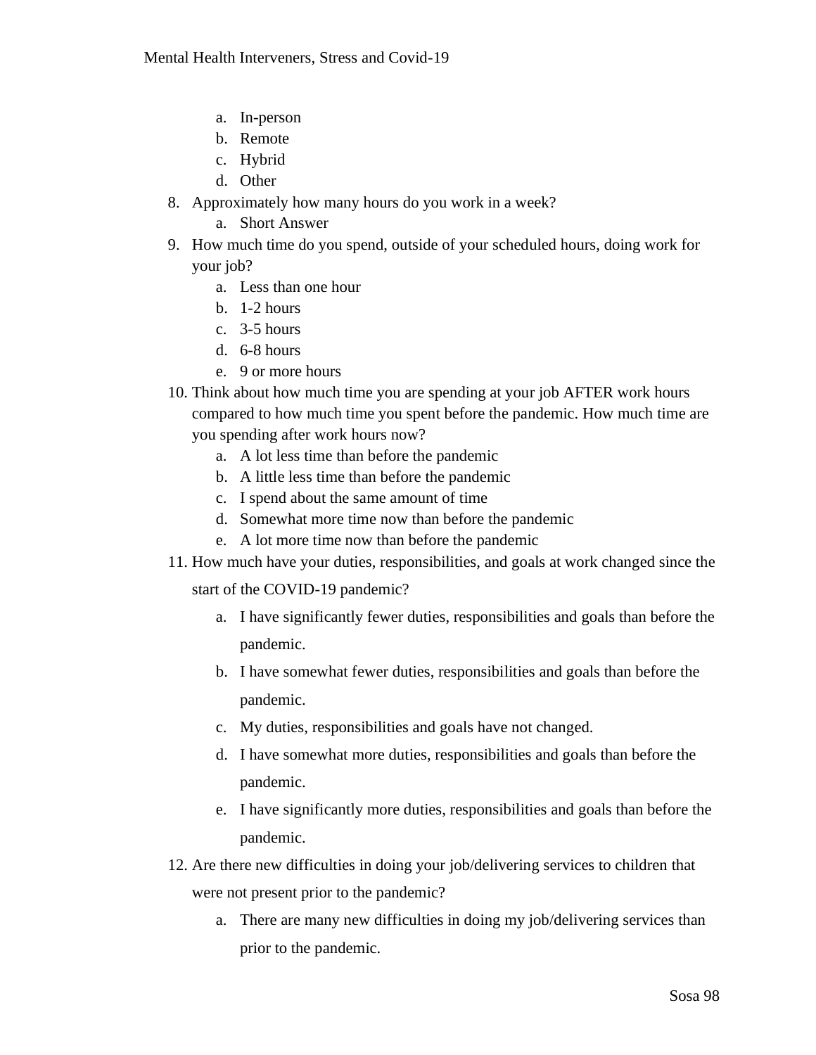a. In-person
   b. Remote
   c. Hybrid
   d. Other

8. Approximately how many hours do you work in a week?
   a. Short Answer
9. How much time do you spend, outside of your scheduled hours, doing work for your job?
   a. Less than one hour
   b. 1-2 hours
   c. 3-5 hours
   d. 6-8 hours
   e. 9 or more hours
10. Think about how much time you are spending at your job AFTER work hours compared to how much time you spent before the pandemic. How much time are you spending after work hours now?
    a. A lot less time than before the pandemic
    b. A little less time than before the pandemic
    c. I spend about the same amount of time
    d. Somewhat more time now than before the pandemic
    e. A lot more time now than before the pandemic
11. How much have your duties, responsibilities, and goals at work changed since the start of the COVID-19 pandemic?
    a. I have significantly fewer duties, responsibilities and goals than before the pandemic.
    b. I have somewhat fewer duties, responsibilities and goals than before the pandemic.
    c. My duties, responsibilities and goals have not changed.
    d. I have somewhat more duties, responsibilities and goals than before the pandemic.
    e. I have significantly more duties, responsibilities and goals than before the pandemic.
12. Are there new difficulties in doing your job/delivering services to children that were not present prior to the pandemic?
    a. There are many new difficulties in doing my job/delivering services than prior to the pandemic.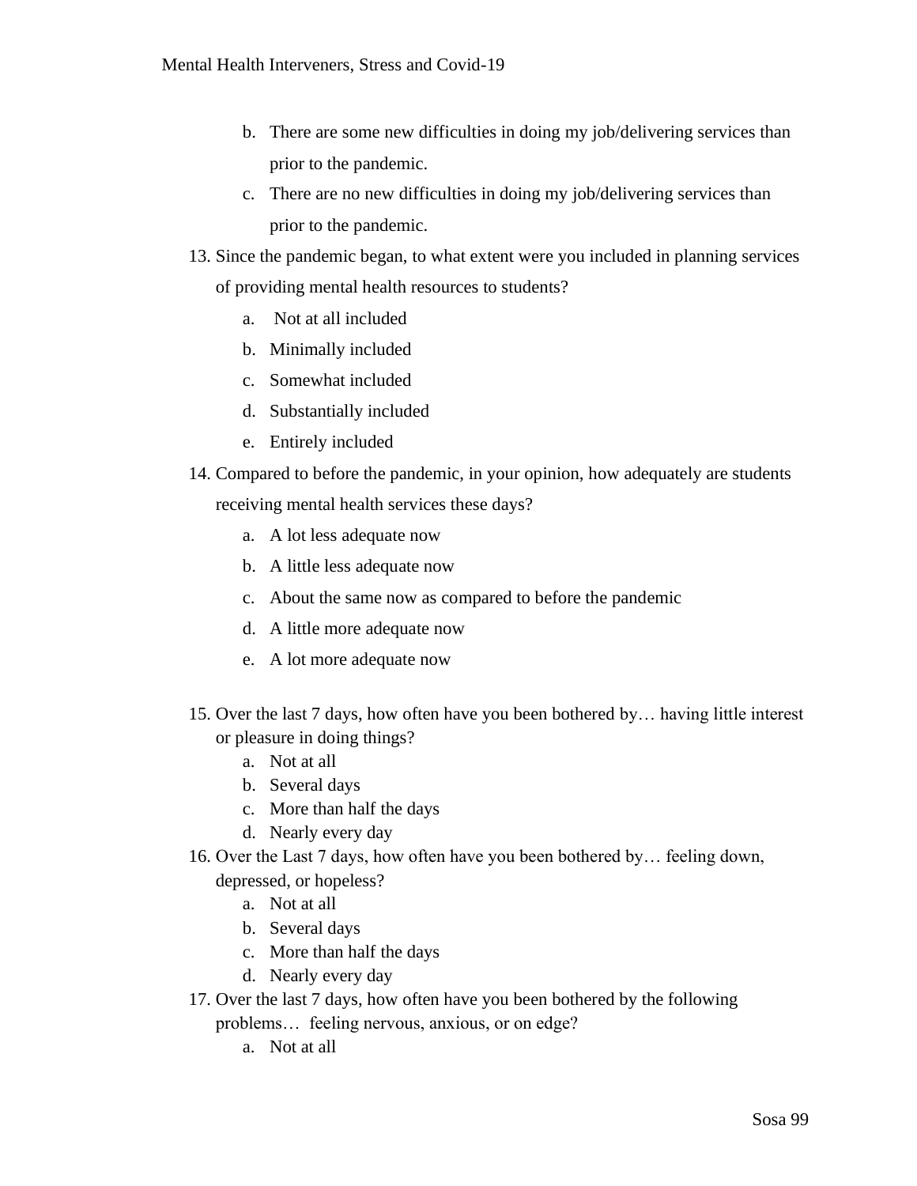b. There are some new difficulties in doing my job/delivering services than prior to the pandemic.
   c. There are no new difficulties in doing my job/delivering services than prior to the pandemic.

13. Since the pandemic began, to what extent were you included in planning services of providing mental health resources to students?
    a. Not at all included
    b. Minimally included
    c. Somewhat included
    d. Substantially included
    e. Entirely included
14. Compared to before the pandemic, in your opinion, how adequately are students receiving mental health services these days?
    a. A lot less adequate now
    b. A little less adequate now
    c. About the same now as compared to before the pandemic
    d. A little more adequate now
    e. A lot more adequate now
15. Over the last 7 days, how often have you been bothered by… having little interest or pleasure in doing things?
    a. Not at all
    b. Several days
    c. More than half the days
    d. Nearly every day
16. Over the Last 7 days, how often have you been bothered by… feeling down, depressed, or hopeless?
    a. Not at all
    b. Several days
    c. More than half the days
    d. Nearly every day
17. Over the last 7 days, how often have you been bothered by the following problems… feeling nervous, anxious, or on edge?
    a. Not at all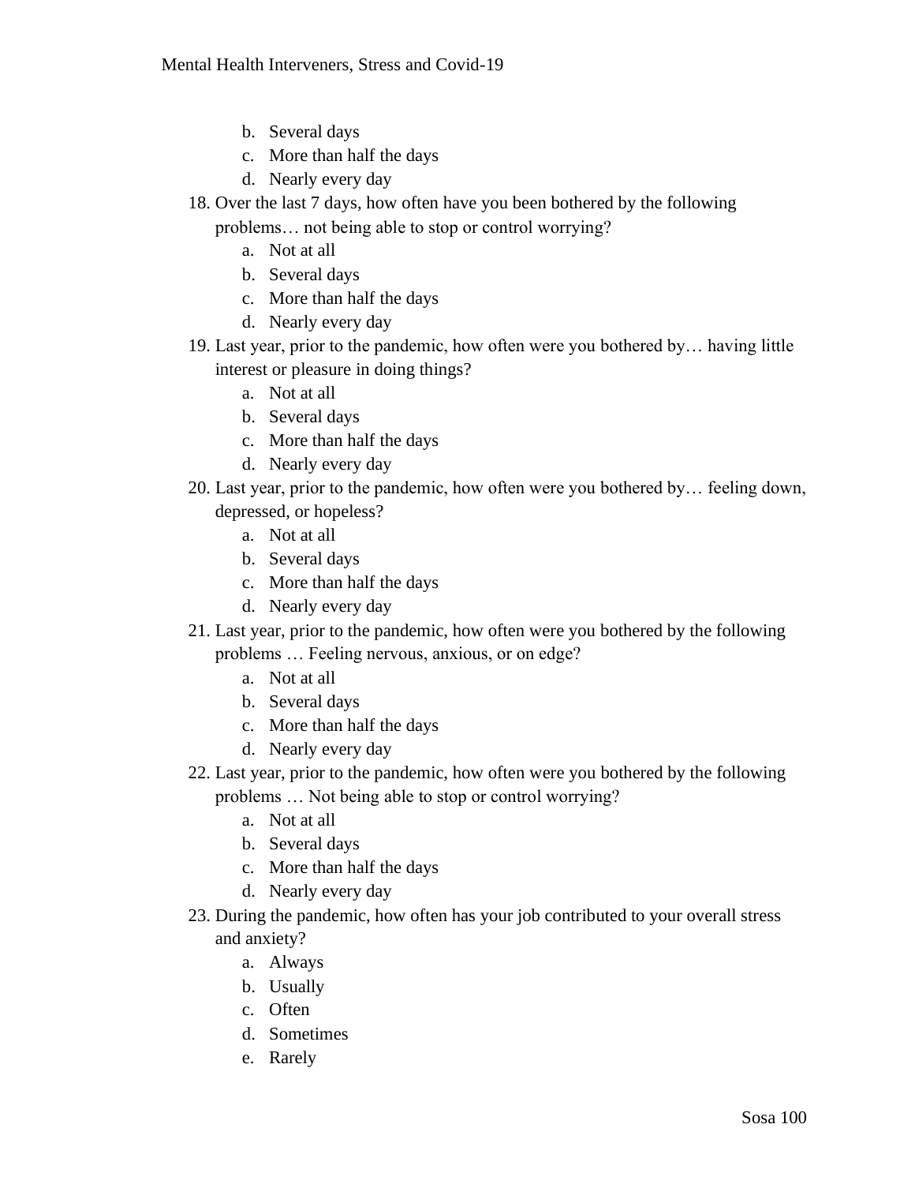b. Several days
   c. More than half the days
   d. Nearly every day

18. Over the last 7 days, how often have you been bothered by the following problems… not being able to stop or control worrying?
    a. Not at all
    b. Several days
    c. More than half the days
    d. Nearly every day
19. Last year, prior to the pandemic, how often were you bothered by… having little interest or pleasure in doing things?
    a. Not at all
    b. Several days
    c. More than half the days
    d. Nearly every day
20. Last year, prior to the pandemic, how often were you bothered by… feeling down, depressed, or hopeless?
    a. Not at all
    b. Several days
    c. More than half the days
    d. Nearly every day
21. Last year, prior to the pandemic, how often were you bothered by the following problems … Feeling nervous, anxious, or on edge?
    a. Not at all
    b. Several days
    c. More than half the days
    d. Nearly every day
22. Last year, prior to the pandemic, how often were you bothered by the following problems … Not being able to stop or control worrying?
    a. Not at all
    b. Several days
    c. More than half the days
    d. Nearly every day
23. During the pandemic, how often has your job contributed to your overall stress and anxiety?
    a. Always
    b. Usually
    c. Often
    d. Sometimes
    e. Rarely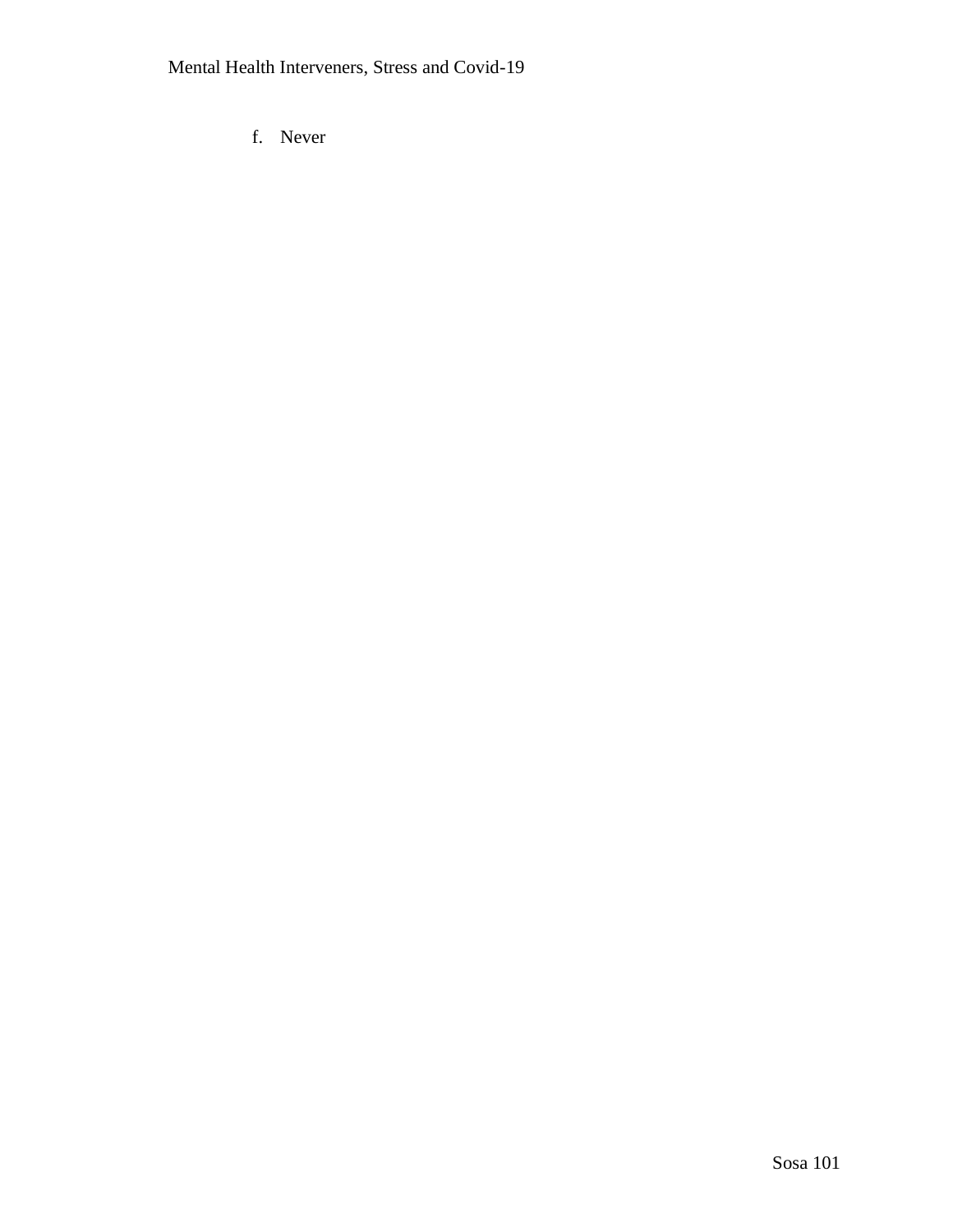f. Never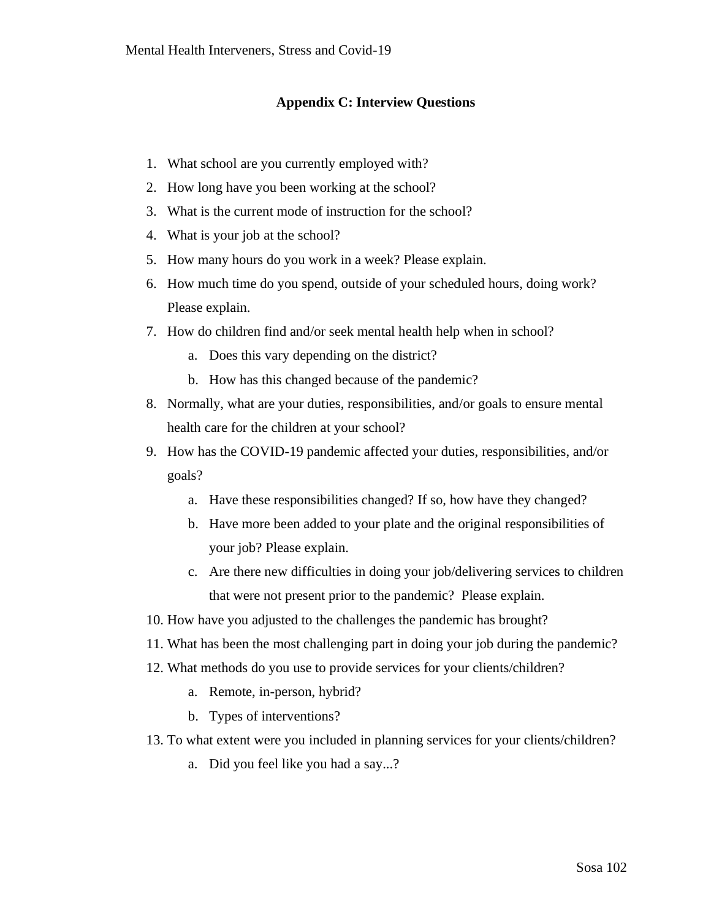## Appendix C: Interview Questions

1. What school are you currently employed with?
2. How long have you been working at the school?
3. What is the current mode of instruction for the school?
4. What is your job at the school?
5. How many hours do you work in a week? Please explain.
6. How much time do you spend, outside of your scheduled hours, doing work? Please explain.
7. How do children find and/or seek mental health help when in school?
    a. Does this vary depending on the district?
    b. How has this changed because of the pandemic?
8. Normally, what are your duties, responsibilities, and/or goals to ensure mental health care for the children at your school?
9. How has the COVID-19 pandemic affected your duties, responsibilities, and/or goals?
    a. Have these responsibilities changed? If so, how have they changed?
    b. Have more been added to your plate and the original responsibilities of your job? Please explain.
    c. Are there new difficulties in doing your job/delivering services to children that were not present prior to the pandemic? Please explain.
10. How have you adjusted to the challenges the pandemic has brought?
11. What has been the most challenging part in doing your job during the pandemic?
12. What methods do you use to provide services for your clients/children?
    a. Remote, in-person, hybrid?
    b. Types of interventions?
13. To what extent were you included in planning services for your clients/children?
    a. Did you feel like you had a say...?